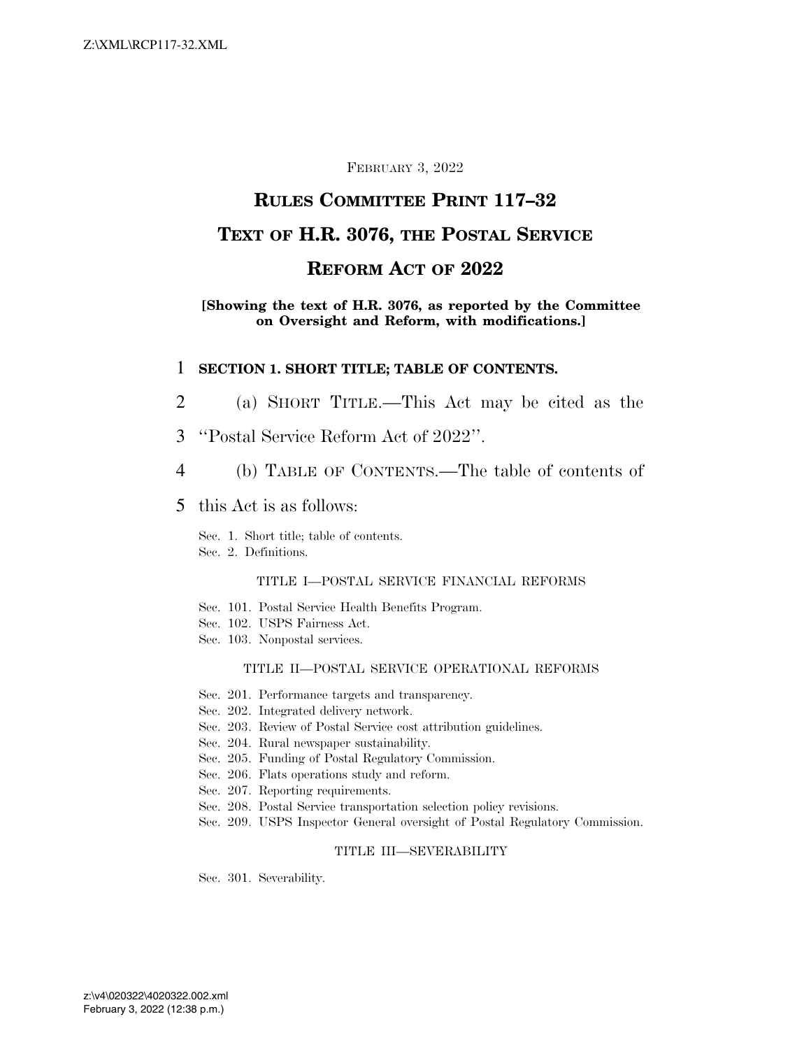FEBRUARY 3, 2022

# RULES COMMITTEE PRINT 117–32

# TEXT OF H.R. 3076, THE POSTAL SERVICE REFORM ACT OF 2022

**[Showing the text of H.R. 3076, as reported by the Committee on Oversight and Reform, with modifications.]**

**SECTION 1. SHORT TITLE; TABLE OF CONTENTS.**

(a) SHORT TITLE.—This Act may be cited as the "Postal Service Reform Act of 2022".

(b) TABLE OF CONTENTS.—The table of contents of this Act is as follows:

Sec. 1. Short title; table of contents.
Sec. 2. Definitions.

TITLE I—POSTAL SERVICE FINANCIAL REFORMS

Sec. 101. Postal Service Health Benefits Program.
Sec. 102. USPS Fairness Act.
Sec. 103. Nonpostal services.

TITLE II—POSTAL SERVICE OPERATIONAL REFORMS

Sec. 201. Performance targets and transparency.
Sec. 202. Integrated delivery network.
Sec. 203. Review of Postal Service cost attribution guidelines.
Sec. 204. Rural newspaper sustainability.
Sec. 205. Funding of Postal Regulatory Commission.
Sec. 206. Flats operations study and reform.
Sec. 207. Reporting requirements.
Sec. 208. Postal Service transportation selection policy revisions.
Sec. 209. USPS Inspector General oversight of Postal Regulatory Commission.

TITLE III—SEVERABILITY

Sec. 301. Severability.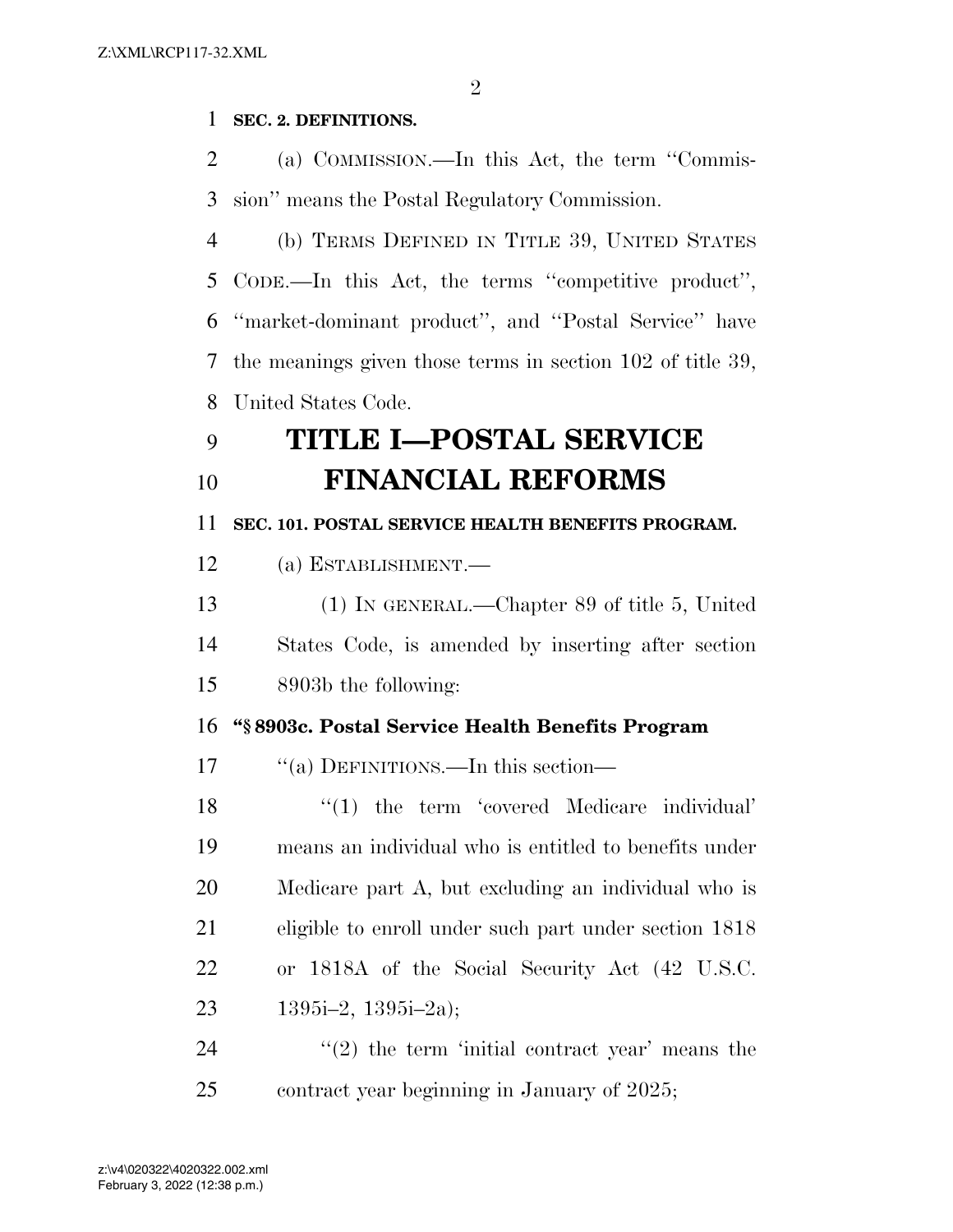**SEC. 2. DEFINITIONS.**

(a) COMMISSION.—In this Act, the term ''Commission'' means the Postal Regulatory Commission.

(b) TERMS DEFINED IN TITLE 39, UNITED STATES CODE.—In this Act, the terms ''competitive product'', ''market-dominant product'', and ''Postal Service'' have the meanings given those terms in section 102 of title 39, United States Code.

# TITLE I—POSTAL SERVICE FINANCIAL REFORMS

**SEC. 101. POSTAL SERVICE HEALTH BENEFITS PROGRAM.**

(a) ESTABLISHMENT.—

(1) IN GENERAL.—Chapter 89 of title 5, United States Code, is amended by inserting after section 8903b the following:

**''§ 8903c. Postal Service Health Benefits Program**

''(a) DEFINITIONS.—In this section—

''(1) the term 'covered Medicare individual' means an individual who is entitled to benefits under Medicare part A, but excluding an individual who is eligible to enroll under such part under section 1818 or 1818A of the Social Security Act (42 U.S.C. 1395i–2, 1395i–2a);

''(2) the term 'initial contract year' means the contract year beginning in January of 2025;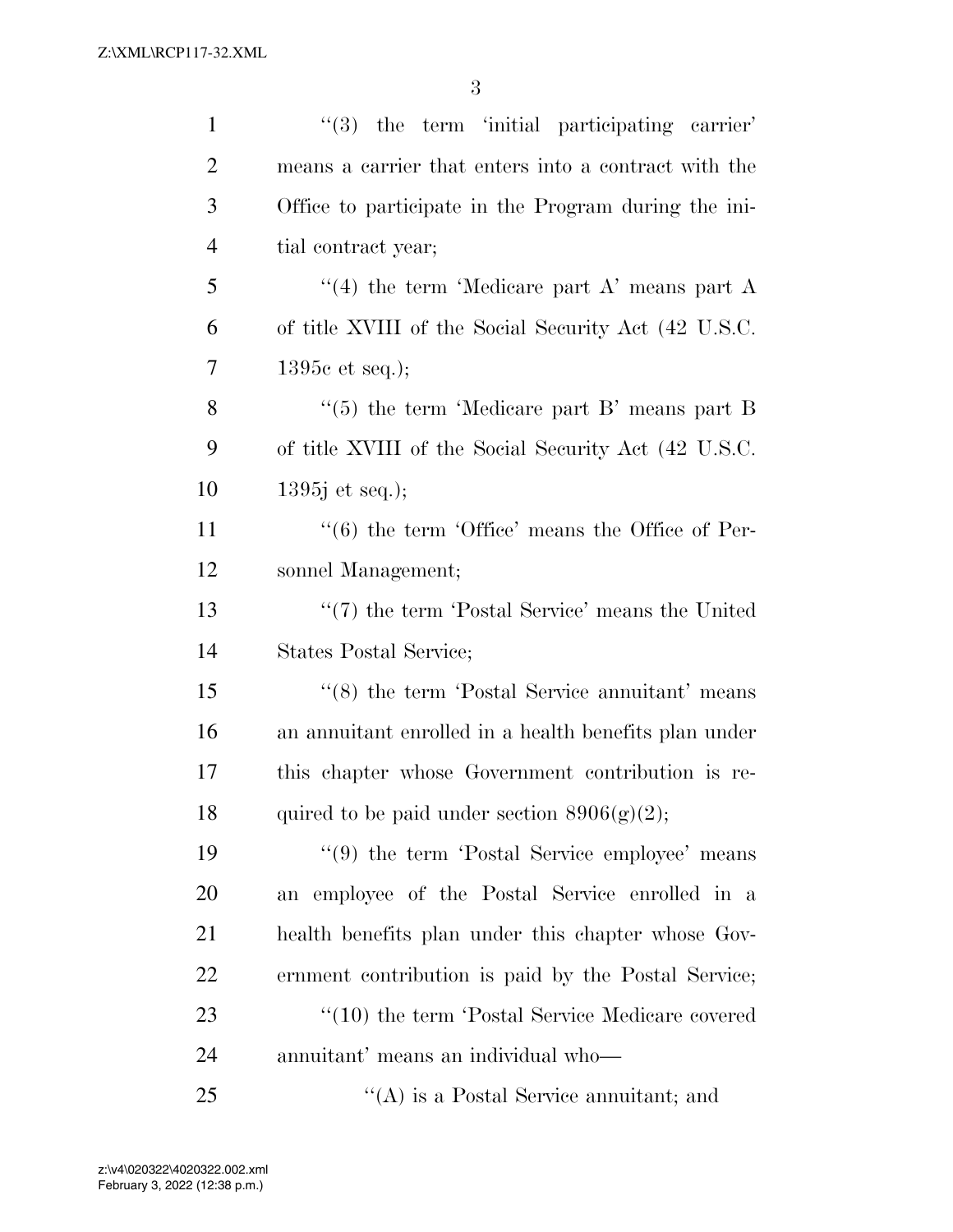''(3) the term 'initial participating carrier' means a carrier that enters into a contract with the Office to participate in the Program during the initial contract year;

''(4) the term 'Medicare part A' means part A of title XVIII of the Social Security Act (42 U.S.C. 1395c et seq.);

''(5) the term 'Medicare part B' means part B of title XVIII of the Social Security Act (42 U.S.C. 1395j et seq.);

''(6) the term 'Office' means the Office of Personnel Management;

''(7) the term 'Postal Service' means the United States Postal Service;

''(8) the term 'Postal Service annuitant' means an annuitant enrolled in a health benefits plan under this chapter whose Government contribution is required to be paid under section 8906(g)(2);

''(9) the term 'Postal Service employee' means an employee of the Postal Service enrolled in a health benefits plan under this chapter whose Government contribution is paid by the Postal Service;

''(10) the term 'Postal Service Medicare covered annuitant' means an individual who—

''(A) is a Postal Service annuitant; and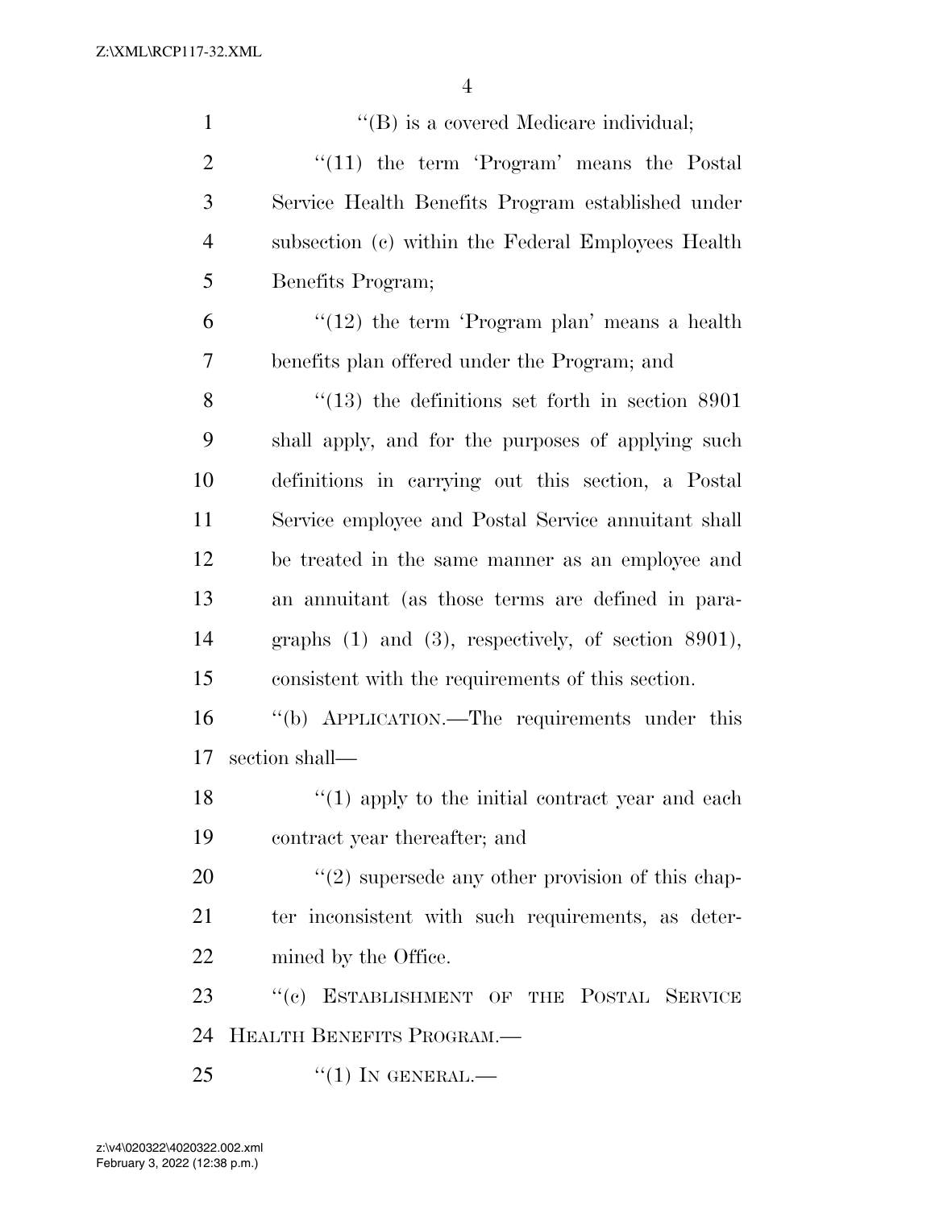''(B) is a covered Medicare individual;

''(11) the term 'Program' means the Postal Service Health Benefits Program established under subsection (c) within the Federal Employees Health Benefits Program;

''(12) the term 'Program plan' means a health benefits plan offered under the Program; and

''(13) the definitions set forth in section 8901 shall apply, and for the purposes of applying such definitions in carrying out this section, a Postal Service employee and Postal Service annuitant shall be treated in the same manner as an employee and an annuitant (as those terms are defined in paragraphs (1) and (3), respectively, of section 8901), consistent with the requirements of this section.

''(b) APPLICATION.—The requirements under this section shall—

''(1) apply to the initial contract year and each contract year thereafter; and

''(2) supersede any other provision of this chapter inconsistent with such requirements, as determined by the Office.

''(c) ESTABLISHMENT OF THE POSTAL SERVICE HEALTH BENEFITS PROGRAM.—

''(1) IN GENERAL.—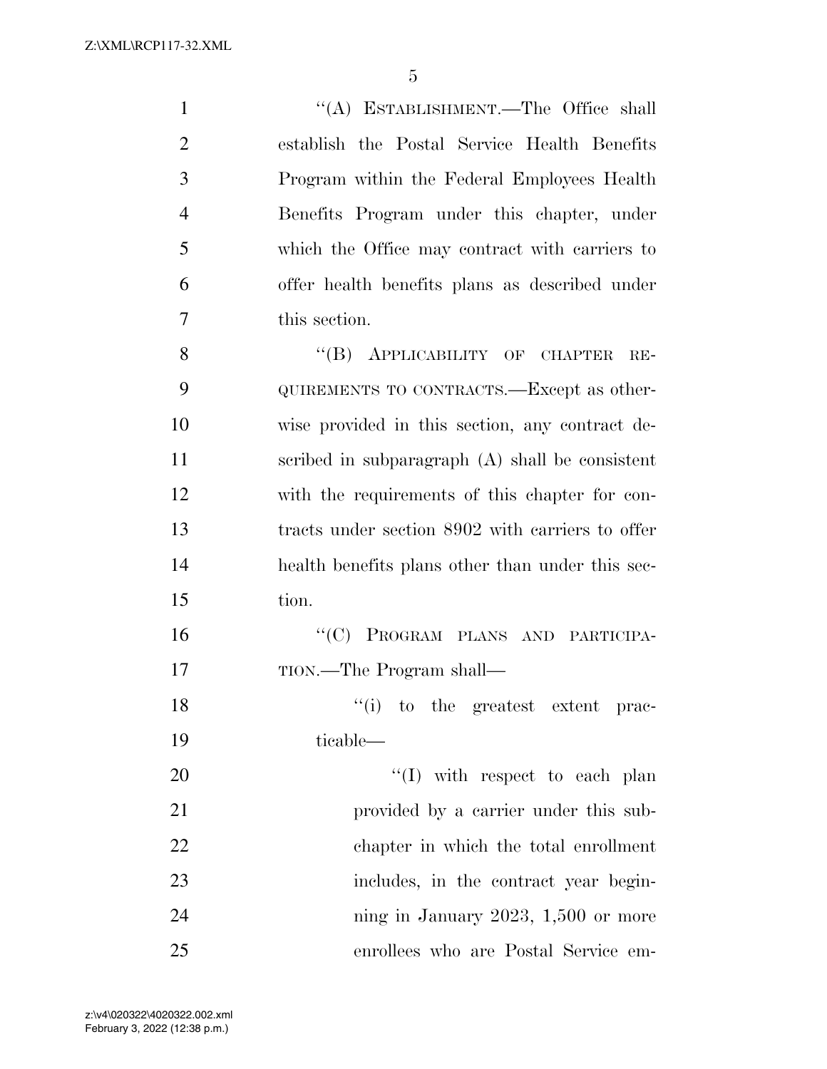"(A) ESTABLISHMENT.—The Office shall establish the Postal Service Health Benefits Program within the Federal Employees Health Benefits Program under this chapter, under which the Office may contract with carriers to offer health benefits plans as described under this section.

"(B) APPLICABILITY OF CHAPTER REQUIREMENTS TO CONTRACTS.—Except as otherwise provided in this section, any contract described in subparagraph (A) shall be consistent with the requirements of this chapter for contracts under section 8902 with carriers to offer health benefits plans other than under this section.

"(C) PROGRAM PLANS AND PARTICIPATION.—The Program shall—

"(i) to the greatest extent practicable—

"(I) with respect to each plan provided by a carrier under this subchapter in which the total enrollment includes, in the contract year beginning in January 2023, 1,500 or more enrollees who are Postal Service em-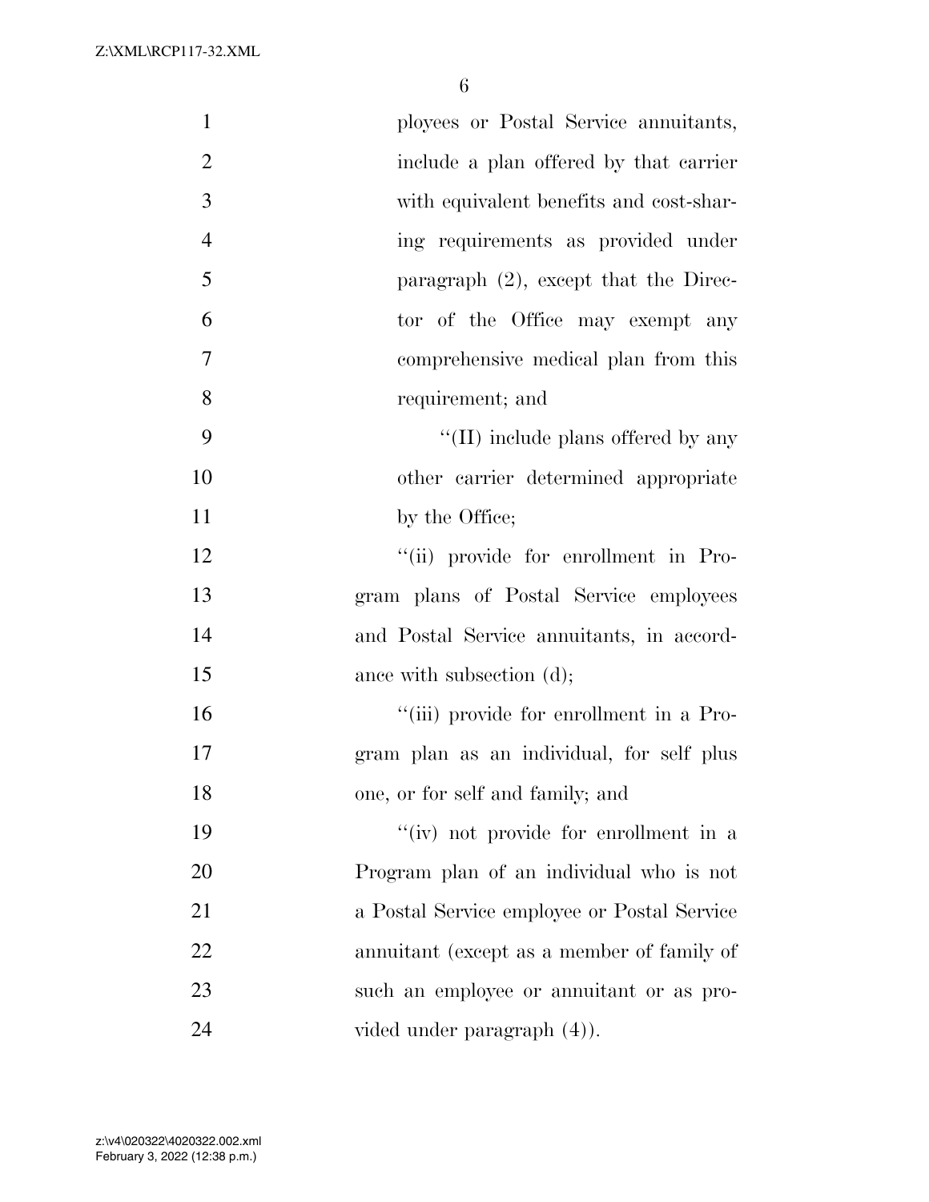ployees or Postal Service annuitants, include a plan offered by that carrier with equivalent benefits and cost-sharing requirements as provided under paragraph (2), except that the Director of the Office may exempt any comprehensive medical plan from this requirement; and

''(II) include plans offered by any other carrier determined appropriate by the Office;

''(ii) provide for enrollment in Program plans of Postal Service employees and Postal Service annuitants, in accordance with subsection (d);

''(iii) provide for enrollment in a Program plan as an individual, for self plus one, or for self and family; and

''(iv) not provide for enrollment in a Program plan of an individual who is not a Postal Service employee or Postal Service annuitant (except as a member of family of such an employee or annuitant or as provided under paragraph (4)).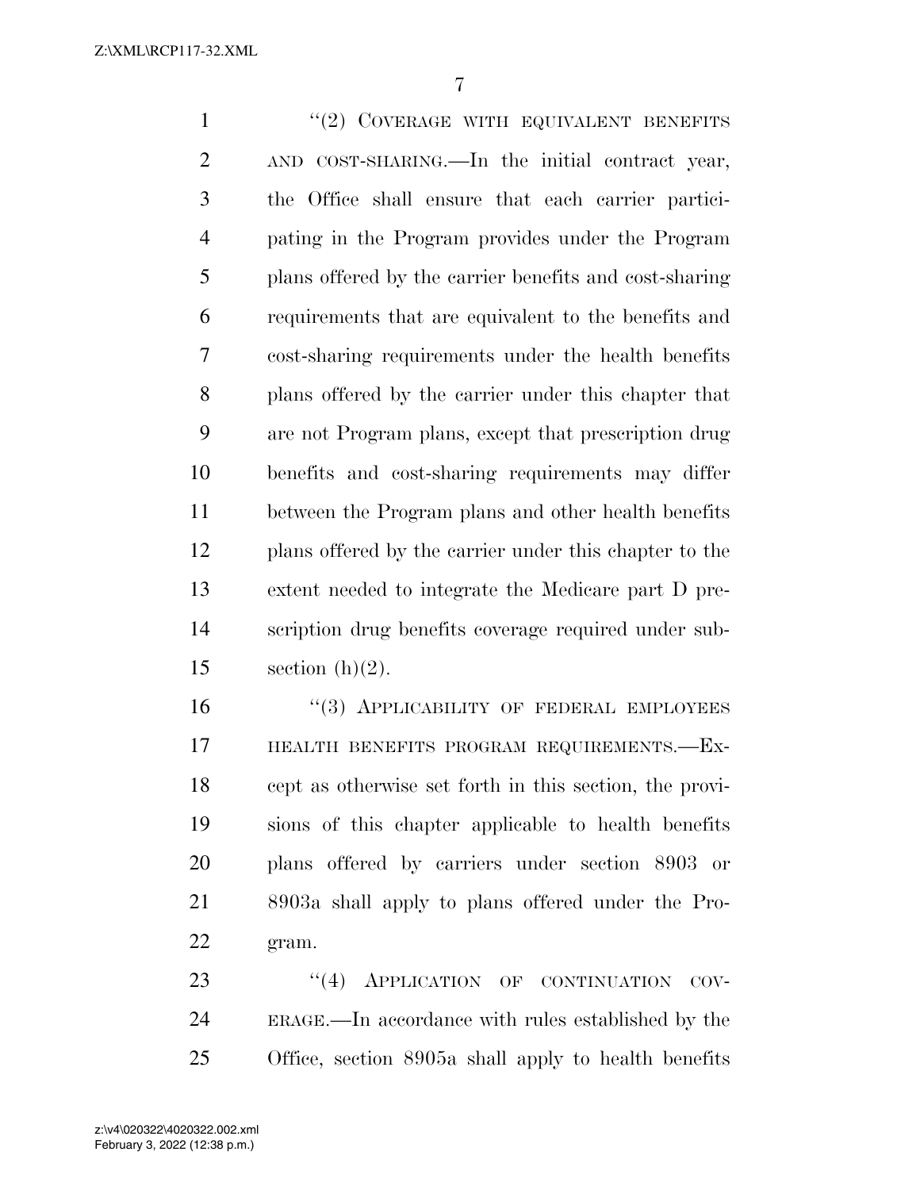"(2) COVERAGE WITH EQUIVALENT BENEFITS AND COST-SHARING.—In the initial contract year, the Office shall ensure that each carrier participating in the Program provides under the Program plans offered by the carrier benefits and cost-sharing requirements that are equivalent to the benefits and cost-sharing requirements under the health benefits plans offered by the carrier under this chapter that are not Program plans, except that prescription drug benefits and cost-sharing requirements may differ between the Program plans and other health benefits plans offered by the carrier under this chapter to the extent needed to integrate the Medicare part D prescription drug benefits coverage required under subsection (h)(2).

"(3) APPLICABILITY OF FEDERAL EMPLOYEES HEALTH BENEFITS PROGRAM REQUIREMENTS.—Except as otherwise set forth in this section, the provisions of this chapter applicable to health benefits plans offered by carriers under section 8903 or 8903a shall apply to plans offered under the Program.

"(4) APPLICATION OF CONTINUATION COVERAGE.—In accordance with rules established by the Office, section 8905a shall apply to health benefits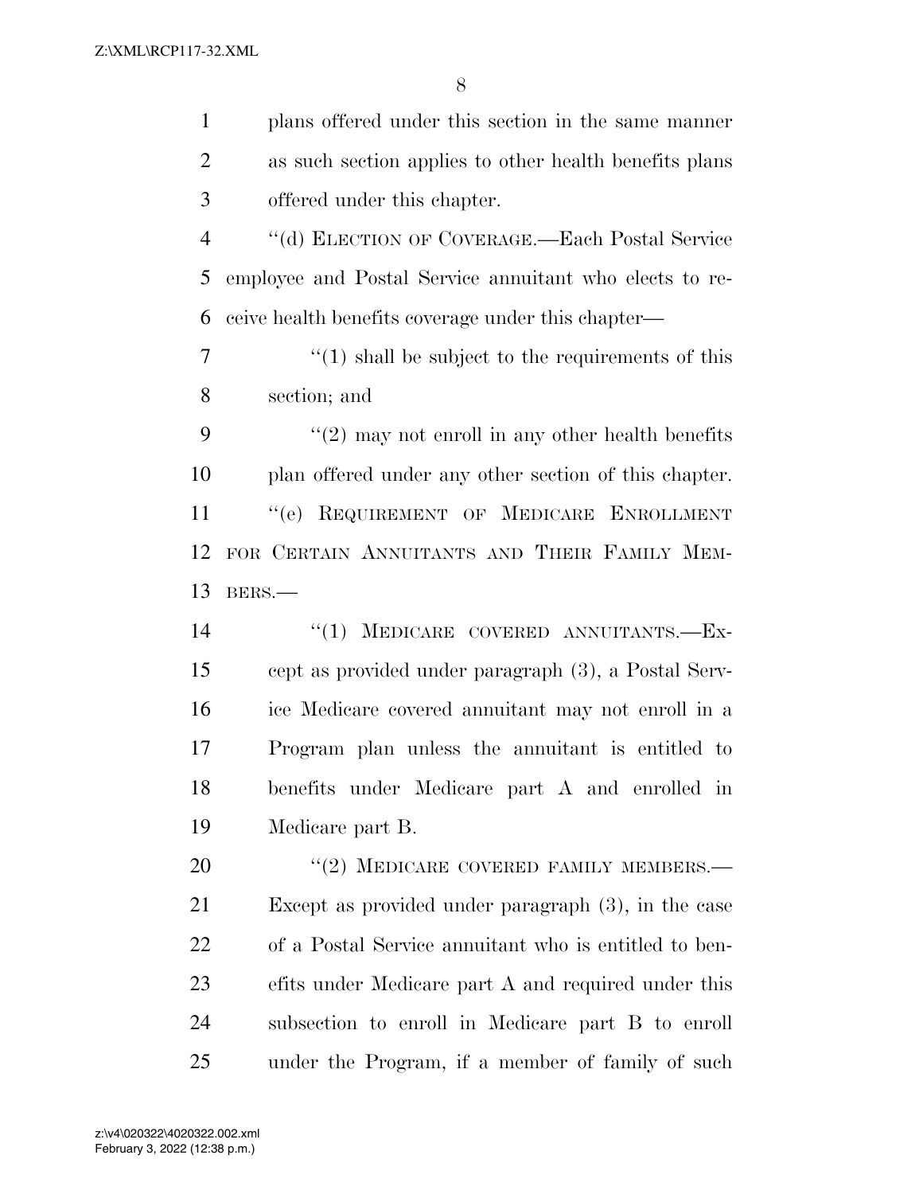plans offered under this section in the same manner as such section applies to other health benefits plans offered under this chapter.

''(d) ELECTION OF COVERAGE.—Each Postal Service employee and Postal Service annuitant who elects to receive health benefits coverage under this chapter—

''(1) shall be subject to the requirements of this section; and

''(2) may not enroll in any other health benefits plan offered under any other section of this chapter.

''(e) REQUIREMENT OF MEDICARE ENROLLMENT FOR CERTAIN ANNUITANTS AND THEIR FAMILY MEMBERS.—

''(1) MEDICARE COVERED ANNUITANTS.—Except as provided under paragraph (3), a Postal Service Medicare covered annuitant may not enroll in a Program plan unless the annuitant is entitled to benefits under Medicare part A and enrolled in Medicare part B.

''(2) MEDICARE COVERED FAMILY MEMBERS.—Except as provided under paragraph (3), in the case of a Postal Service annuitant who is entitled to benefits under Medicare part A and required under this subsection to enroll in Medicare part B to enroll under the Program, if a member of family of such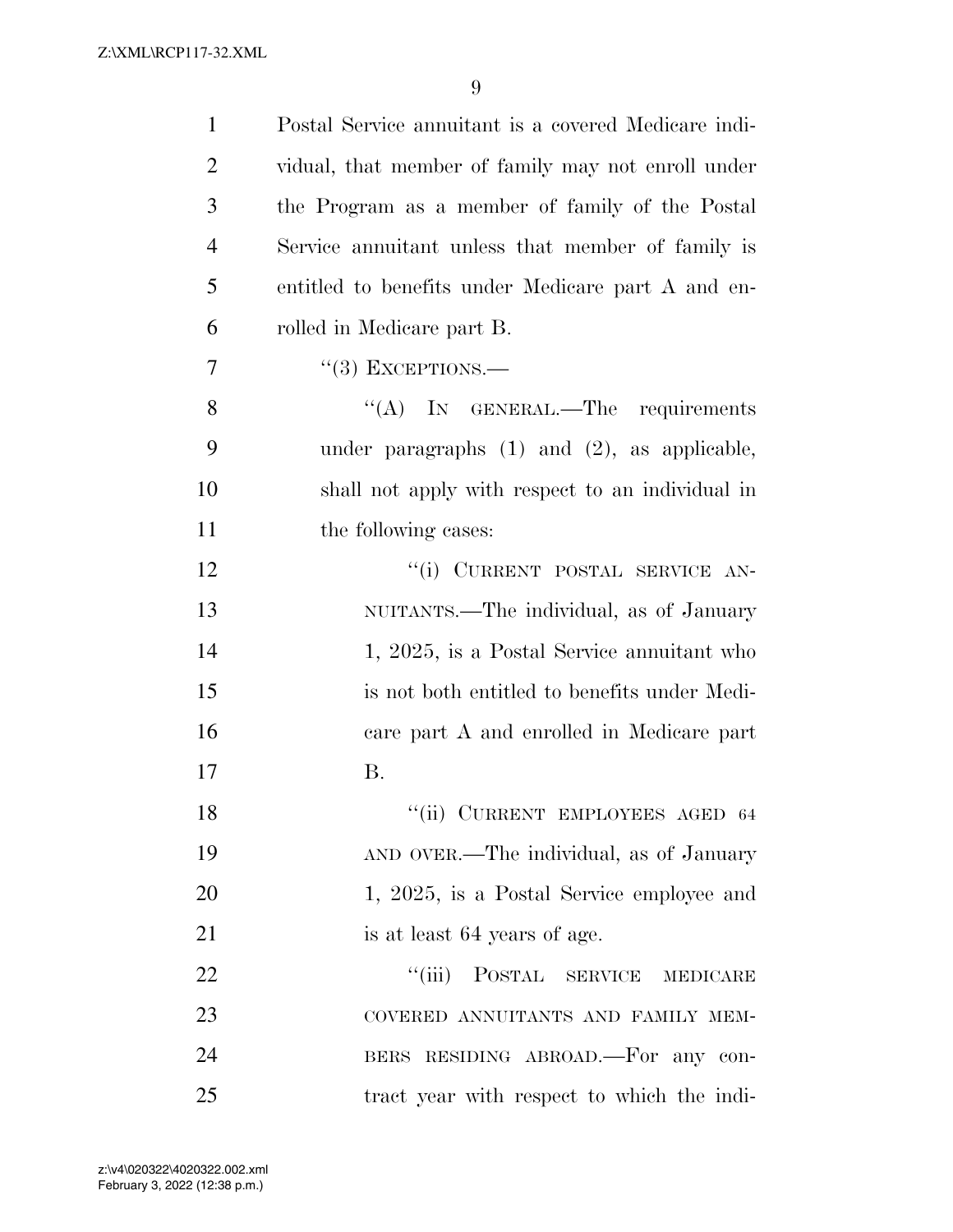Postal Service annuitant is a covered Medicare individual, that member of family may not enroll under the Program as a member of family of the Postal Service annuitant unless that member of family is entitled to benefits under Medicare part A and enrolled in Medicare part B.

"(3) EXCEPTIONS.—

"(A) IN GENERAL.—The requirements under paragraphs (1) and (2), as applicable, shall not apply with respect to an individual in the following cases:

"(i) CURRENT POSTAL SERVICE ANNUITANTS.—The individual, as of January 1, 2025, is a Postal Service annuitant who is not both entitled to benefits under Medicare part A and enrolled in Medicare part B.

"(ii) CURRENT EMPLOYEES AGED 64 AND OVER.—The individual, as of January 1, 2025, is a Postal Service employee and is at least 64 years of age.

"(iii) POSTAL SERVICE MEDICARE COVERED ANNUITANTS AND FAMILY MEMBERS RESIDING ABROAD.—For any contract year with respect to which the indi-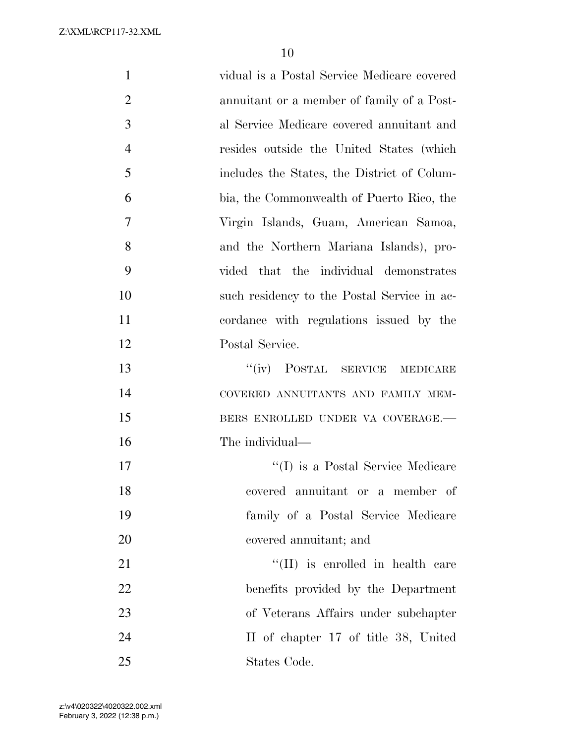vidual is a Postal Service Medicare covered annuitant or a member of family of a Postal Service Medicare covered annuitant and resides outside the United States (which includes the States, the District of Columbia, the Commonwealth of Puerto Rico, the Virgin Islands, Guam, American Samoa, and the Northern Mariana Islands), provided that the individual demonstrates such residency to the Postal Service in accordance with regulations issued by the Postal Service.

''(iv) POSTAL SERVICE MEDICARE COVERED ANNUITANTS AND FAMILY MEMBERS ENROLLED UNDER VA COVERAGE.— The individual—

''(I) is a Postal Service Medicare covered annuitant or a member of family of a Postal Service Medicare covered annuitant; and

''(II) is enrolled in health care benefits provided by the Department of Veterans Affairs under subchapter II of chapter 17 of title 38, United States Code.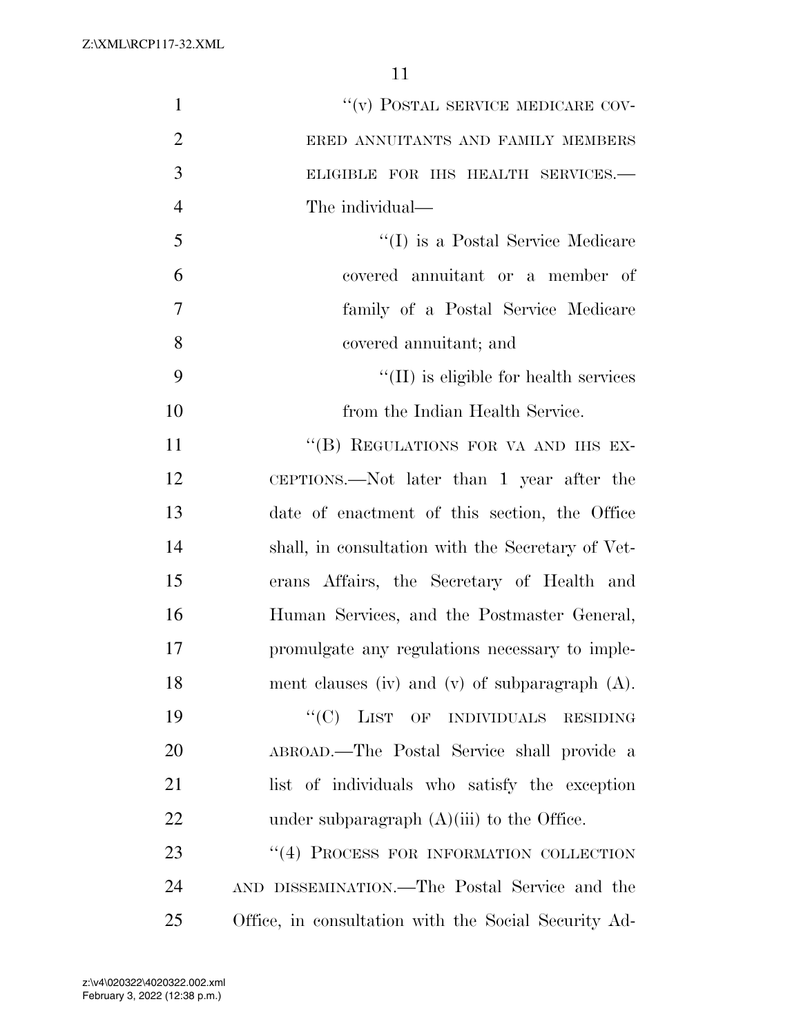"(v) POSTAL SERVICE MEDICARE COVERED ANNUITANTS AND FAMILY MEMBERS ELIGIBLE FOR IHS HEALTH SERVICES.—The individual—

"(I) is a Postal Service Medicare covered annuitant or a member of family of a Postal Service Medicare covered annuitant; and

"(II) is eligible for health services from the Indian Health Service.

"(B) REGULATIONS FOR VA AND IHS EXCEPTIONS.—Not later than 1 year after the date of enactment of this section, the Office shall, in consultation with the Secretary of Veterans Affairs, the Secretary of Health and Human Services, and the Postmaster General, promulgate any regulations necessary to implement clauses (iv) and (v) of subparagraph (A).

"(C) LIST OF INDIVIDUALS RESIDING ABROAD.—The Postal Service shall provide a list of individuals who satisfy the exception under subparagraph (A)(iii) to the Office.

"(4) PROCESS FOR INFORMATION COLLECTION AND DISSEMINATION.—The Postal Service and the Office, in consultation with the Social Security Ad-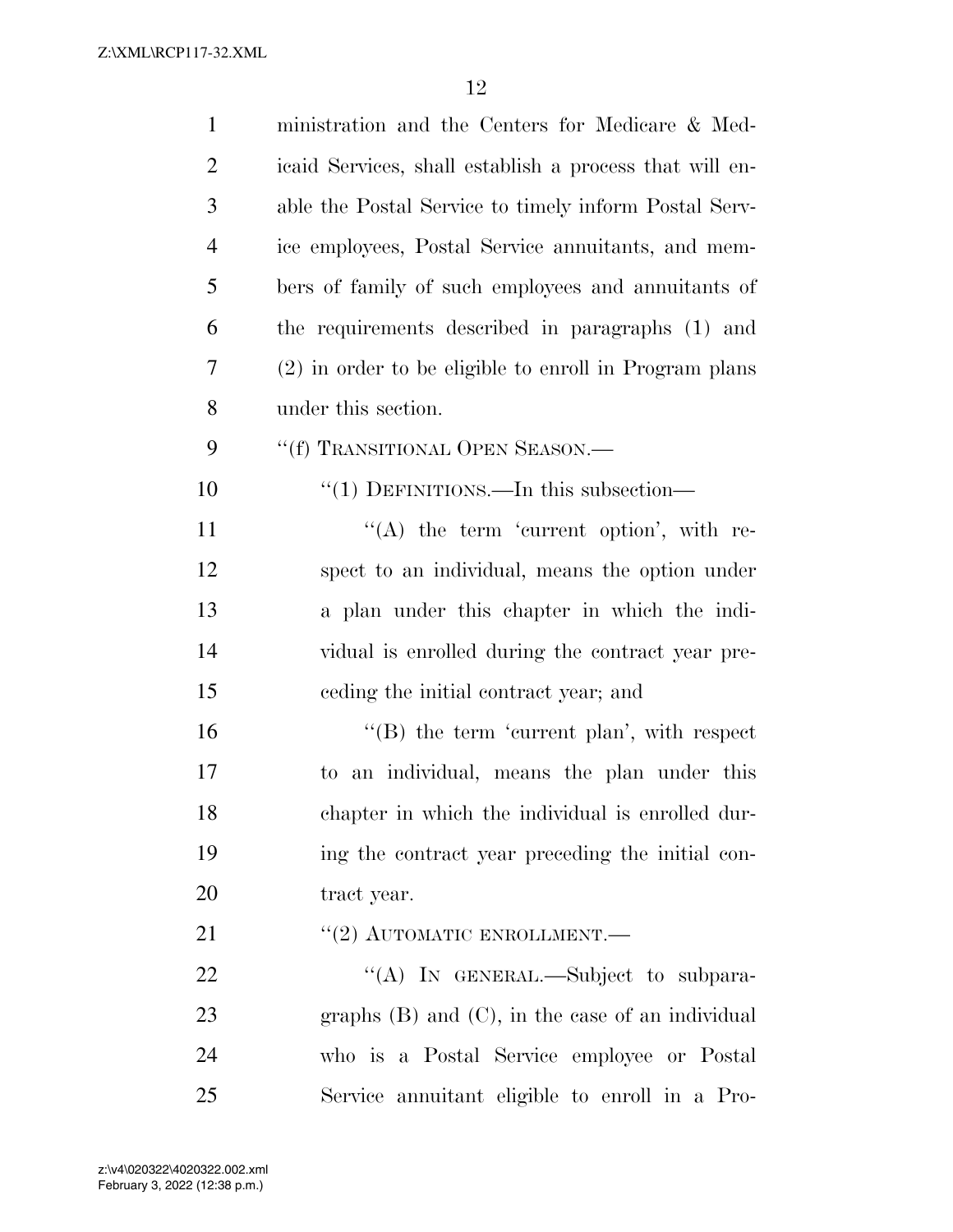ministration and the Centers for Medicare & Medicaid Services, shall establish a process that will enable the Postal Service to timely inform Postal Service employees, Postal Service annuitants, and members of family of such employees and annuitants of the requirements described in paragraphs (1) and (2) in order to be eligible to enroll in Program plans under this section.

''(f) TRANSITIONAL OPEN SEASON.—

''(1) DEFINITIONS.—In this subsection—

''(A) the term 'current option', with respect to an individual, means the option under a plan under this chapter in which the individual is enrolled during the contract year preceding the initial contract year; and

''(B) the term 'current plan', with respect to an individual, means the plan under this chapter in which the individual is enrolled during the contract year preceding the initial contract year.

''(2) AUTOMATIC ENROLLMENT.—

''(A) IN GENERAL.—Subject to subparagraphs (B) and (C), in the case of an individual who is a Postal Service employee or Postal Service annuitant eligible to enroll in a Pro-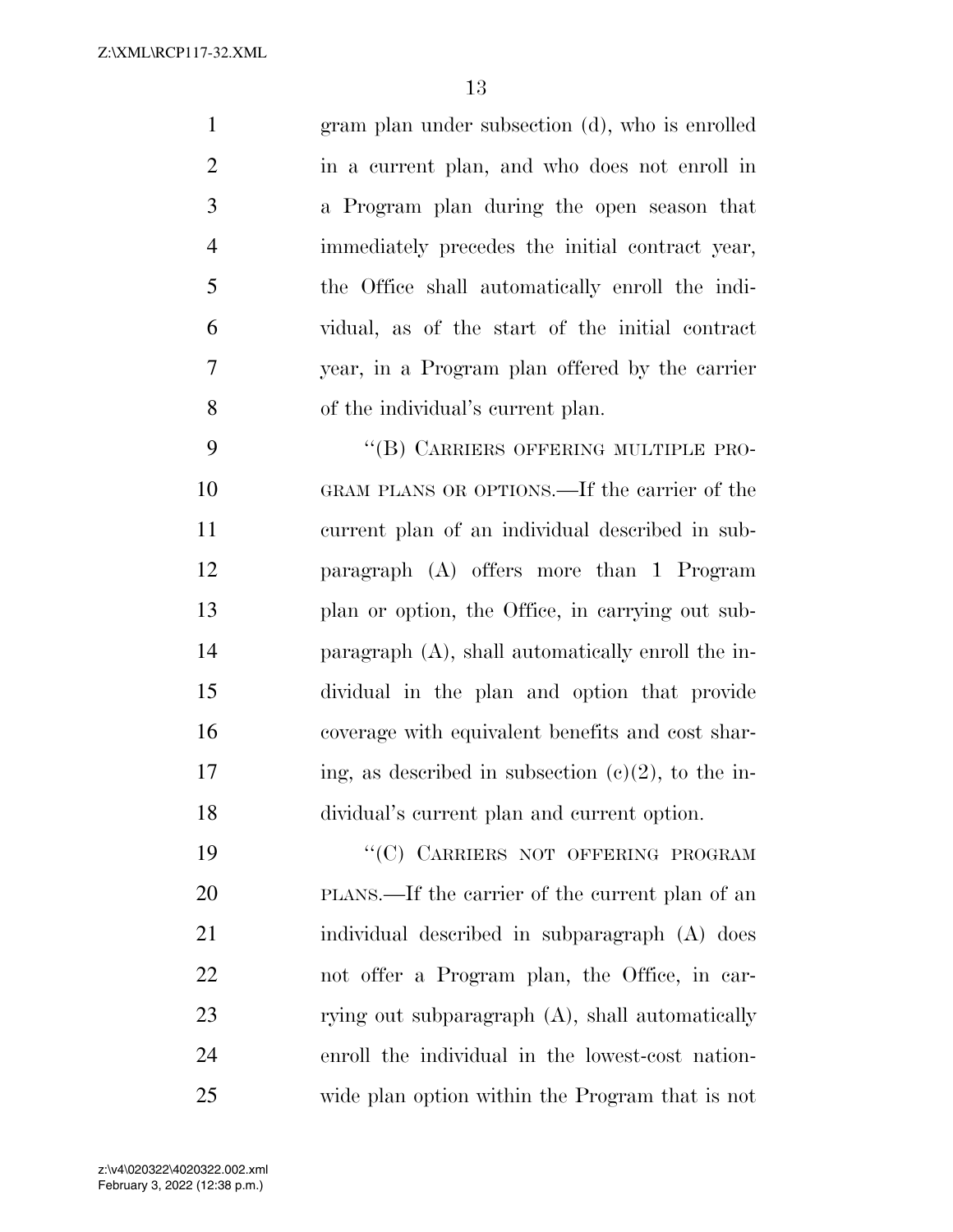gram plan under subsection (d), who is enrolled in a current plan, and who does not enroll in a Program plan during the open season that immediately precedes the initial contract year, the Office shall automatically enroll the individual, as of the start of the initial contract year, in a Program plan offered by the carrier of the individual's current plan.

"(B) CARRIERS OFFERING MULTIPLE PROGRAM PLANS OR OPTIONS.—If the carrier of the current plan of an individual described in subparagraph (A) offers more than 1 Program plan or option, the Office, in carrying out subparagraph (A), shall automatically enroll the individual in the plan and option that provide coverage with equivalent benefits and cost sharing, as described in subsection (c)(2), to the individual's current plan and current option.

"(C) CARRIERS NOT OFFERING PROGRAM PLANS.—If the carrier of the current plan of an individual described in subparagraph (A) does not offer a Program plan, the Office, in carrying out subparagraph (A), shall automatically enroll the individual in the lowest-cost nationwide plan option within the Program that is not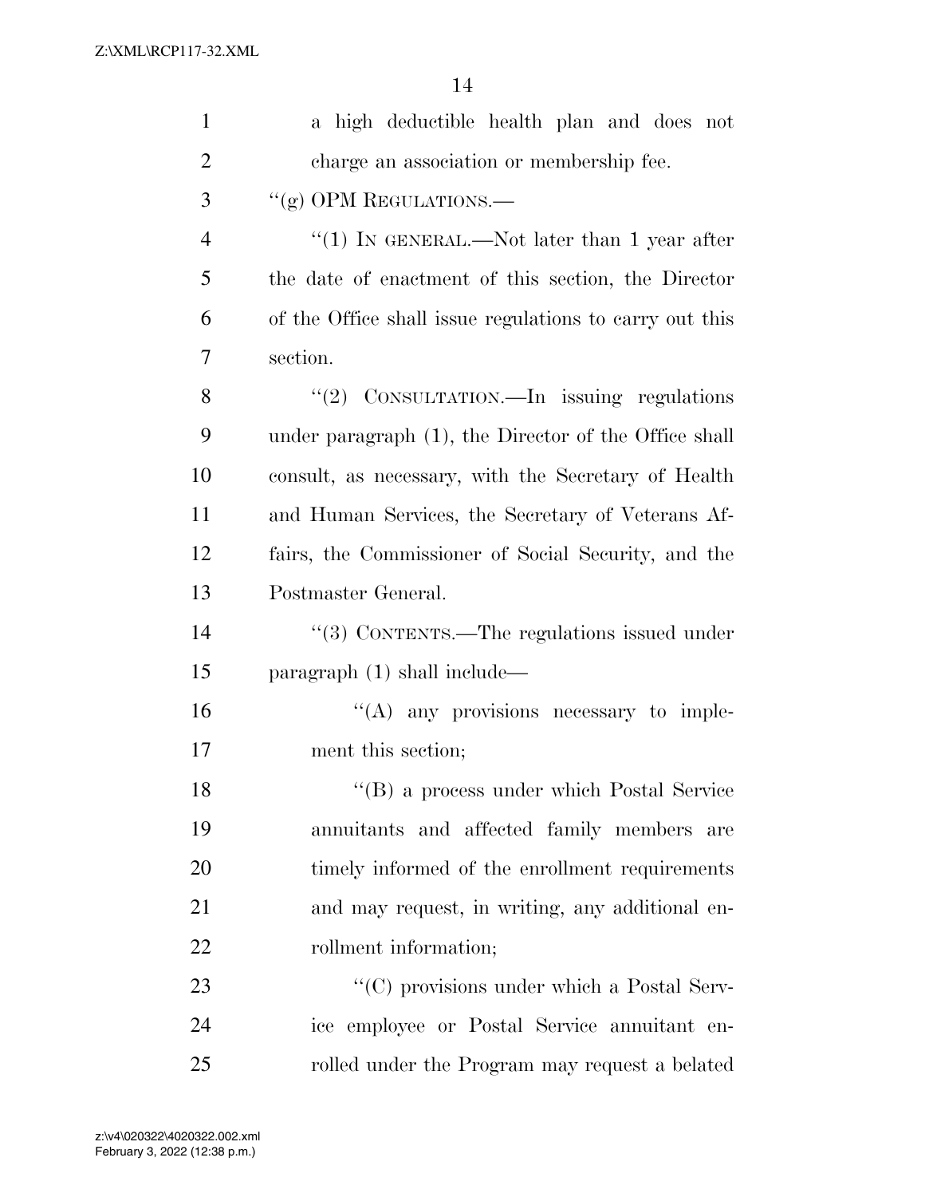a high deductible health plan and does not charge an association or membership fee.

"(g) OPM REGULATIONS.—

"(1) IN GENERAL.—Not later than 1 year after the date of enactment of this section, the Director of the Office shall issue regulations to carry out this section.

"(2) CONSULTATION.—In issuing regulations under paragraph (1), the Director of the Office shall consult, as necessary, with the Secretary of Health and Human Services, the Secretary of Veterans Affairs, the Commissioner of Social Security, and the Postmaster General.

"(3) CONTENTS.—The regulations issued under paragraph (1) shall include—

"(A) any provisions necessary to implement this section;

"(B) a process under which Postal Service annuitants and affected family members are timely informed of the enrollment requirements and may request, in writing, any additional enrollment information;

"(C) provisions under which a Postal Service employee or Postal Service annuitant enrolled under the Program may request a belated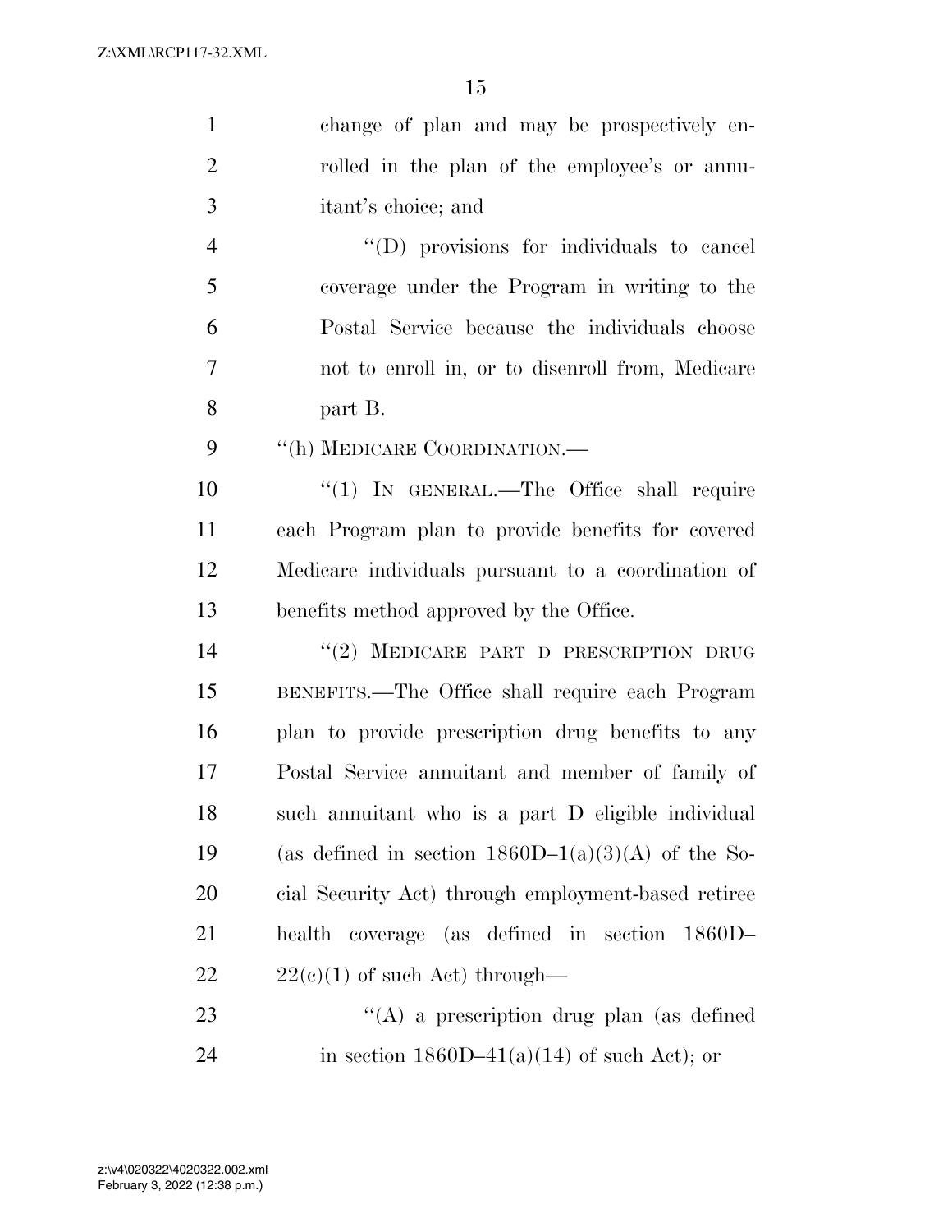change of plan and may be prospectively enrolled in the plan of the employee's or annuitant's choice; and

''(D) provisions for individuals to cancel coverage under the Program in writing to the Postal Service because the individuals choose not to enroll in, or to disenroll from, Medicare part B.

''(h) MEDICARE COORDINATION.—

''(1) IN GENERAL.—The Office shall require each Program plan to provide benefits for covered Medicare individuals pursuant to a coordination of benefits method approved by the Office.

''(2) MEDICARE PART D PRESCRIPTION DRUG BENEFITS.—The Office shall require each Program plan to provide prescription drug benefits to any Postal Service annuitant and member of family of such annuitant who is a part D eligible individual (as defined in section 1860D–1(a)(3)(A) of the Social Security Act) through employment-based retiree health coverage (as defined in section 1860D–22(c)(1) of such Act) through—

''(A) a prescription drug plan (as defined in section 1860D–41(a)(14) of such Act); or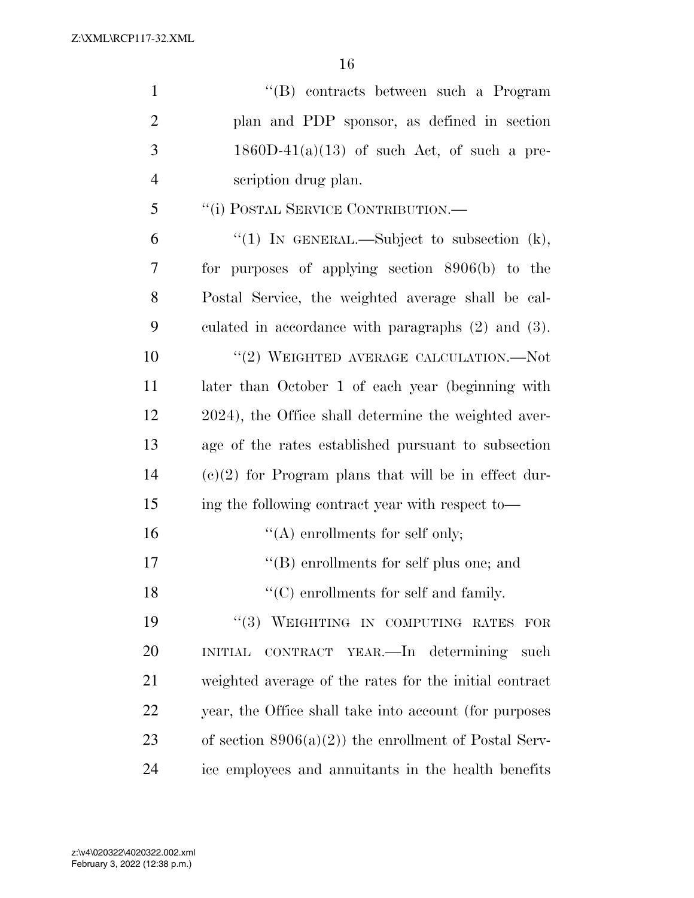"(B) contracts between such a Program plan and PDP sponsor, as defined in section 1860D-41(a)(13) of such Act, of such a prescription drug plan.

"(i) POSTAL SERVICE CONTRIBUTION.—

"(1) IN GENERAL.—Subject to subsection (k), for purposes of applying section 8906(b) to the Postal Service, the weighted average shall be calculated in accordance with paragraphs (2) and (3).

"(2) WEIGHTED AVERAGE CALCULATION.—Not later than October 1 of each year (beginning with 2024), the Office shall determine the weighted average of the rates established pursuant to subsection (c)(2) for Program plans that will be in effect during the following contract year with respect to—

"(A) enrollments for self only;

"(B) enrollments for self plus one; and

"(C) enrollments for self and family.

"(3) WEIGHTING IN COMPUTING RATES FOR INITIAL CONTRACT YEAR.—In determining such weighted average of the rates for the initial contract year, the Office shall take into account (for purposes of section 8906(a)(2)) the enrollment of Postal Service employees and annuitants in the health benefits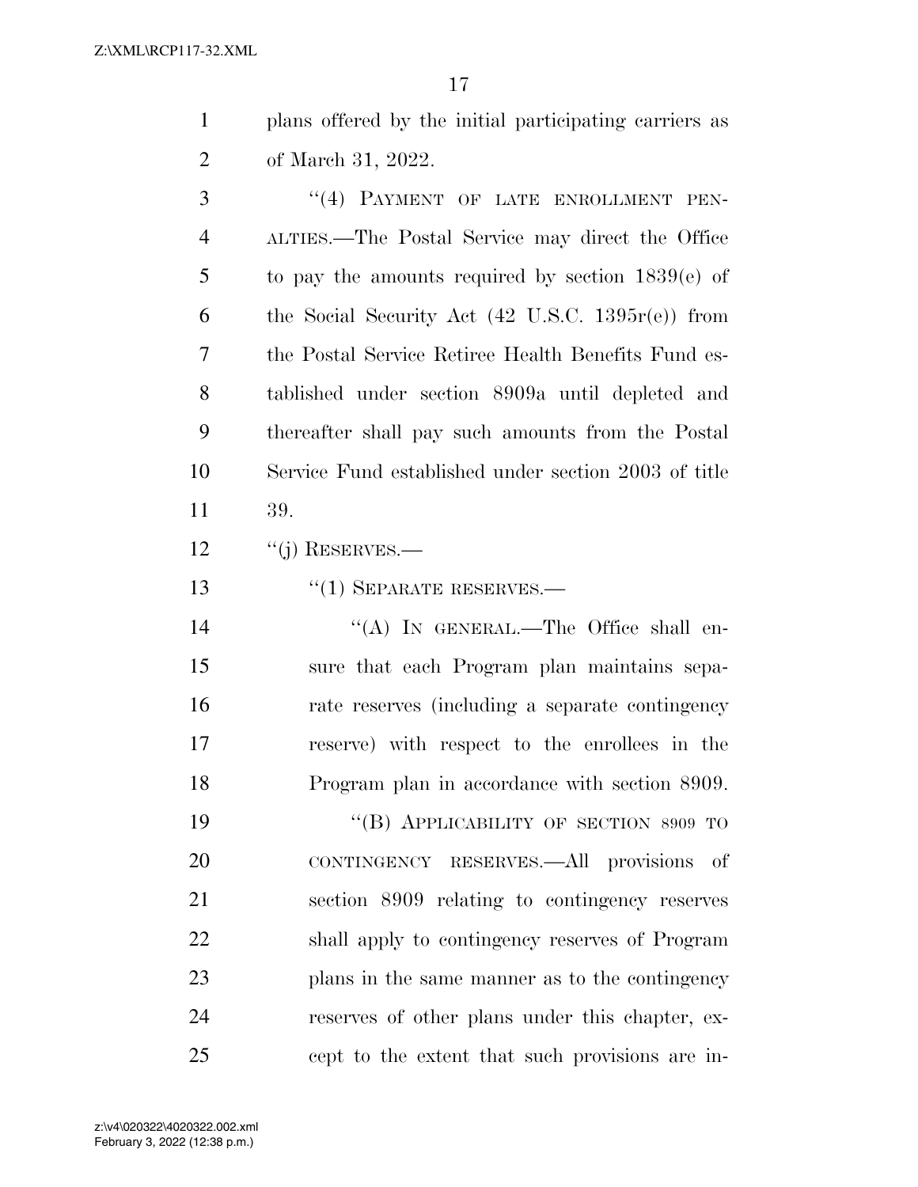plans offered by the initial participating carriers as of March 31, 2022.

"(4) PAYMENT OF LATE ENROLLMENT PENALTIES.—The Postal Service may direct the Office to pay the amounts required by section 1839(e) of the Social Security Act (42 U.S.C. 1395r(e)) from the Postal Service Retiree Health Benefits Fund established under section 8909a until depleted and thereafter shall pay such amounts from the Postal Service Fund established under section 2003 of title 39.

"(j) RESERVES.—

"(1) SEPARATE RESERVES.—

"(A) IN GENERAL.—The Office shall ensure that each Program plan maintains separate reserves (including a separate contingency reserve) with respect to the enrollees in the Program plan in accordance with section 8909.

"(B) APPLICABILITY OF SECTION 8909 TO CONTINGENCY RESERVES.—All provisions of section 8909 relating to contingency reserves shall apply to contingency reserves of Program plans in the same manner as to the contingency reserves of other plans under this chapter, except to the extent that such provisions are in-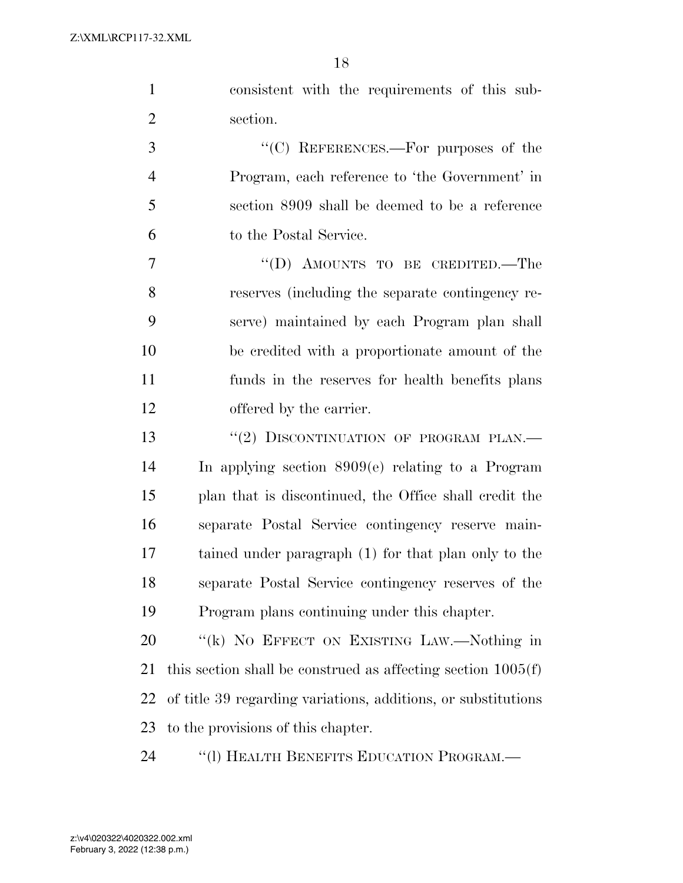consistent with the requirements of this subsection.

"(C) REFERENCES.—For purposes of the Program, each reference to 'the Government' in section 8909 shall be deemed to be a reference to the Postal Service.

"(D) AMOUNTS TO BE CREDITED.—The reserves (including the separate contingency reserve) maintained by each Program plan shall be credited with a proportionate amount of the funds in the reserves for health benefits plans offered by the carrier.

"(2) DISCONTINUATION OF PROGRAM PLAN.—In applying section 8909(e) relating to a Program plan that is discontinued, the Office shall credit the separate Postal Service contingency reserve maintained under paragraph (1) for that plan only to the separate Postal Service contingency reserves of the Program plans continuing under this chapter.

"(k) NO EFFECT ON EXISTING LAW.—Nothing in this section shall be construed as affecting section 1005(f) of title 39 regarding variations, additions, or substitutions to the provisions of this chapter.

"(l) HEALTH BENEFITS EDUCATION PROGRAM.—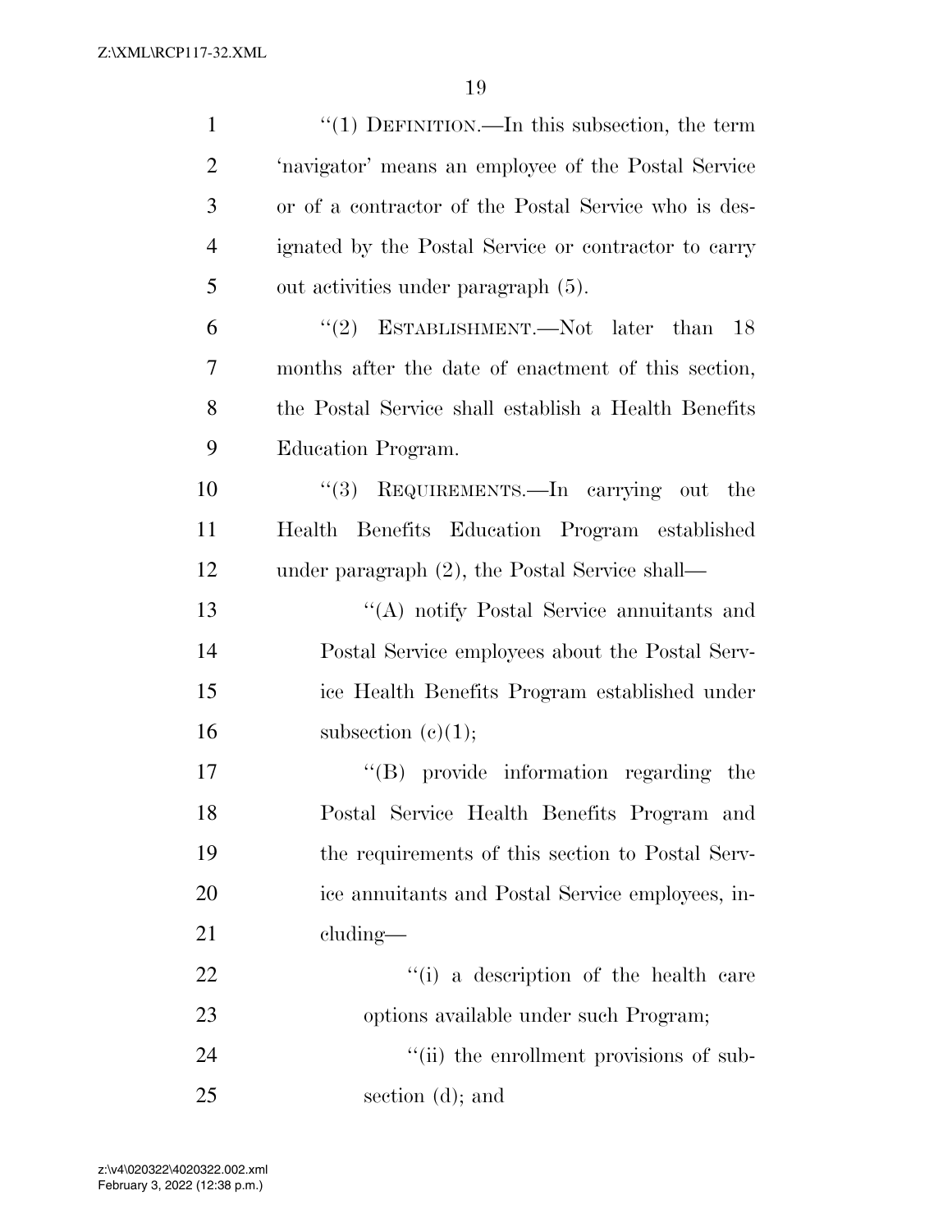''(1) DEFINITION.—In this subsection, the term 'navigator' means an employee of the Postal Service or of a contractor of the Postal Service who is designated by the Postal Service or contractor to carry out activities under paragraph (5).

''(2) ESTABLISHMENT.—Not later than 18 months after the date of enactment of this section, the Postal Service shall establish a Health Benefits Education Program.

''(3) REQUIREMENTS.—In carrying out the Health Benefits Education Program established under paragraph (2), the Postal Service shall—

''(A) notify Postal Service annuitants and Postal Service employees about the Postal Service Health Benefits Program established under subsection (c)(1);

''(B) provide information regarding the Postal Service Health Benefits Program and the requirements of this section to Postal Service annuitants and Postal Service employees, including—

''(i) a description of the health care options available under such Program;

''(ii) the enrollment provisions of subsection (d); and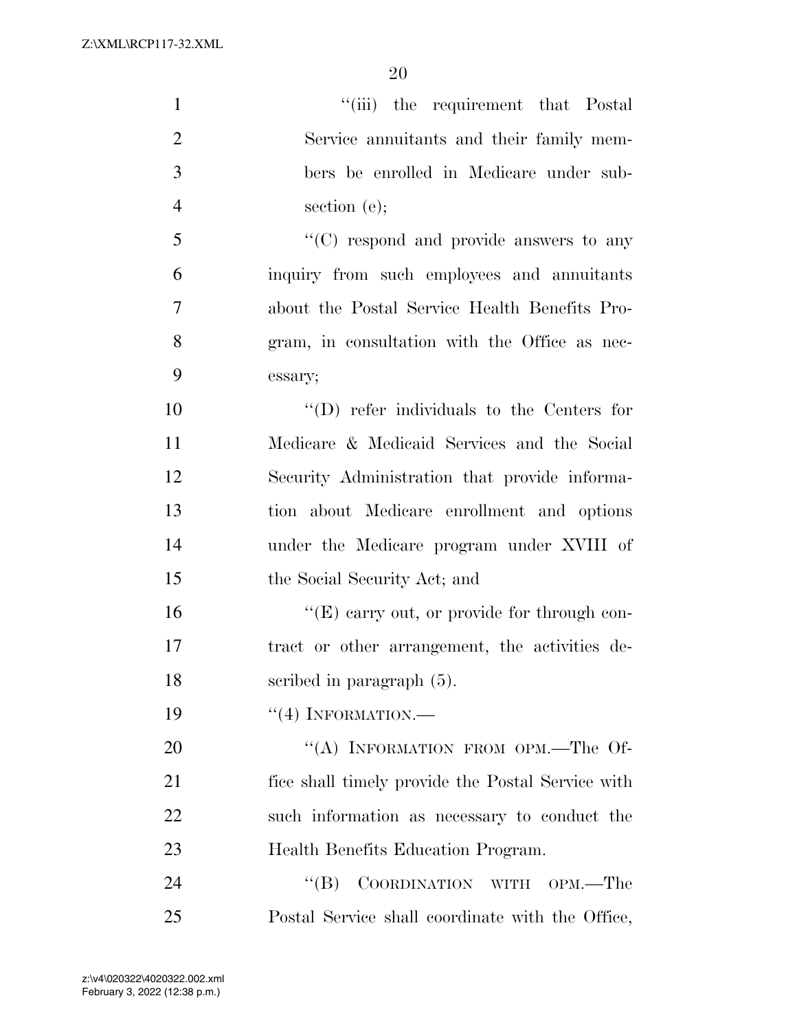"(iii) the requirement that Postal Service annuitants and their family members be enrolled in Medicare under subsection (e);

"(C) respond and provide answers to any inquiry from such employees and annuitants about the Postal Service Health Benefits Program, in consultation with the Office as necessary;

"(D) refer individuals to the Centers for Medicare & Medicaid Services and the Social Security Administration that provide information about Medicare enrollment and options under the Medicare program under XVIII of the Social Security Act; and

"(E) carry out, or provide for through contract or other arrangement, the activities described in paragraph (5).

"(4) INFORMATION.—

"(A) INFORMATION FROM OPM.—The Office shall timely provide the Postal Service with such information as necessary to conduct the Health Benefits Education Program.

"(B) COORDINATION WITH OPM.—The Postal Service shall coordinate with the Office,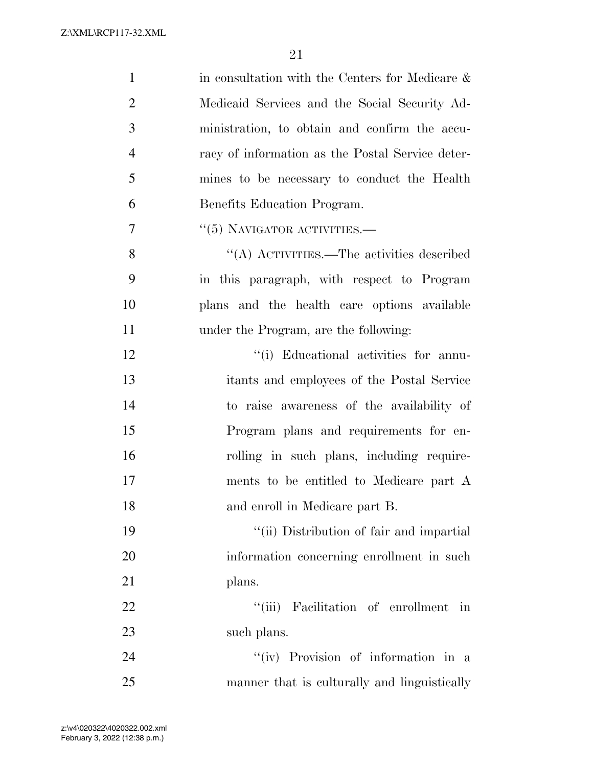in consultation with the Centers for Medicare & Medicaid Services and the Social Security Administration, to obtain and confirm the accuracy of information as the Postal Service determines to be necessary to conduct the Health Benefits Education Program.

"(5) NAVIGATOR ACTIVITIES.—

"(A) ACTIVITIES.—The activities described in this paragraph, with respect to Program plans and the health care options available under the Program, are the following:

"(i) Educational activities for annuitants and employees of the Postal Service to raise awareness of the availability of Program plans and requirements for enrolling in such plans, including requirements to be entitled to Medicare part A and enroll in Medicare part B.

"(ii) Distribution of fair and impartial information concerning enrollment in such plans.

"(iii) Facilitation of enrollment in such plans.

"(iv) Provision of information in a manner that is culturally and linguistically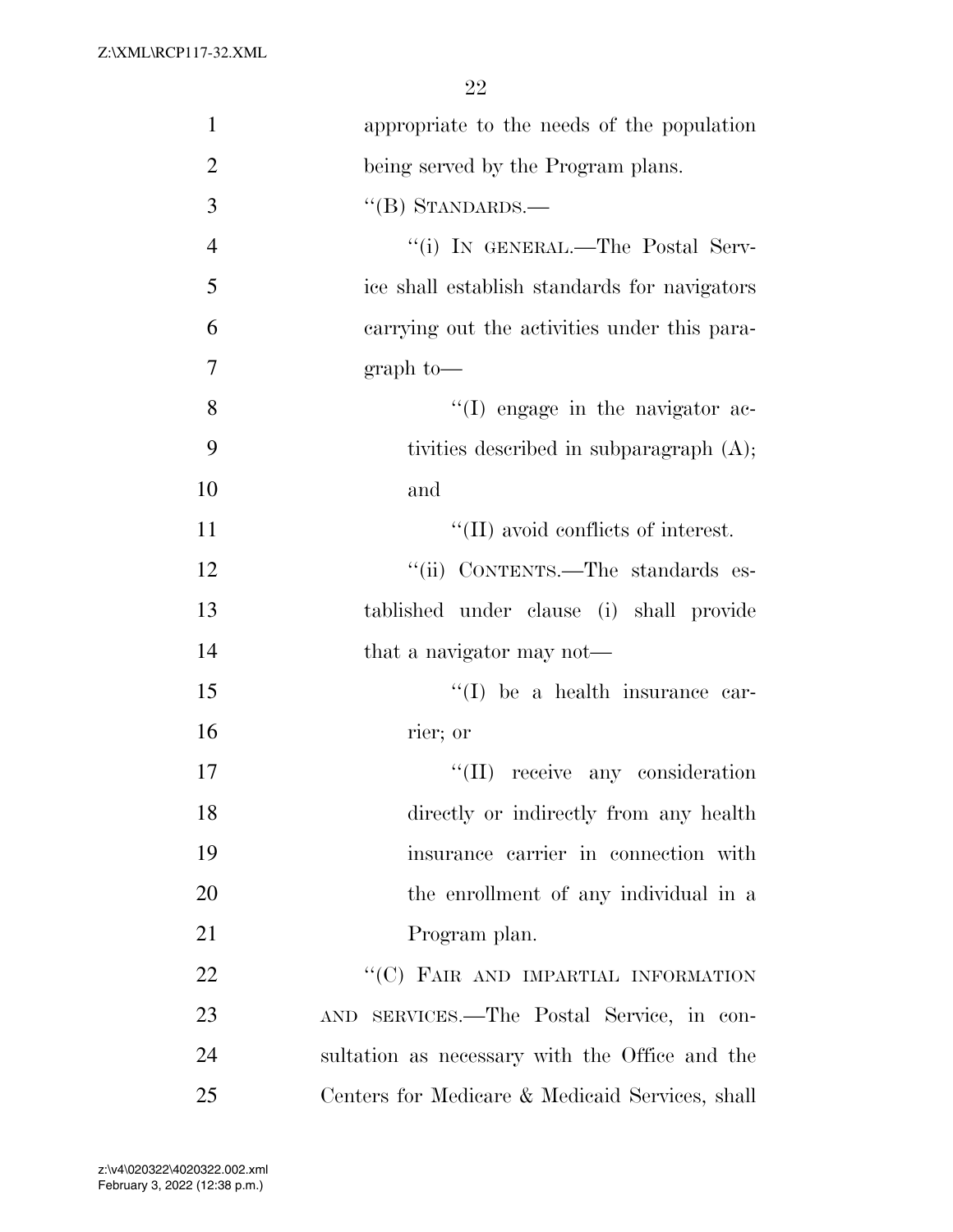appropriate to the needs of the population being served by the Program plans.

"(B) STANDARDS.—

"(i) IN GENERAL.—The Postal Service shall establish standards for navigators carrying out the activities under this paragraph to—

"(I) engage in the navigator activities described in subparagraph (A); and

"(II) avoid conflicts of interest.

"(ii) CONTENTS.—The standards established under clause (i) shall provide that a navigator may not—

"(I) be a health insurance carrier; or

"(II) receive any consideration directly or indirectly from any health insurance carrier in connection with the enrollment of any individual in a Program plan.

"(C) FAIR AND IMPARTIAL INFORMATION AND SERVICES.—The Postal Service, in consultation as necessary with the Office and the Centers for Medicare & Medicaid Services, shall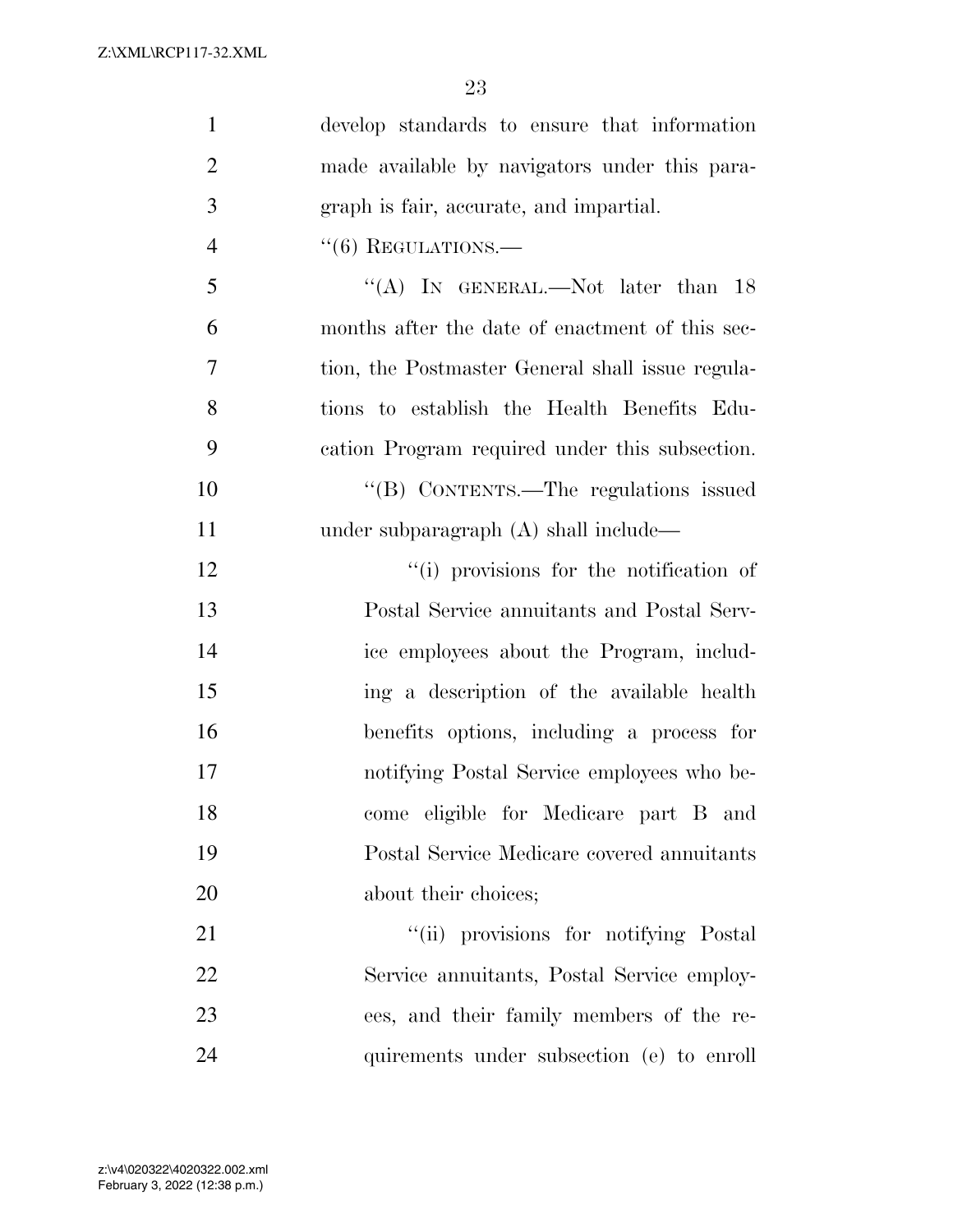develop standards to ensure that information made available by navigators under this paragraph is fair, accurate, and impartial.

"(6) REGULATIONS.—

"(A) IN GENERAL.—Not later than 18 months after the date of enactment of this section, the Postmaster General shall issue regulations to establish the Health Benefits Education Program required under this subsection.

"(B) CONTENTS.—The regulations issued under subparagraph (A) shall include—

"(i) provisions for the notification of Postal Service annuitants and Postal Service employees about the Program, including a description of the available health benefits options, including a process for notifying Postal Service employees who become eligible for Medicare part B and Postal Service Medicare covered annuitants about their choices;

"(ii) provisions for notifying Postal Service annuitants, Postal Service employees, and their family members of the requirements under subsection (e) to enroll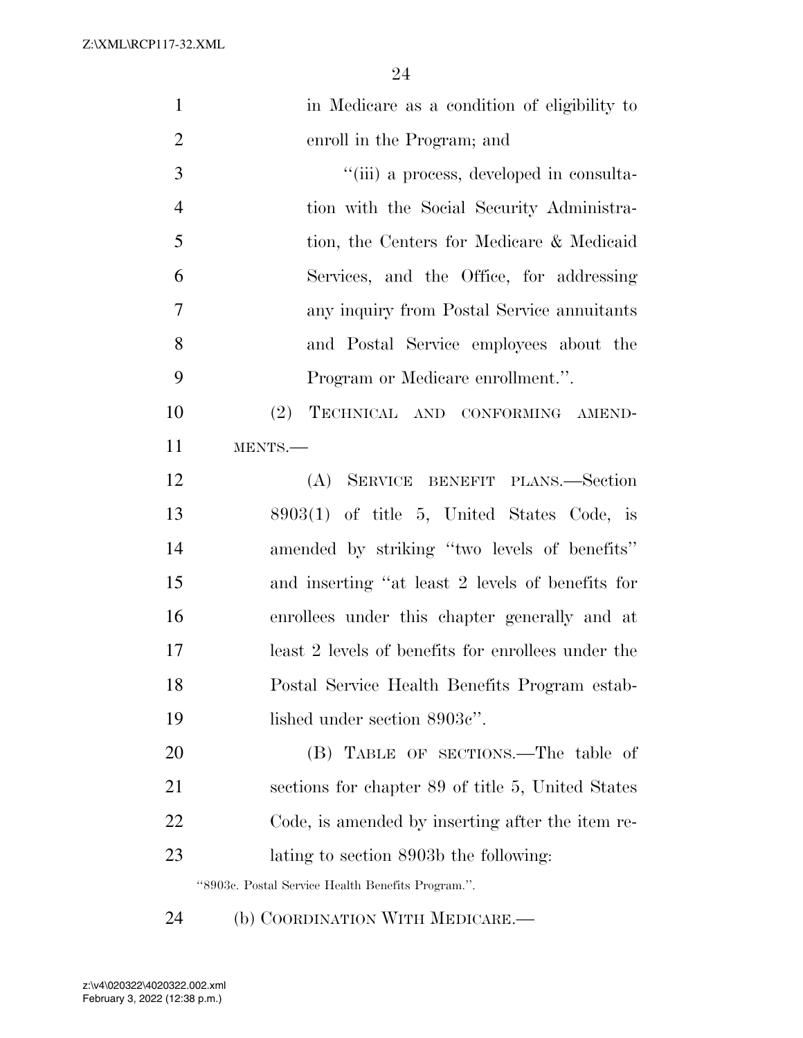in Medicare as a condition of eligibility to enroll in the Program; and

''(iii) a process, developed in consultation with the Social Security Administration, the Centers for Medicare & Medicaid Services, and the Office, for addressing any inquiry from Postal Service annuitants and Postal Service employees about the Program or Medicare enrollment.''.

(2) TECHNICAL AND CONFORMING AMENDMENTS.—

(A) SERVICE BENEFIT PLANS.—Section 8903(1) of title 5, United States Code, is amended by striking ''two levels of benefits'' and inserting ''at least 2 levels of benefits for enrollees under this chapter generally and at least 2 levels of benefits for enrollees under the Postal Service Health Benefits Program established under section 8903c''.

(B) TABLE OF SECTIONS.—The table of sections for chapter 89 of title 5, United States Code, is amended by inserting after the item relating to section 8903b the following:

''8903c. Postal Service Health Benefits Program.''.

(b) COORDINATION WITH MEDICARE.—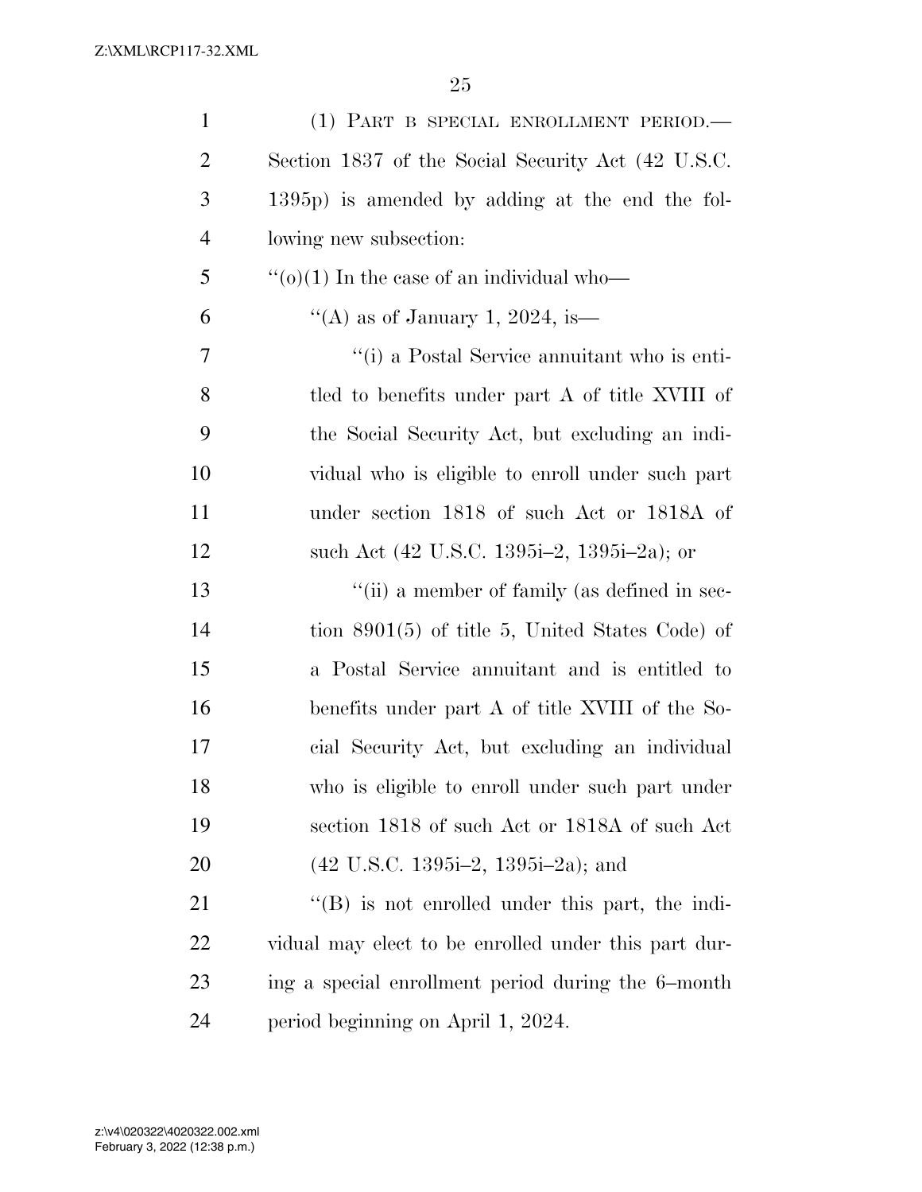(1) PART B SPECIAL ENROLLMENT PERIOD.—Section 1837 of the Social Security Act (42 U.S.C. 1395p) is amended by adding at the end the following new subsection:

''(o)(1) In the case of an individual who—

''(A) as of January 1, 2024, is—

''(i) a Postal Service annuitant who is entitled to benefits under part A of title XVIII of the Social Security Act, but excluding an individual who is eligible to enroll under such part under section 1818 of such Act or 1818A of such Act (42 U.S.C. 1395i–2, 1395i–2a); or

''(ii) a member of family (as defined in section 8901(5) of title 5, United States Code) of a Postal Service annuitant and is entitled to benefits under part A of title XVIII of the Social Security Act, but excluding an individual who is eligible to enroll under such part under section 1818 of such Act or 1818A of such Act (42 U.S.C. 1395i–2, 1395i–2a); and

''(B) is not enrolled under this part, the individual may elect to be enrolled under this part during a special enrollment period during the 6–month period beginning on April 1, 2024.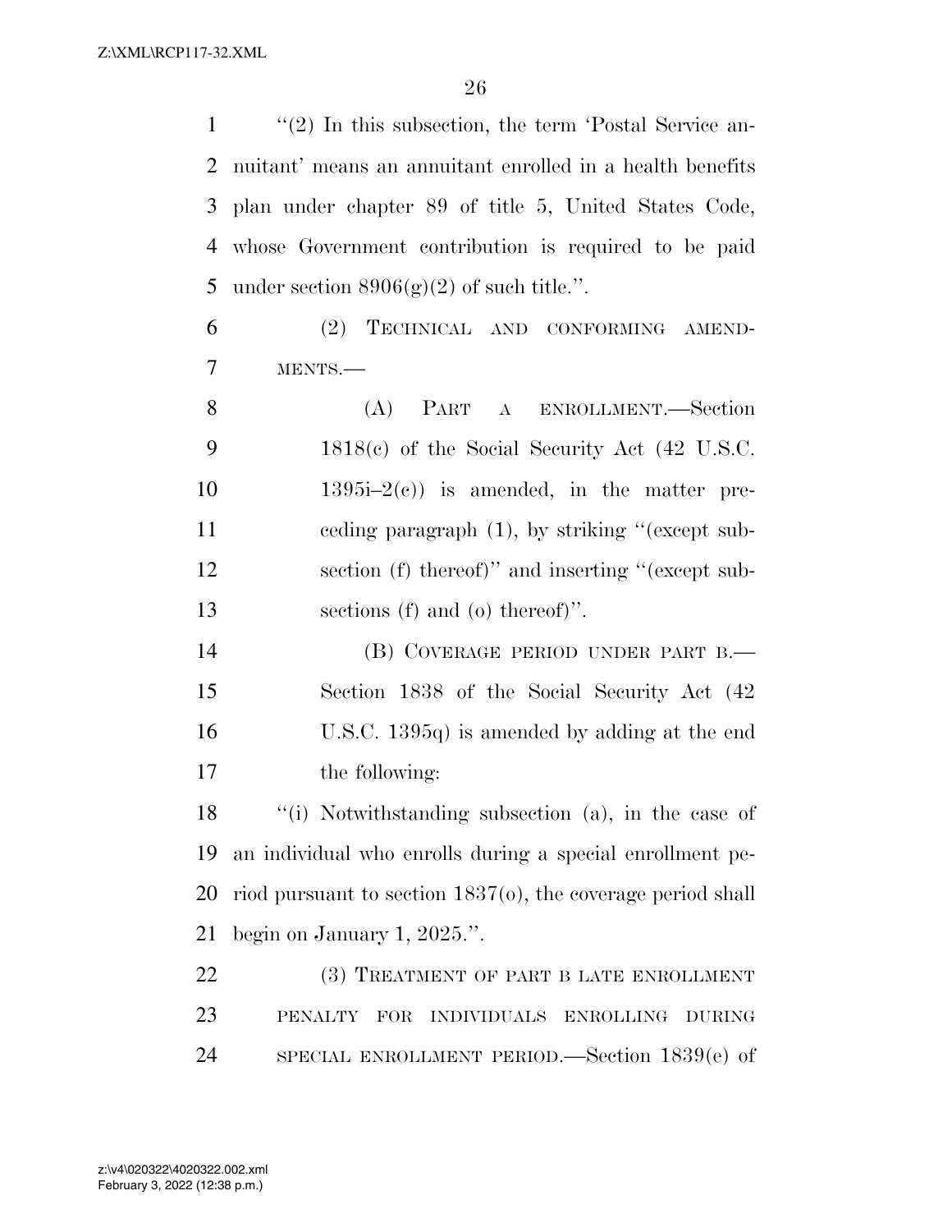"(2) In this subsection, the term 'Postal Service annuitant' means an annuitant enrolled in a health benefits plan under chapter 89 of title 5, United States Code, whose Government contribution is required to be paid under section 8906(g)(2) of such title.".

(2) TECHNICAL AND CONFORMING AMENDMENTS.—

(A) PART A ENROLLMENT.—Section 1818(c) of the Social Security Act (42 U.S.C. 1395i–2(c)) is amended, in the matter preceding paragraph (1), by striking "(except subsection (f) thereof)" and inserting "(except subsections (f) and (o) thereof)".

(B) COVERAGE PERIOD UNDER PART B.—Section 1838 of the Social Security Act (42 U.S.C. 1395q) is amended by adding at the end the following:

"(i) Notwithstanding subsection (a), in the case of an individual who enrolls during a special enrollment period pursuant to section 1837(o), the coverage period shall begin on January 1, 2025.".

(3) TREATMENT OF PART B LATE ENROLLMENT PENALTY FOR INDIVIDUALS ENROLLING DURING SPECIAL ENROLLMENT PERIOD.—Section 1839(e) of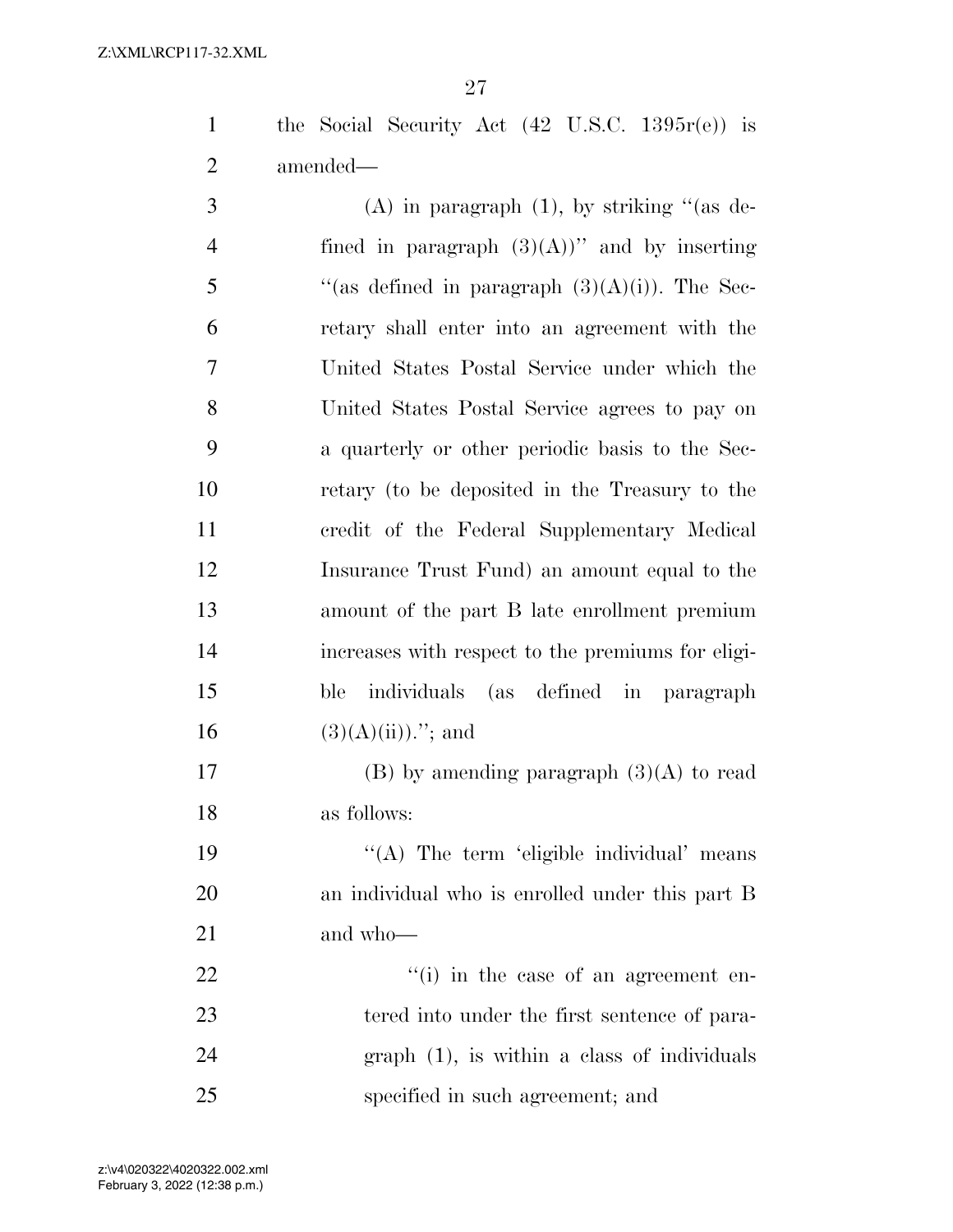the Social Security Act (42 U.S.C. 1395r(e)) is amended—

(A) in paragraph (1), by striking "(as defined in paragraph (3)(A))" and by inserting "(as defined in paragraph (3)(A)(i)). The Secretary shall enter into an agreement with the United States Postal Service under which the United States Postal Service agrees to pay on a quarterly or other periodic basis to the Secretary (to be deposited in the Treasury to the credit of the Federal Supplementary Medical Insurance Trust Fund) an amount equal to the amount of the part B late enrollment premium increases with respect to the premiums for eligible individuals (as defined in paragraph (3)(A)(ii))."; and

(B) by amending paragraph (3)(A) to read as follows:

"(A) The term 'eligible individual' means an individual who is enrolled under this part B and who—

"(i) in the case of an agreement entered into under the first sentence of paragraph (1), is within a class of individuals specified in such agreement; and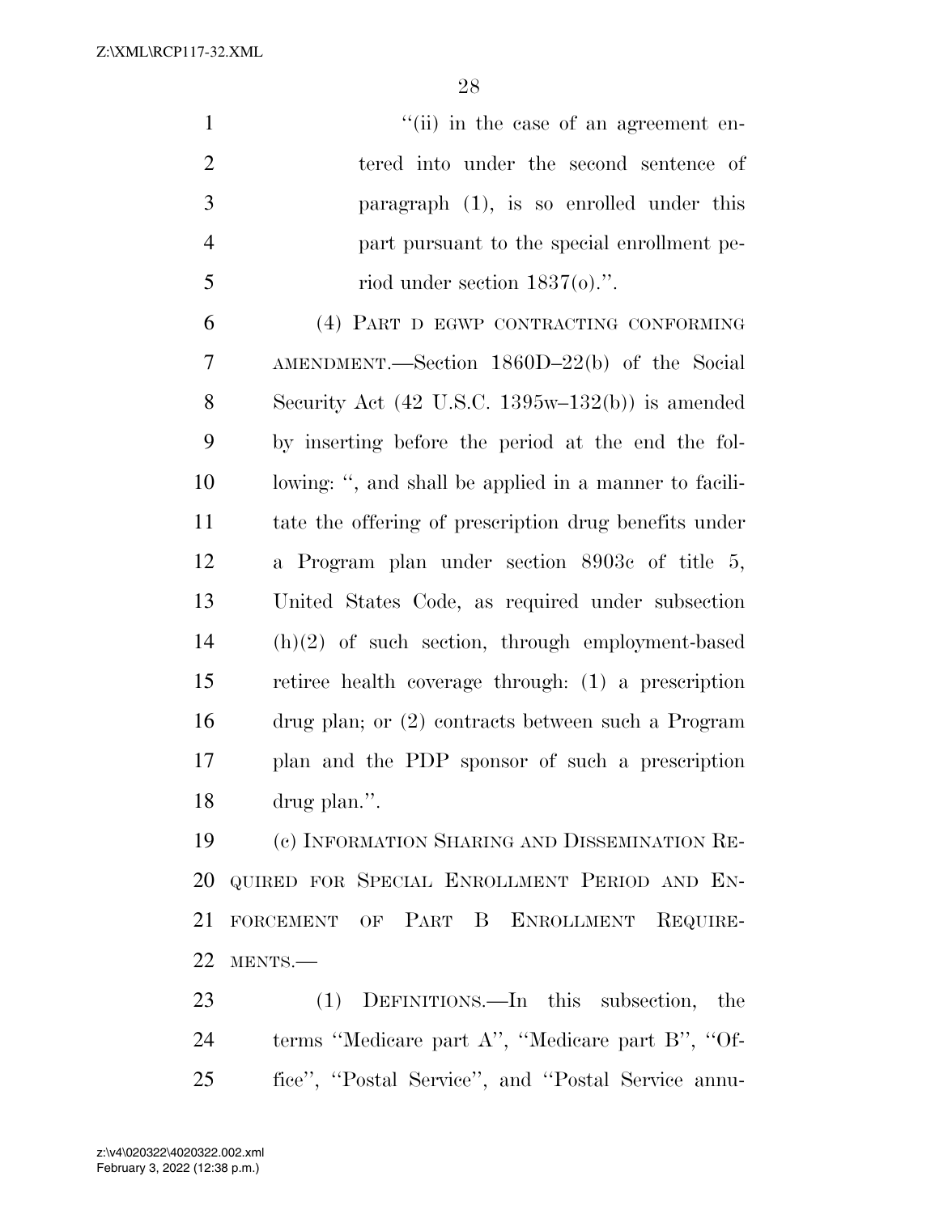"(ii) in the case of an agreement entered into under the second sentence of paragraph (1), is so enrolled under this part pursuant to the special enrollment period under section 1837(o).".

(4) PART D EGWP CONTRACTING CONFORMING AMENDMENT.—Section 1860D–22(b) of the Social Security Act (42 U.S.C. 1395w–132(b)) is amended by inserting before the period at the end the following: ", and shall be applied in a manner to facilitate the offering of prescription drug benefits under a Program plan under section 8903c of title 5, United States Code, as required under subsection (h)(2) of such section, through employment-based retiree health coverage through: (1) a prescription drug plan; or (2) contracts between such a Program plan and the PDP sponsor of such a prescription drug plan.".

(c) INFORMATION SHARING AND DISSEMINATION REQUIRED FOR SPECIAL ENROLLMENT PERIOD AND ENFORCEMENT OF PART B ENROLLMENT REQUIREMENTS.—

(1) DEFINITIONS.—In this subsection, the terms "Medicare part A", "Medicare part B", "Office", "Postal Service", and "Postal Service annu-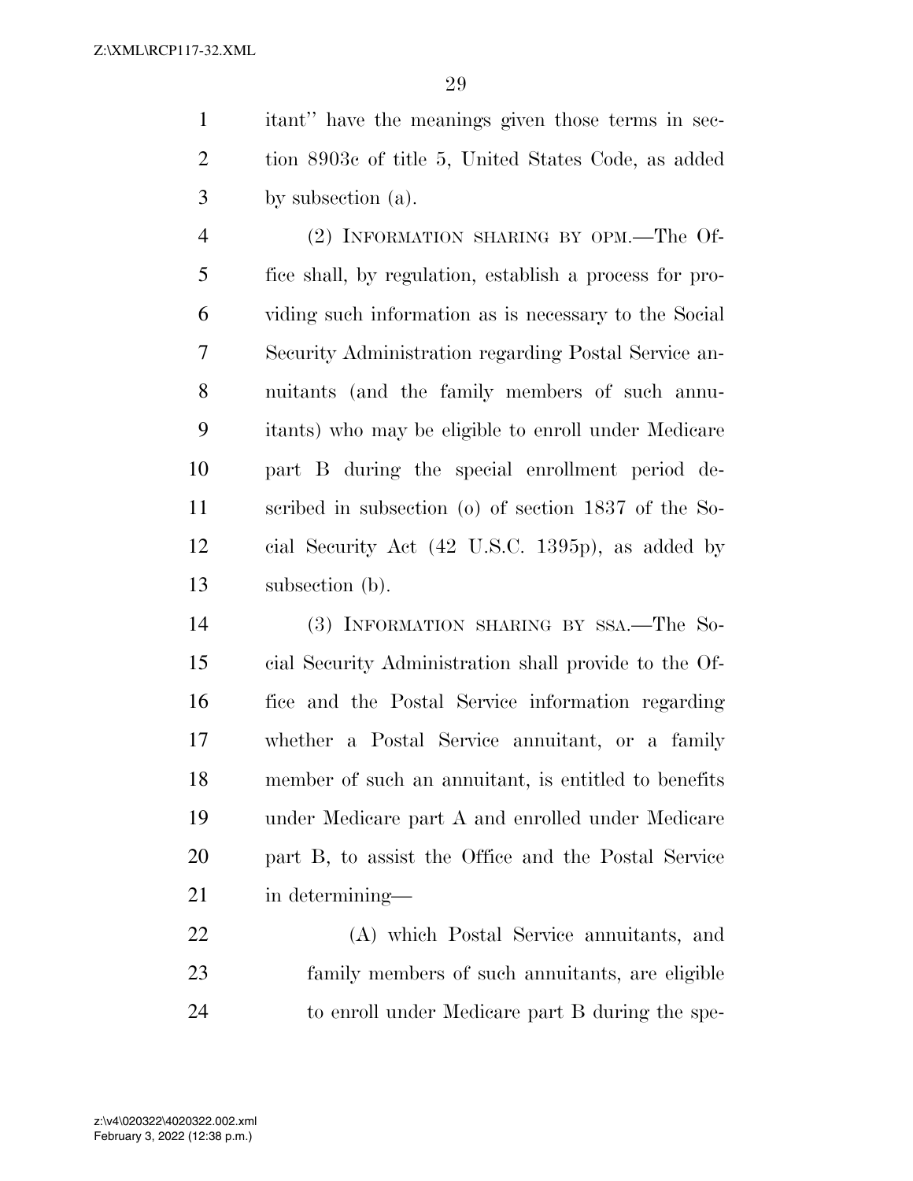itant'' have the meanings given those terms in section 8903c of title 5, United States Code, as added by subsection (a).

(2) INFORMATION SHARING BY OPM.—The Office shall, by regulation, establish a process for providing such information as is necessary to the Social Security Administration regarding Postal Service annuitants (and the family members of such annuitants) who may be eligible to enroll under Medicare part B during the special enrollment period described in subsection (o) of section 1837 of the Social Security Act (42 U.S.C. 1395p), as added by subsection (b).

(3) INFORMATION SHARING BY SSA.—The Social Security Administration shall provide to the Office and the Postal Service information regarding whether a Postal Service annuitant, or a family member of such an annuitant, is entitled to benefits under Medicare part A and enrolled under Medicare part B, to assist the Office and the Postal Service in determining—

(A) which Postal Service annuitants, and family members of such annuitants, are eligible to enroll under Medicare part B during the spe-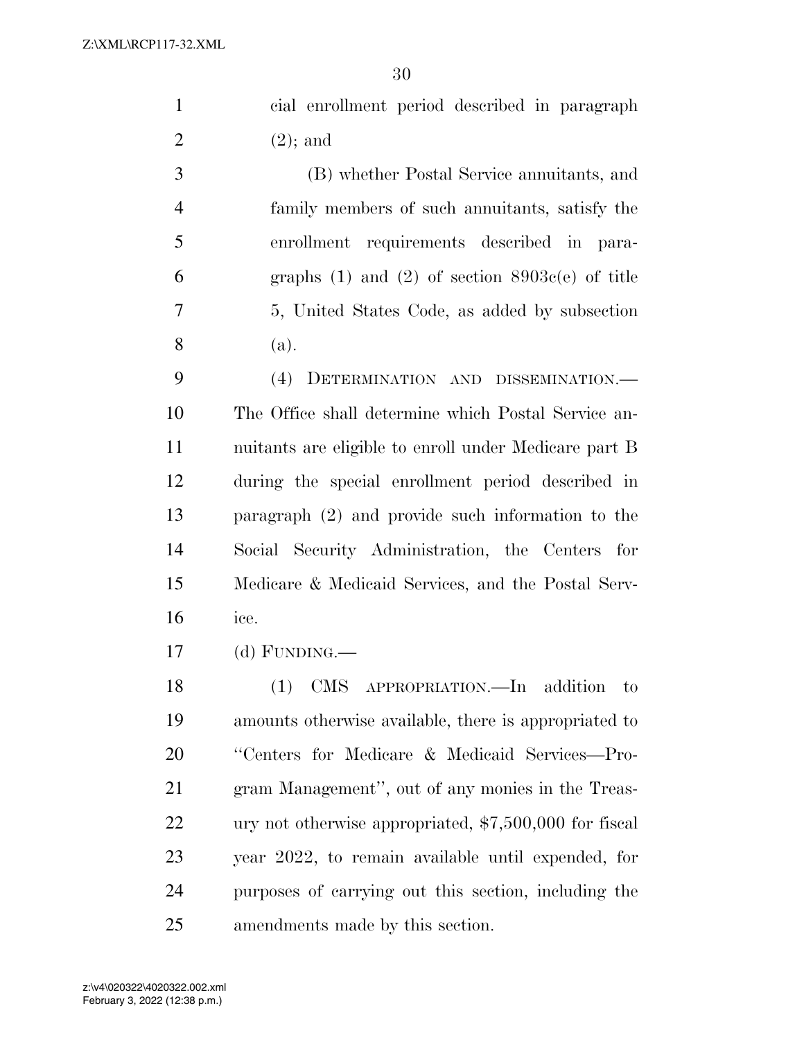cial enrollment period described in paragraph (2); and

(B) whether Postal Service annuitants, and family members of such annuitants, satisfy the enrollment requirements described in paragraphs (1) and (2) of section 8903c(e) of title 5, United States Code, as added by subsection (a).

(4) DETERMINATION AND DISSEMINATION.—The Office shall determine which Postal Service annuitants are eligible to enroll under Medicare part B during the special enrollment period described in paragraph (2) and provide such information to the Social Security Administration, the Centers for Medicare & Medicaid Services, and the Postal Service.

(d) FUNDING.—

(1) CMS APPROPRIATION.—In addition to amounts otherwise available, there is appropriated to ''Centers for Medicare & Medicaid Services—Program Management'', out of any monies in the Treasury not otherwise appropriated, $7,500,000 for fiscal year 2022, to remain available until expended, for purposes of carrying out this section, including the amendments made by this section.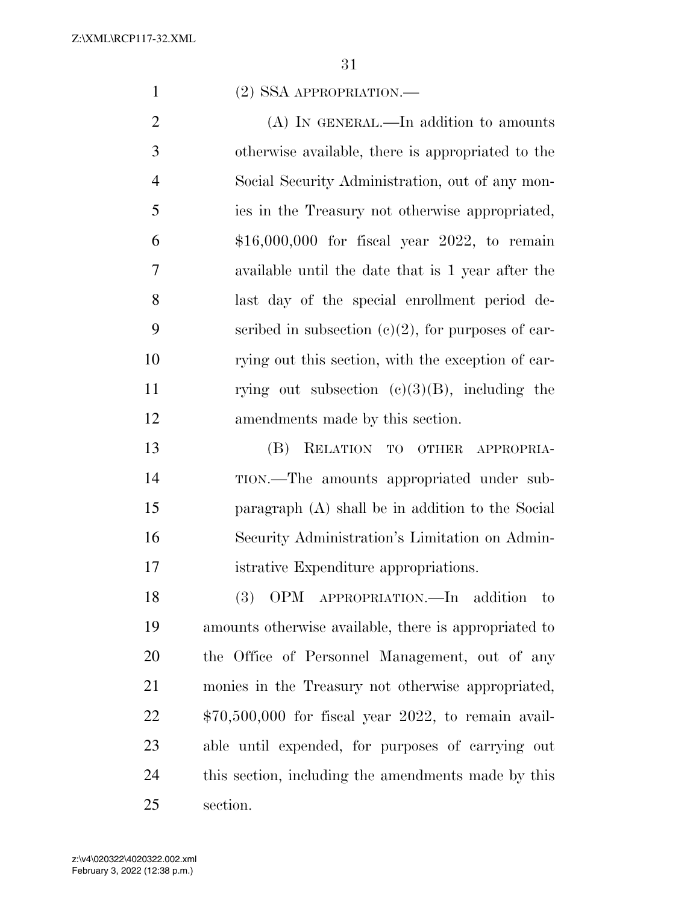(2) SSA APPROPRIATION.—

(A) IN GENERAL.—In addition to amounts otherwise available, there is appropriated to the Social Security Administration, out of any monies in the Treasury not otherwise appropriated, $16,000,000 for fiscal year 2022, to remain available until the date that is 1 year after the last day of the special enrollment period described in subsection (c)(2), for purposes of carrying out this section, with the exception of carrying out subsection (c)(3)(B), including the amendments made by this section.

(B) RELATION TO OTHER APPROPRIATION.—The amounts appropriated under subparagraph (A) shall be in addition to the Social Security Administration's Limitation on Administrative Expenditure appropriations.

(3) OPM APPROPRIATION.—In addition to amounts otherwise available, there is appropriated to the Office of Personnel Management, out of any monies in the Treasury not otherwise appropriated, $70,500,000 for fiscal year 2022, to remain available until expended, for purposes of carrying out this section, including the amendments made by this section.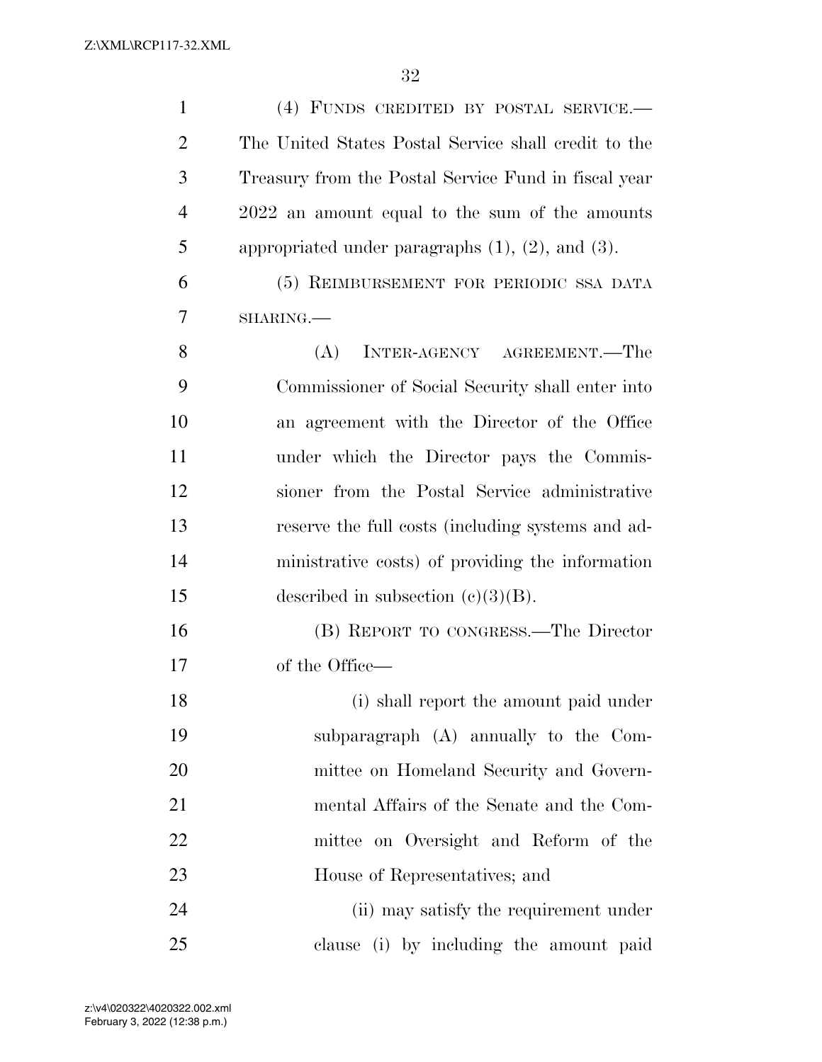(4) FUNDS CREDITED BY POSTAL SERVICE.—The United States Postal Service shall credit to the Treasury from the Postal Service Fund in fiscal year 2022 an amount equal to the sum of the amounts appropriated under paragraphs (1), (2), and (3).

(5) REIMBURSEMENT FOR PERIODIC SSA DATA SHARING.—

(A) INTER-AGENCY AGREEMENT.—The Commissioner of Social Security shall enter into an agreement with the Director of the Office under which the Director pays the Commissioner from the Postal Service administrative reserve the full costs (including systems and administrative costs) of providing the information described in subsection (c)(3)(B).

(B) REPORT TO CONGRESS.—The Director of the Office—

(i) shall report the amount paid under subparagraph (A) annually to the Committee on Homeland Security and Governmental Affairs of the Senate and the Committee on Oversight and Reform of the House of Representatives; and

(ii) may satisfy the requirement under clause (i) by including the amount paid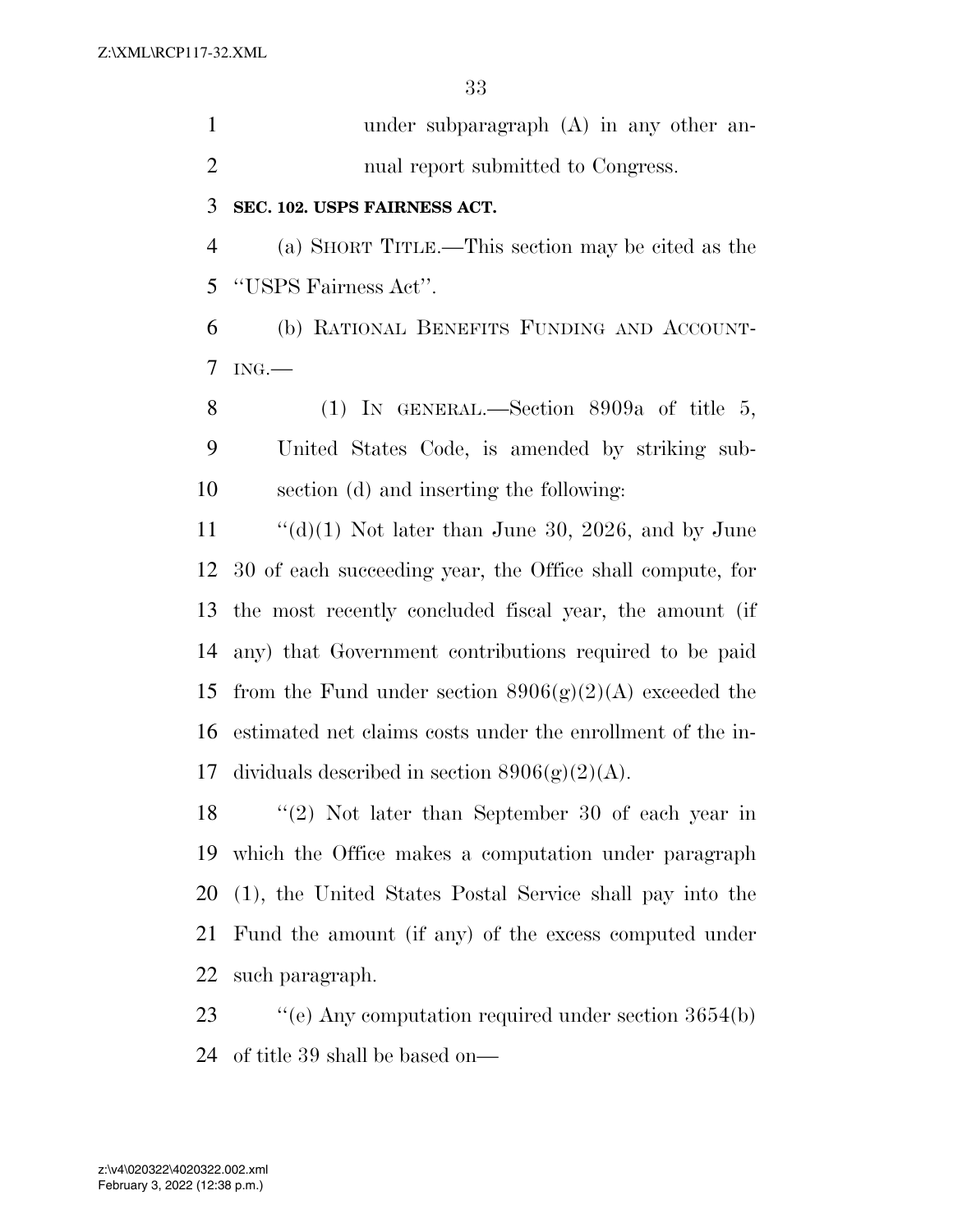under subparagraph (A) in any other annual report submitted to Congress.

**SEC. 102. USPS FAIRNESS ACT.**

(a) SHORT TITLE.—This section may be cited as the "USPS Fairness Act".

(b) RATIONAL BENEFITS FUNDING AND ACCOUNTING.—

(1) IN GENERAL.—Section 8909a of title 5, United States Code, is amended by striking subsection (d) and inserting the following:

"(d)(1) Not later than June 30, 2026, and by June 30 of each succeeding year, the Office shall compute, for the most recently concluded fiscal year, the amount (if any) that Government contributions required to be paid from the Fund under section 8906(g)(2)(A) exceeded the estimated net claims costs under the enrollment of the individuals described in section 8906(g)(2)(A).

"(2) Not later than September 30 of each year in which the Office makes a computation under paragraph (1), the United States Postal Service shall pay into the Fund the amount (if any) of the excess computed under such paragraph.

"(e) Any computation required under section 3654(b) of title 39 shall be based on—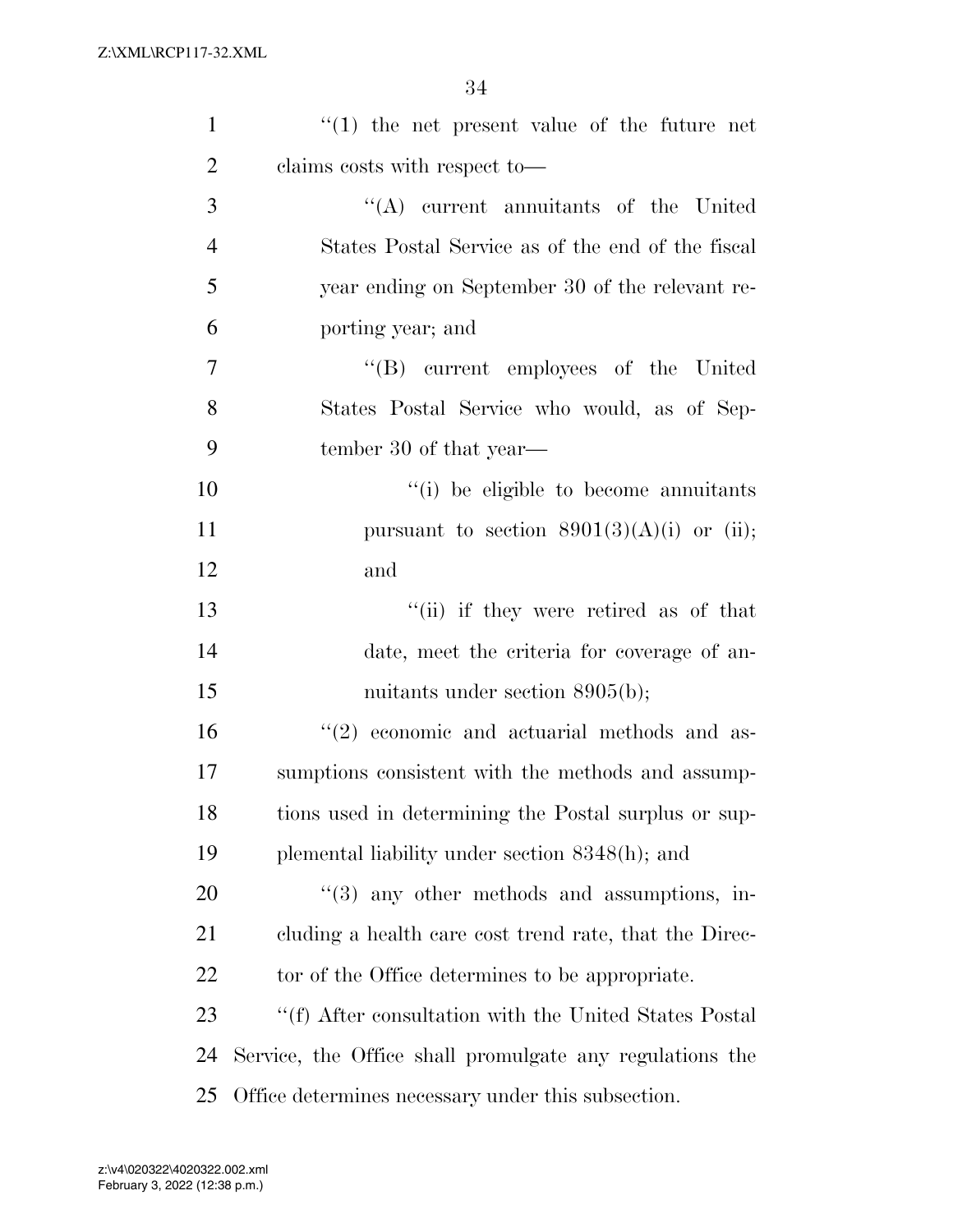''(1) the net present value of the future net claims costs with respect to—

''(A) current annuitants of the United States Postal Service as of the end of the fiscal year ending on September 30 of the relevant reporting year; and

''(B) current employees of the United States Postal Service who would, as of September 30 of that year—

''(i) be eligible to become annuitants pursuant to section 8901(3)(A)(i) or (ii); and

''(ii) if they were retired as of that date, meet the criteria for coverage of annuitants under section 8905(b);

''(2) economic and actuarial methods and assumptions consistent with the methods and assumptions used in determining the Postal surplus or supplemental liability under section 8348(h); and

''(3) any other methods and assumptions, including a health care cost trend rate, that the Director of the Office determines to be appropriate.

''(f) After consultation with the United States Postal Service, the Office shall promulgate any regulations the Office determines necessary under this subsection.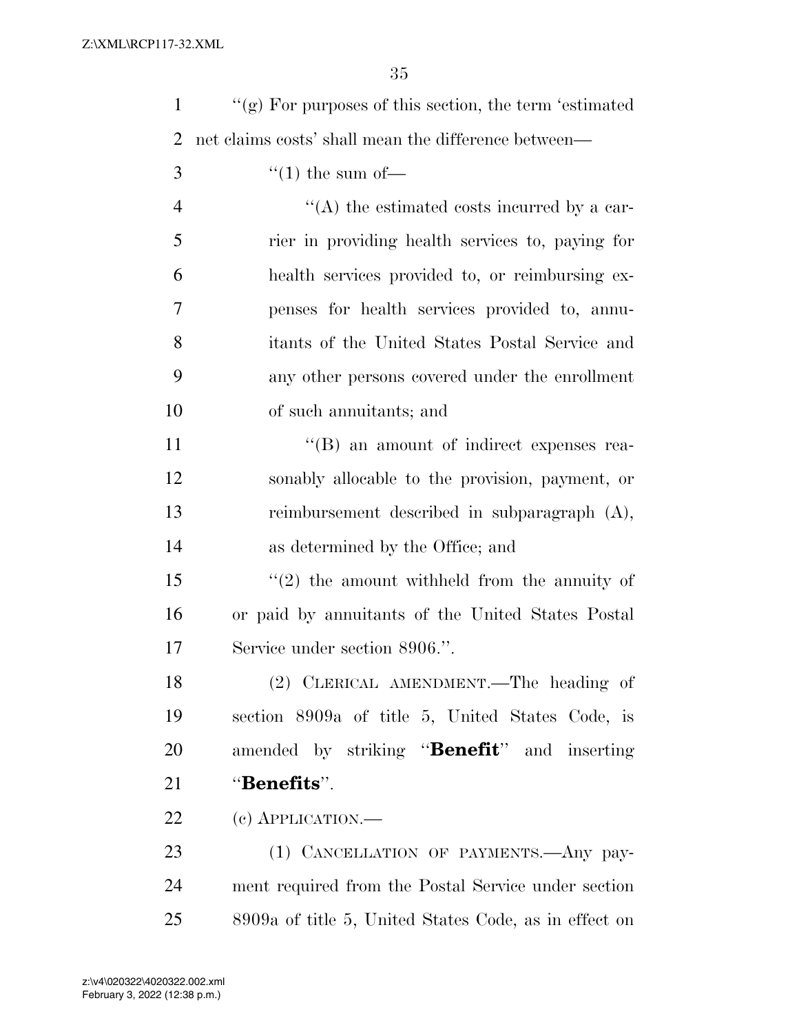"(g) For purposes of this section, the term 'estimated net claims costs' shall mean the difference between—

"(1) the sum of—

"(A) the estimated costs incurred by a carrier in providing health services to, paying for health services provided to, or reimbursing expenses for health services provided to, annuitants of the United States Postal Service and any other persons covered under the enrollment of such annuitants; and

"(B) an amount of indirect expenses reasonably allocable to the provision, payment, or reimbursement described in subparagraph (A), as determined by the Office; and

"(2) the amount withheld from the annuity of or paid by annuitants of the United States Postal Service under section 8906.".

(2) CLERICAL AMENDMENT.—The heading of section 8909a of title 5, United States Code, is amended by striking "**Benefit**" and inserting "**Benefits**".

(c) APPLICATION.—

(1) CANCELLATION OF PAYMENTS.—Any payment required from the Postal Service under section 8909a of title 5, United States Code, as in effect on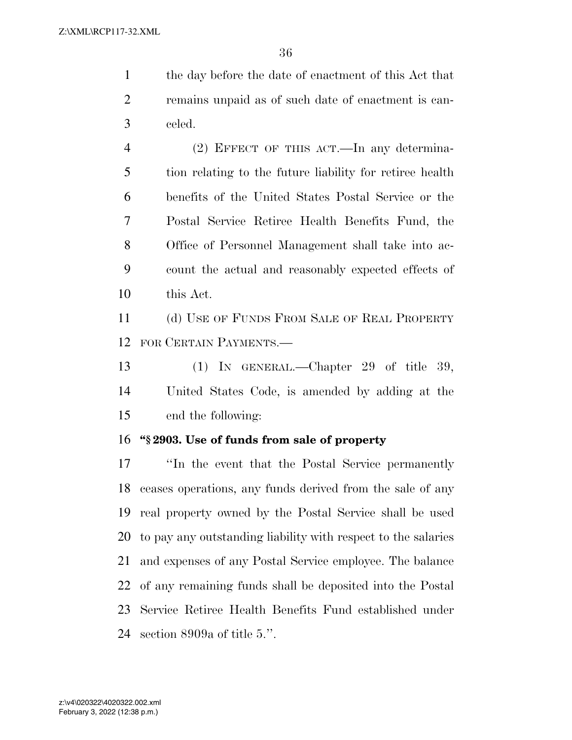the day before the date of enactment of this Act that remains unpaid as of such date of enactment is canceled.

(2) EFFECT OF THIS ACT.—In any determination relating to the future liability for retiree health benefits of the United States Postal Service or the Postal Service Retiree Health Benefits Fund, the Office of Personnel Management shall take into account the actual and reasonably expected effects of this Act.

(d) USE OF FUNDS FROM SALE OF REAL PROPERTY FOR CERTAIN PAYMENTS.—

(1) IN GENERAL.—Chapter 29 of title 39, United States Code, is amended by adding at the end the following:

**"§ 2903. Use of funds from sale of property**

"In the event that the Postal Service permanently ceases operations, any funds derived from the sale of any real property owned by the Postal Service shall be used to pay any outstanding liability with respect to the salaries and expenses of any Postal Service employee. The balance of any remaining funds shall be deposited into the Postal Service Retiree Health Benefits Fund established under section 8909a of title 5.".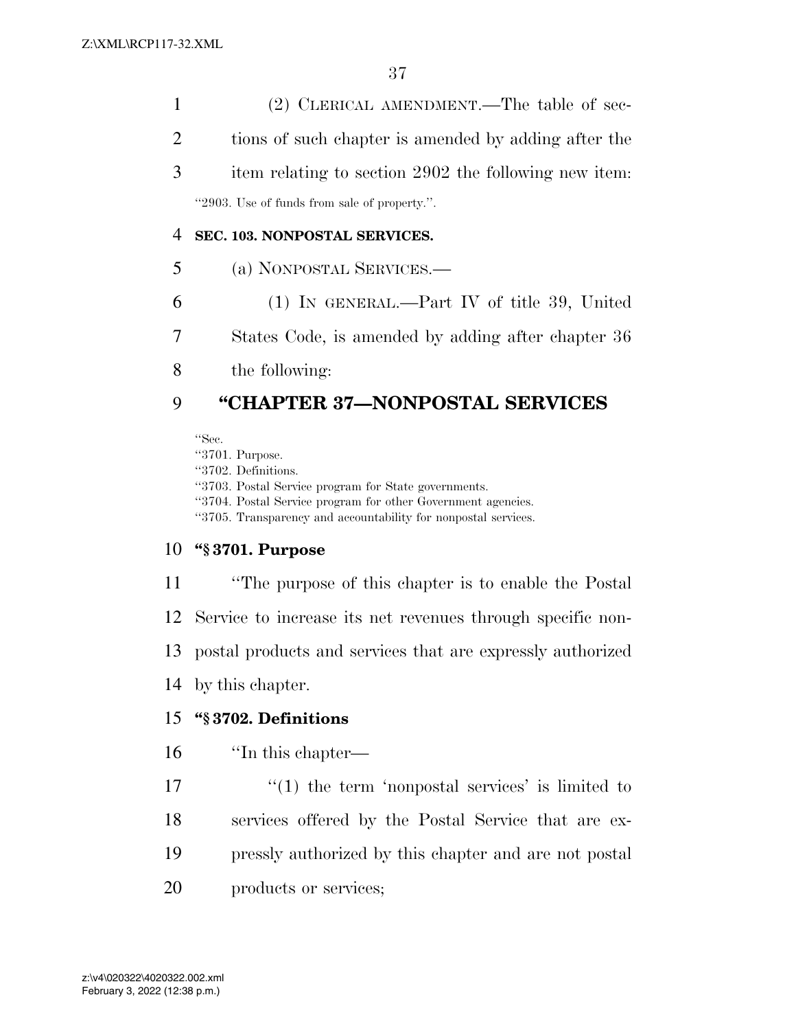(2) CLERICAL AMENDMENT.—The table of sections of such chapter is amended by adding after the item relating to section 2902 the following new item:

"2903. Use of funds from sale of property.".

**SEC. 103. NONPOSTAL SERVICES.**

(a) NONPOSTAL SERVICES.—

(1) IN GENERAL.—Part IV of title 39, United States Code, is amended by adding after chapter 36 the following:

# "CHAPTER 37—NONPOSTAL SERVICES

"Sec.
"3701. Purpose.
"3702. Definitions.
"3703. Postal Service program for State governments.
"3704. Postal Service program for other Government agencies.
"3705. Transparency and accountability for nonpostal services.

**"§ 3701. Purpose**

"The purpose of this chapter is to enable the Postal Service to increase its net revenues through specific nonpostal products and services that are expressly authorized by this chapter.

**"§ 3702. Definitions**

"In this chapter—

"(1) the term 'nonpostal services' is limited to services offered by the Postal Service that are expressly authorized by this chapter and are not postal products or services;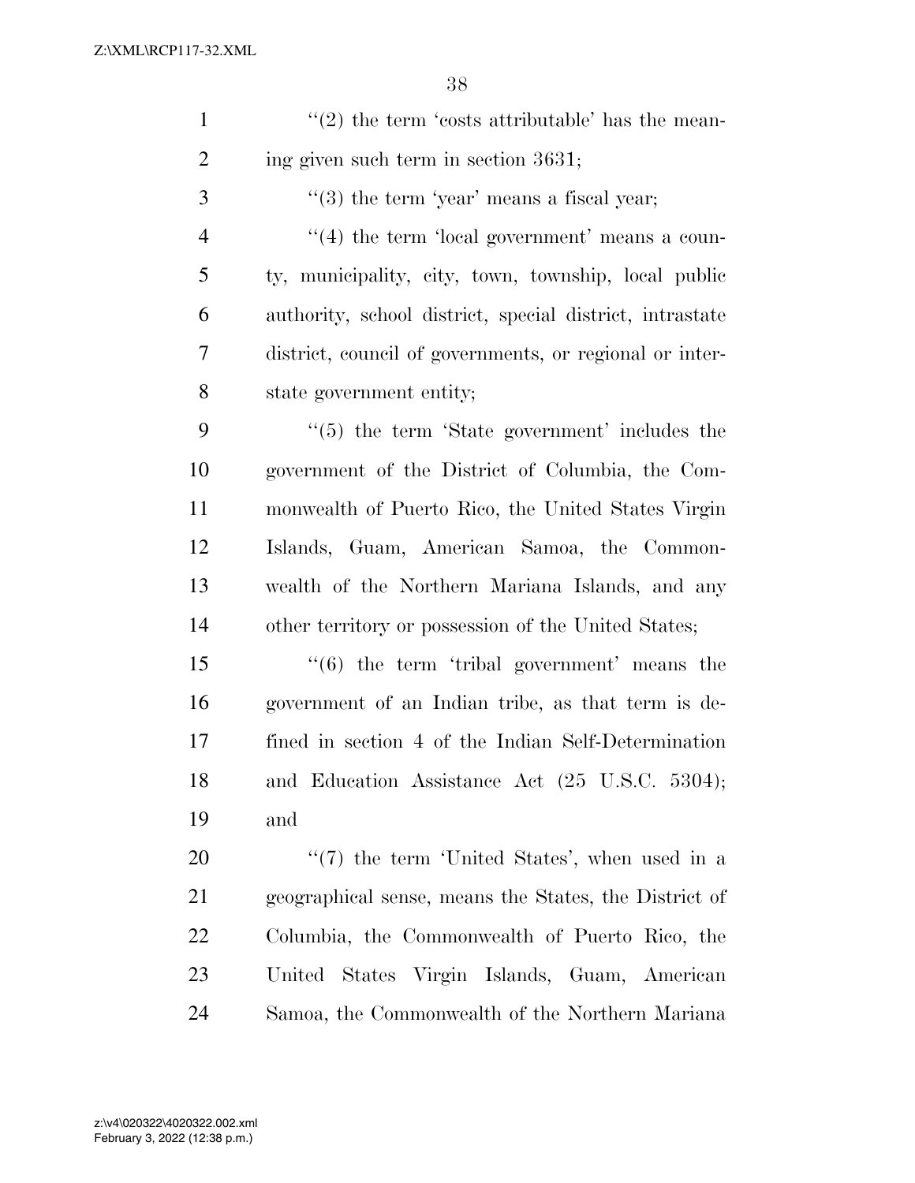''(2) the term 'costs attributable' has the meaning given such term in section 3631;

''(3) the term 'year' means a fiscal year;

''(4) the term 'local government' means a county, municipality, city, town, township, local public authority, school district, special district, intrastate district, council of governments, or regional or interstate government entity;

''(5) the term 'State government' includes the government of the District of Columbia, the Commonwealth of Puerto Rico, the United States Virgin Islands, Guam, American Samoa, the Commonwealth of the Northern Mariana Islands, and any other territory or possession of the United States;

''(6) the term 'tribal government' means the government of an Indian tribe, as that term is defined in section 4 of the Indian Self-Determination and Education Assistance Act (25 U.S.C. 5304); and

''(7) the term 'United States', when used in a geographical sense, means the States, the District of Columbia, the Commonwealth of Puerto Rico, the United States Virgin Islands, Guam, American Samoa, the Commonwealth of the Northern Mariana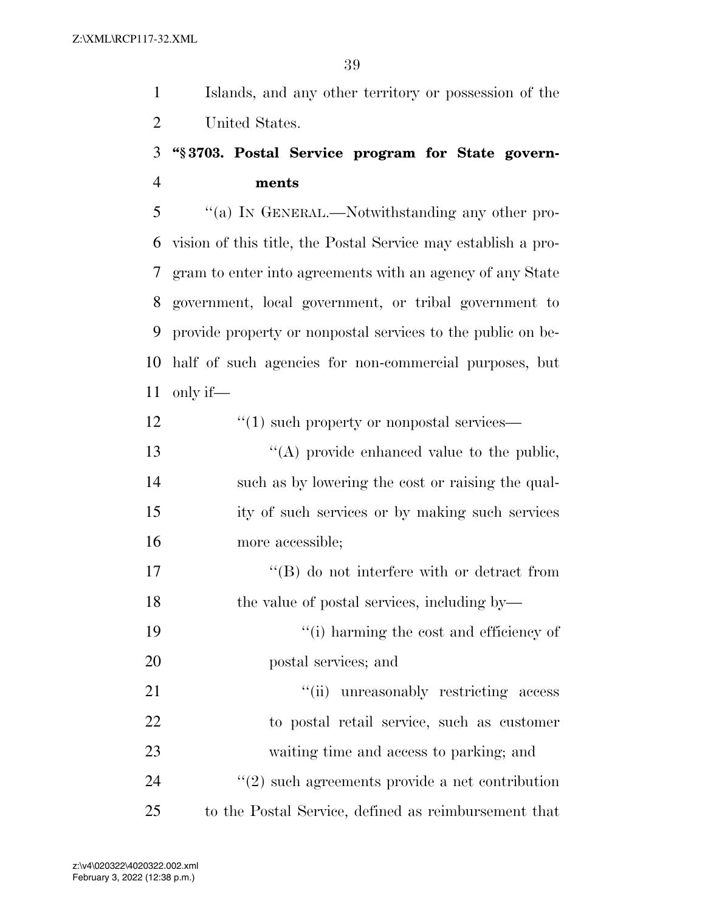Islands, and any other territory or possession of the United States.

**"§ 3703. Postal Service program for State governments**

"(a) IN GENERAL.—Notwithstanding any other provision of this title, the Postal Service may establish a program to enter into agreements with an agency of any State government, local government, or tribal government to provide property or nonpostal services to the public on behalf of such agencies for non-commercial purposes, but only if—

"(1) such property or nonpostal services—

"(A) provide enhanced value to the public, such as by lowering the cost or raising the quality of such services or by making such services more accessible;

"(B) do not interfere with or detract from the value of postal services, including by—

"(i) harming the cost and efficiency of postal services; and

"(ii) unreasonably restricting access to postal retail service, such as customer waiting time and access to parking; and

"(2) such agreements provide a net contribution to the Postal Service, defined as reimbursement that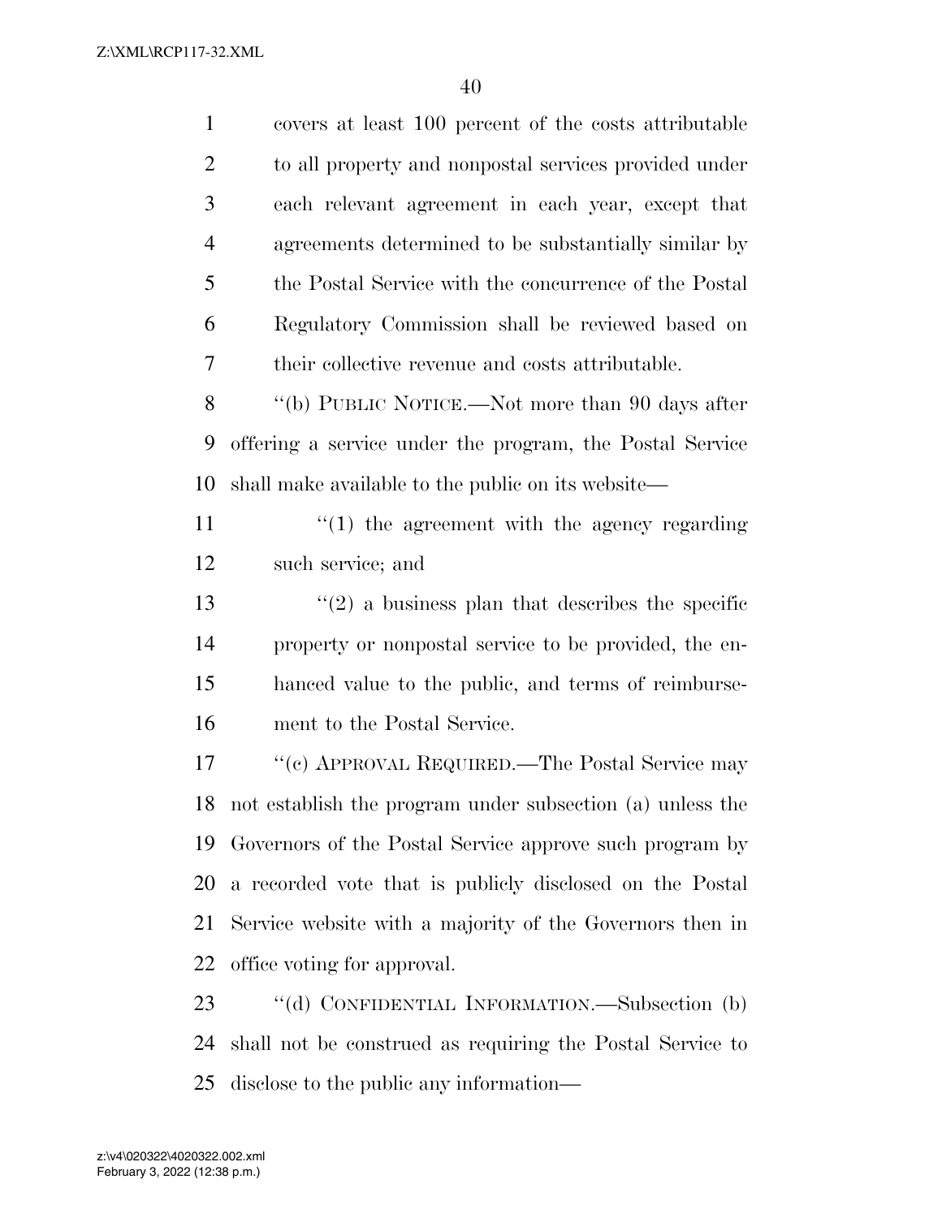covers at least 100 percent of the costs attributable to all property and nonpostal services provided under each relevant agreement in each year, except that agreements determined to be substantially similar by the Postal Service with the concurrence of the Postal Regulatory Commission shall be reviewed based on their collective revenue and costs attributable.

"(b) PUBLIC NOTICE.—Not more than 90 days after offering a service under the program, the Postal Service shall make available to the public on its website—

"(1) the agreement with the agency regarding such service; and

"(2) a business plan that describes the specific property or nonpostal service to be provided, the enhanced value to the public, and terms of reimbursement to the Postal Service.

"(c) APPROVAL REQUIRED.—The Postal Service may not establish the program under subsection (a) unless the Governors of the Postal Service approve such program by a recorded vote that is publicly disclosed on the Postal Service website with a majority of the Governors then in office voting for approval.

"(d) CONFIDENTIAL INFORMATION.—Subsection (b) shall not be construed as requiring the Postal Service to disclose to the public any information—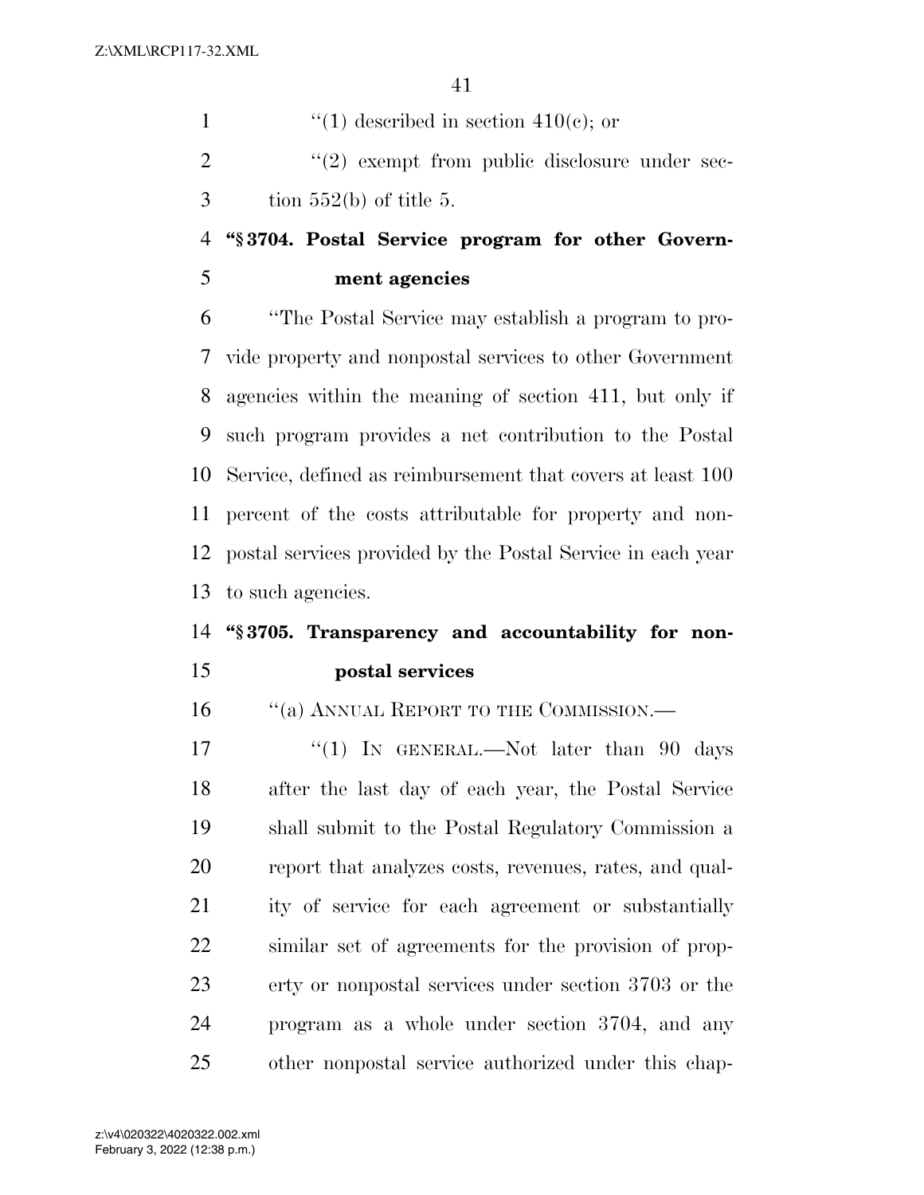"(1) described in section 410(c); or

"(2) exempt from public disclosure under section 552(b) of title 5.

**"§ 3704. Postal Service program for other Government agencies**

"The Postal Service may establish a program to provide property and nonpostal services to other Government agencies within the meaning of section 411, but only if such program provides a net contribution to the Postal Service, defined as reimbursement that covers at least 100 percent of the costs attributable for property and nonpostal services provided by the Postal Service in each year to such agencies.

**"§ 3705. Transparency and accountability for nonpostal services**

"(a) ANNUAL REPORT TO THE COMMISSION.—

"(1) IN GENERAL.—Not later than 90 days after the last day of each year, the Postal Service shall submit to the Postal Regulatory Commission a report that analyzes costs, revenues, rates, and quality of service for each agreement or substantially similar set of agreements for the provision of property or nonpostal services under section 3703 or the program as a whole under section 3704, and any other nonpostal service authorized under this chap-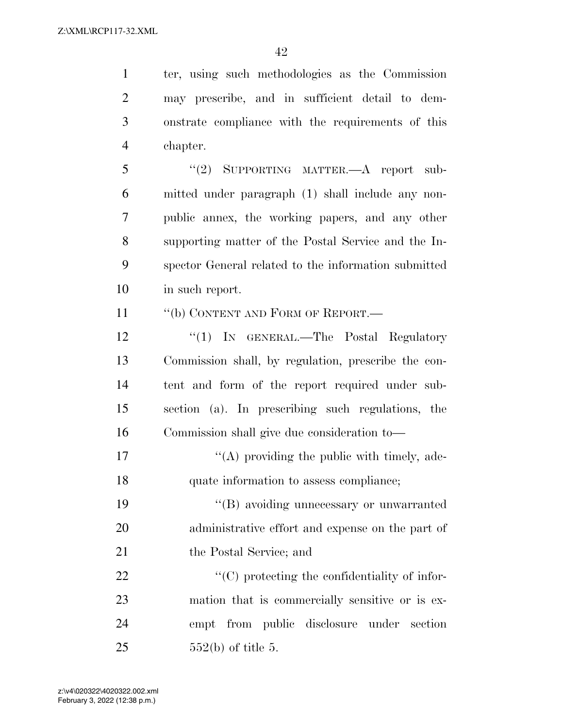ter, using such methodologies as the Commission may prescribe, and in sufficient detail to demonstrate compliance with the requirements of this chapter.

"(2) SUPPORTING MATTER.—A report submitted under paragraph (1) shall include any nonpublic annex, the working papers, and any other supporting matter of the Postal Service and the Inspector General related to the information submitted in such report.

"(b) CONTENT AND FORM OF REPORT.—

"(1) IN GENERAL.—The Postal Regulatory Commission shall, by regulation, prescribe the content and form of the report required under subsection (a). In prescribing such regulations, the Commission shall give due consideration to—

"(A) providing the public with timely, adequate information to assess compliance;

"(B) avoiding unnecessary or unwarranted administrative effort and expense on the part of the Postal Service; and

"(C) protecting the confidentiality of information that is commercially sensitive or is exempt from public disclosure under section 552(b) of title 5.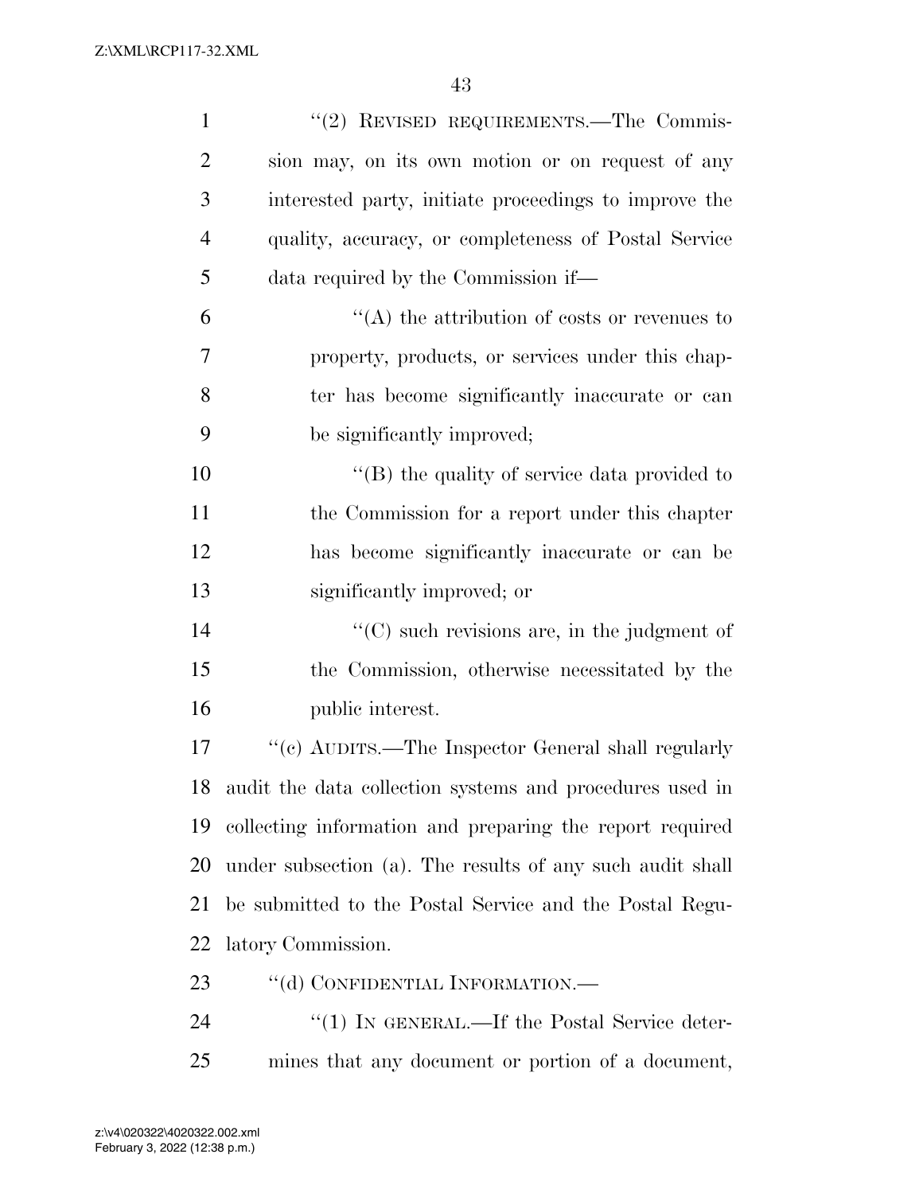"(2) REVISED REQUIREMENTS.—The Commission may, on its own motion or on request of any interested party, initiate proceedings to improve the quality, accuracy, or completeness of Postal Service data required by the Commission if—

"(A) the attribution of costs or revenues to property, products, or services under this chapter has become significantly inaccurate or can be significantly improved;

"(B) the quality of service data provided to the Commission for a report under this chapter has become significantly inaccurate or can be significantly improved; or

"(C) such revisions are, in the judgment of the Commission, otherwise necessitated by the public interest.

"(c) AUDITS.—The Inspector General shall regularly audit the data collection systems and procedures used in collecting information and preparing the report required under subsection (a). The results of any such audit shall be submitted to the Postal Service and the Postal Regulatory Commission.

"(d) CONFIDENTIAL INFORMATION.—

"(1) IN GENERAL.—If the Postal Service determines that any document or portion of a document,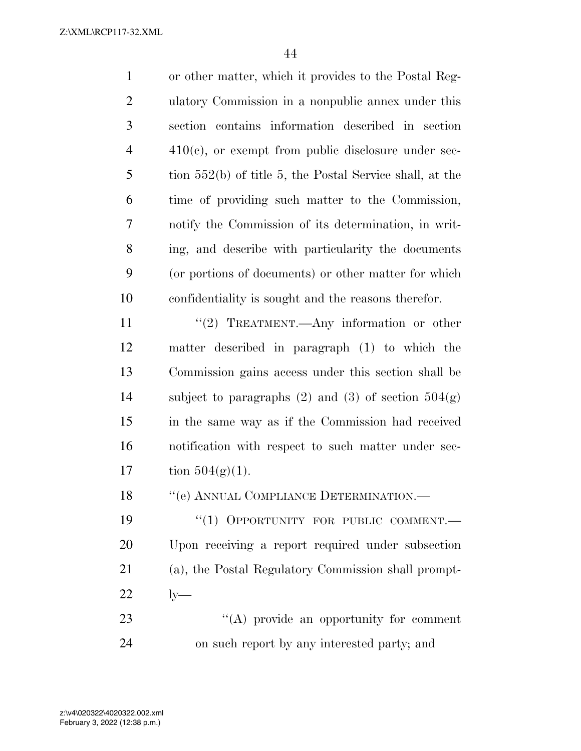or other matter, which it provides to the Postal Regulatory Commission in a nonpublic annex under this section contains information described in section 410(c), or exempt from public disclosure under section 552(b) of title 5, the Postal Service shall, at the time of providing such matter to the Commission, notify the Commission of its determination, in writing, and describe with particularity the documents (or portions of documents) or other matter for which confidentiality is sought and the reasons therefor.

''(2) TREATMENT.—Any information or other matter described in paragraph (1) to which the Commission gains access under this section shall be subject to paragraphs (2) and (3) of section 504(g) in the same way as if the Commission had received notification with respect to such matter under section 504(g)(1).

''(e) ANNUAL COMPLIANCE DETERMINATION.—

''(1) OPPORTUNITY FOR PUBLIC COMMENT.— Upon receiving a report required under subsection (a), the Postal Regulatory Commission shall promptly—

''(A) provide an opportunity for comment on such report by any interested party; and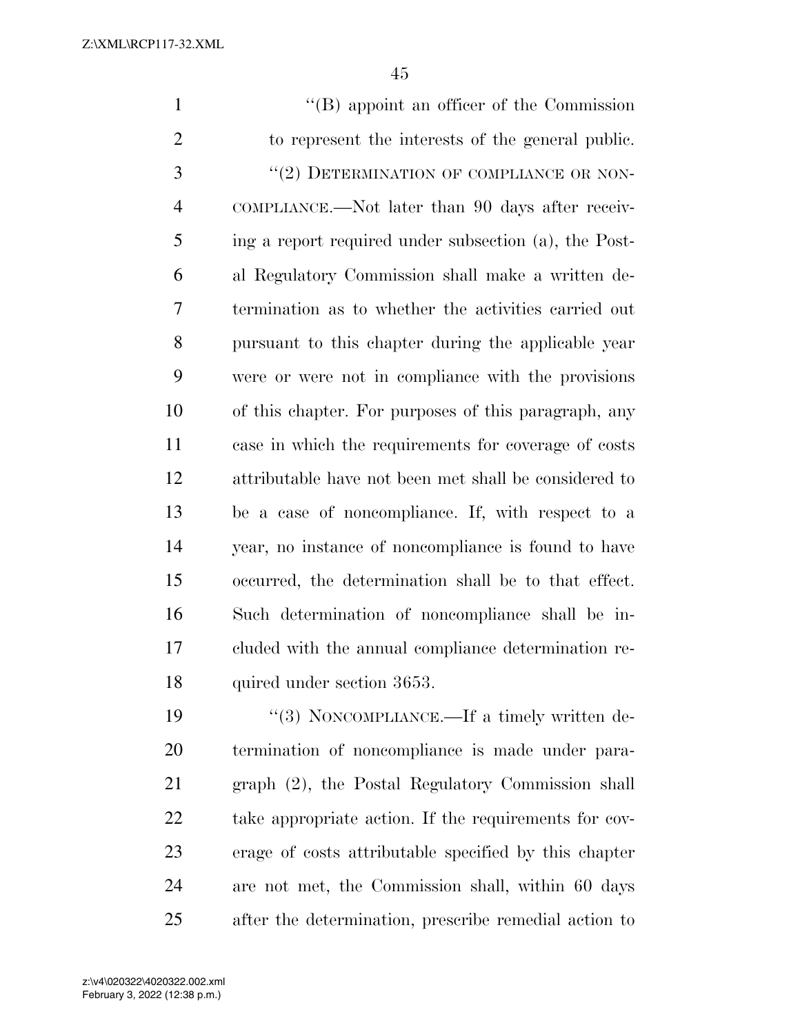''(B) appoint an officer of the Commission to represent the interests of the general public.

''(2) DETERMINATION OF COMPLIANCE OR NONCOMPLIANCE.—Not later than 90 days after receiving a report required under subsection (a), the Postal Regulatory Commission shall make a written determination as to whether the activities carried out pursuant to this chapter during the applicable year were or were not in compliance with the provisions of this chapter. For purposes of this paragraph, any case in which the requirements for coverage of costs attributable have not been met shall be considered to be a case of noncompliance. If, with respect to a year, no instance of noncompliance is found to have occurred, the determination shall be to that effect. Such determination of noncompliance shall be included with the annual compliance determination required under section 3653.

''(3) NONCOMPLIANCE.—If a timely written determination of noncompliance is made under paragraph (2), the Postal Regulatory Commission shall take appropriate action. If the requirements for coverage of costs attributable specified by this chapter are not met, the Commission shall, within 60 days after the determination, prescribe remedial action to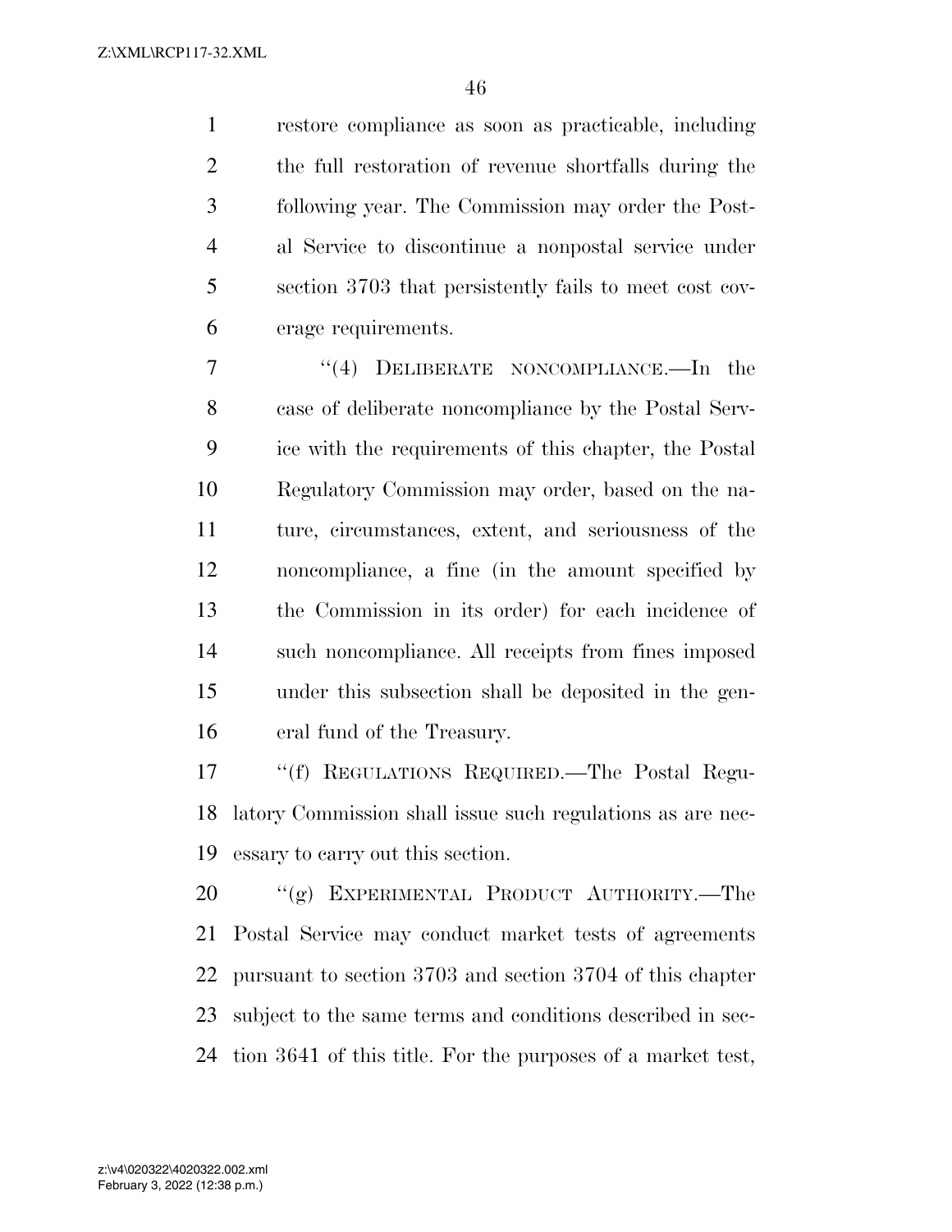restore compliance as soon as practicable, including the full restoration of revenue shortfalls during the following year. The Commission may order the Postal Service to discontinue a nonpostal service under section 3703 that persistently fails to meet cost coverage requirements.

"(4) DELIBERATE NONCOMPLIANCE.—In the case of deliberate noncompliance by the Postal Service with the requirements of this chapter, the Postal Regulatory Commission may order, based on the nature, circumstances, extent, and seriousness of the noncompliance, a fine (in the amount specified by the Commission in its order) for each incidence of such noncompliance. All receipts from fines imposed under this subsection shall be deposited in the general fund of the Treasury.

"(f) REGULATIONS REQUIRED.—The Postal Regulatory Commission shall issue such regulations as are necessary to carry out this section.

"(g) EXPERIMENTAL PRODUCT AUTHORITY.—The Postal Service may conduct market tests of agreements pursuant to section 3703 and section 3704 of this chapter subject to the same terms and conditions described in section 3641 of this title. For the purposes of a market test,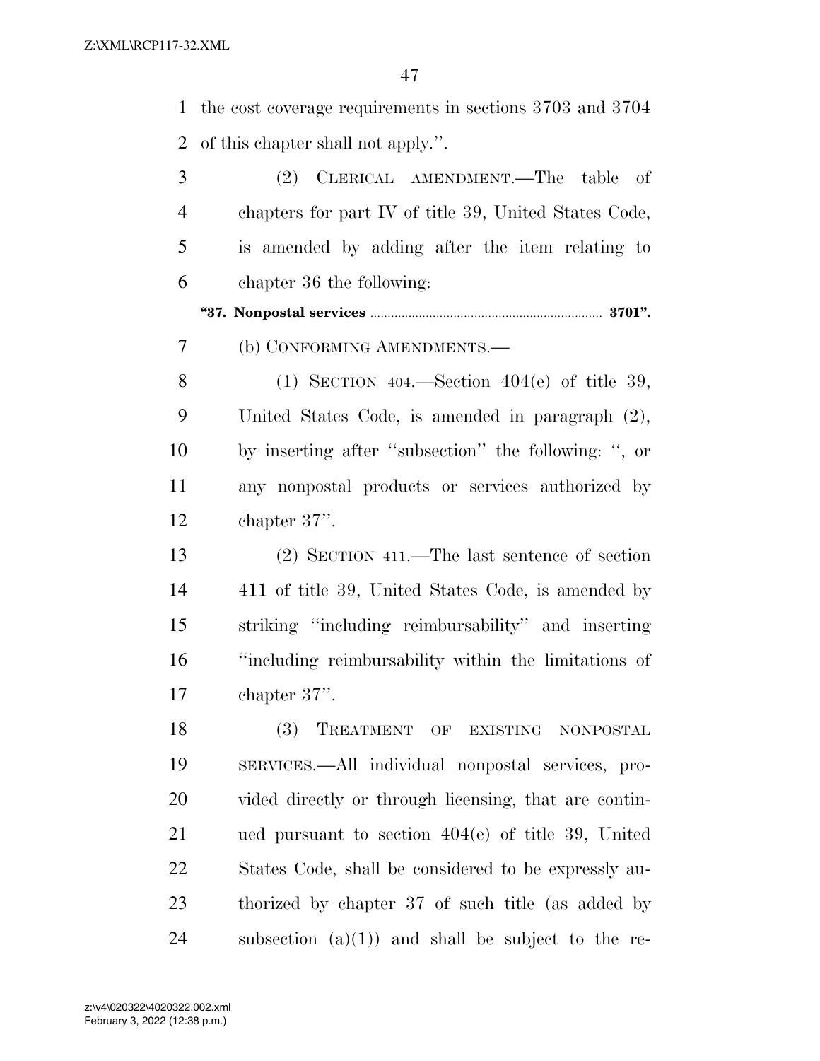the cost coverage requirements in sections 3703 and 3704 of this chapter shall not apply.''.

(2) CLERICAL AMENDMENT.—The table of chapters for part IV of title 39, United States Code, is amended by adding after the item relating to chapter 36 the following:

**''37. Nonpostal services .................................................................... 3701''.**

(b) CONFORMING AMENDMENTS.—

(1) SECTION 404.—Section 404(e) of title 39, United States Code, is amended in paragraph (2), by inserting after ''subsection'' the following: '', or any nonpostal products or services authorized by chapter 37''.

(2) SECTION 411.—The last sentence of section 411 of title 39, United States Code, is amended by striking ''including reimbursability'' and inserting ''including reimbursability within the limitations of chapter 37''.

(3) TREATMENT OF EXISTING NONPOSTAL SERVICES.—All individual nonpostal services, provided directly or through licensing, that are continued pursuant to section 404(e) of title 39, United States Code, shall be considered to be expressly authorized by chapter 37 of such title (as added by subsection (a)(1)) and shall be subject to the re-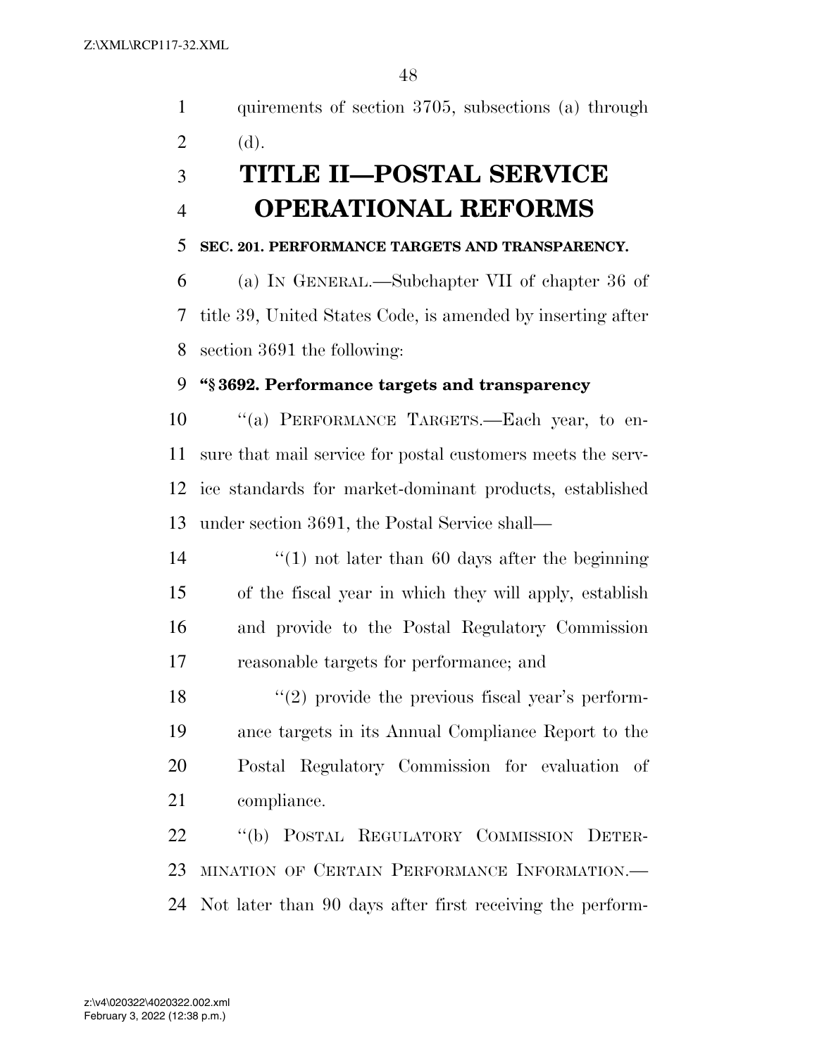quirements of section 3705, subsections (a) through (d).

# TITLE II—POSTAL SERVICE OPERATIONAL REFORMS

### SEC. 201. PERFORMANCE TARGETS AND TRANSPARENCY.

(a) IN GENERAL.—Subchapter VII of chapter 36 of title 39, United States Code, is amended by inserting after section 3691 the following:

**"§ 3692. Performance targets and transparency**

"(a) PERFORMANCE TARGETS.—Each year, to ensure that mail service for postal customers meets the service standards for market-dominant products, established under section 3691, the Postal Service shall—

"(1) not later than 60 days after the beginning of the fiscal year in which they will apply, establish and provide to the Postal Regulatory Commission reasonable targets for performance; and

"(2) provide the previous fiscal year's performance targets in its Annual Compliance Report to the Postal Regulatory Commission for evaluation of compliance.

"(b) POSTAL REGULATORY COMMISSION DETERMINATION OF CERTAIN PERFORMANCE INFORMATION.—Not later than 90 days after first receiving the perform-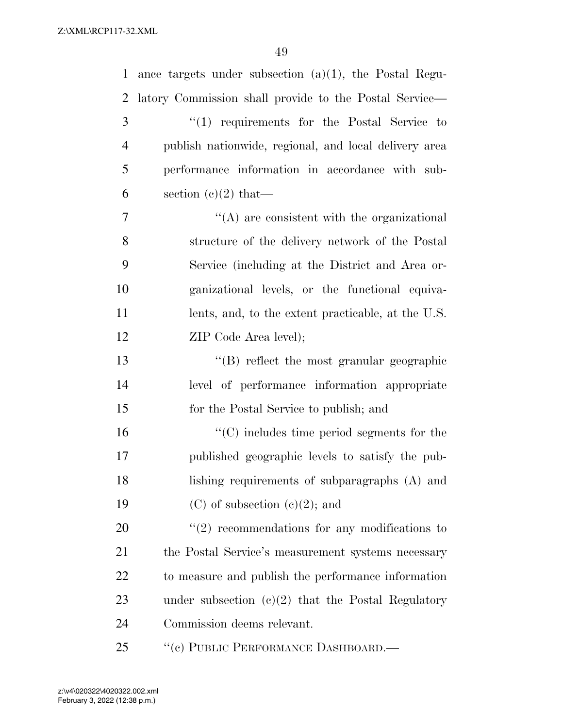ance targets under subsection (a)(1), the Postal Regulatory Commission shall provide to the Postal Service—

''(1) requirements for the Postal Service to publish nationwide, regional, and local delivery area performance information in accordance with subsection (c)(2) that—

''(A) are consistent with the organizational structure of the delivery network of the Postal Service (including at the District and Area organizational levels, or the functional equivalents, and, to the extent practicable, at the U.S. ZIP Code Area level);

''(B) reflect the most granular geographic level of performance information appropriate for the Postal Service to publish; and

''(C) includes time period segments for the published geographic levels to satisfy the publishing requirements of subparagraphs (A) and (C) of subsection (c)(2); and

''(2) recommendations for any modifications to the Postal Service's measurement systems necessary to measure and publish the performance information under subsection (c)(2) that the Postal Regulatory Commission deems relevant.

''(c) PUBLIC PERFORMANCE DASHBOARD.—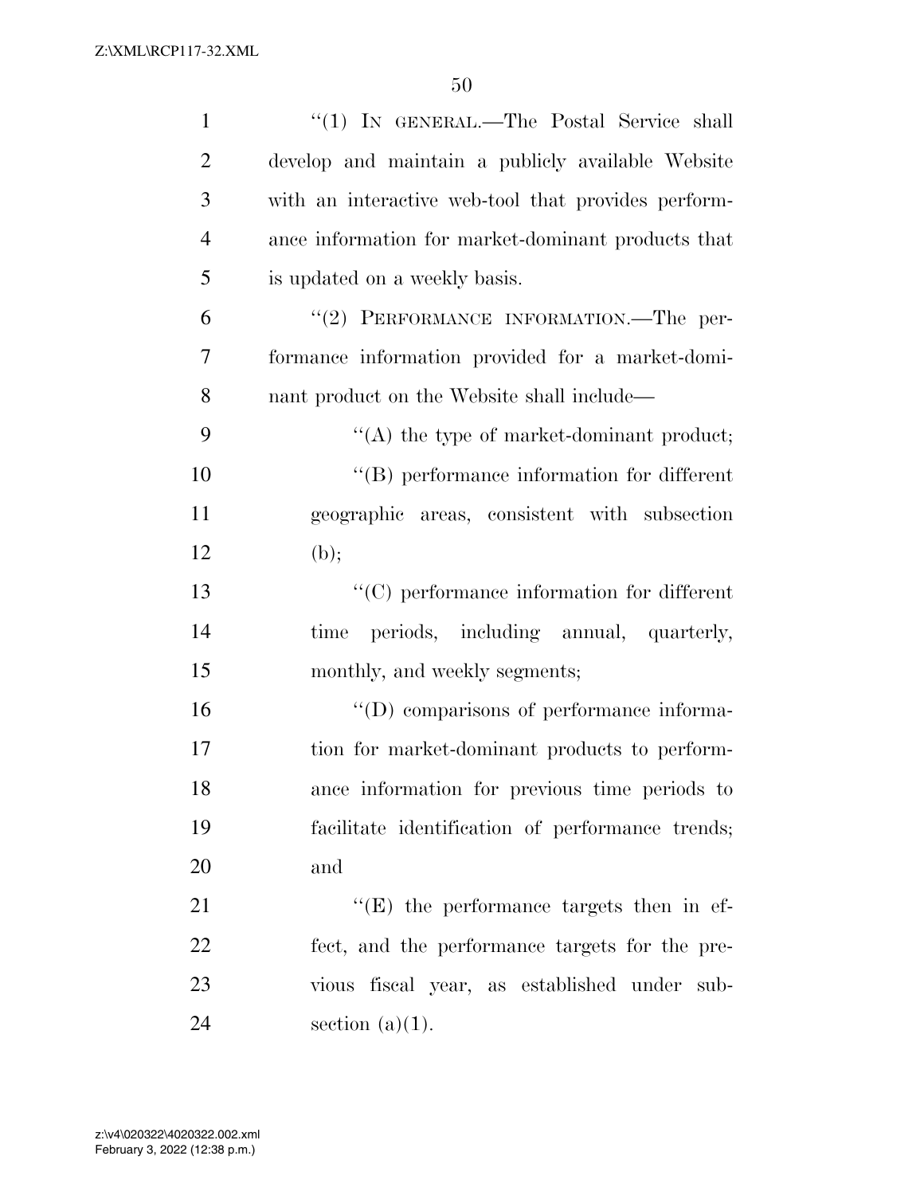''(1) IN GENERAL.—The Postal Service shall develop and maintain a publicly available Website with an interactive web-tool that provides performance information for market-dominant products that is updated on a weekly basis.

''(2) PERFORMANCE INFORMATION.—The performance information provided for a market-dominant product on the Website shall include—

''(A) the type of market-dominant product;

''(B) performance information for different geographic areas, consistent with subsection (b);

''(C) performance information for different time periods, including annual, quarterly, monthly, and weekly segments;

''(D) comparisons of performance information for market-dominant products to performance information for previous time periods to facilitate identification of performance trends; and

''(E) the performance targets then in effect, and the performance targets for the previous fiscal year, as established under subsection (a)(1).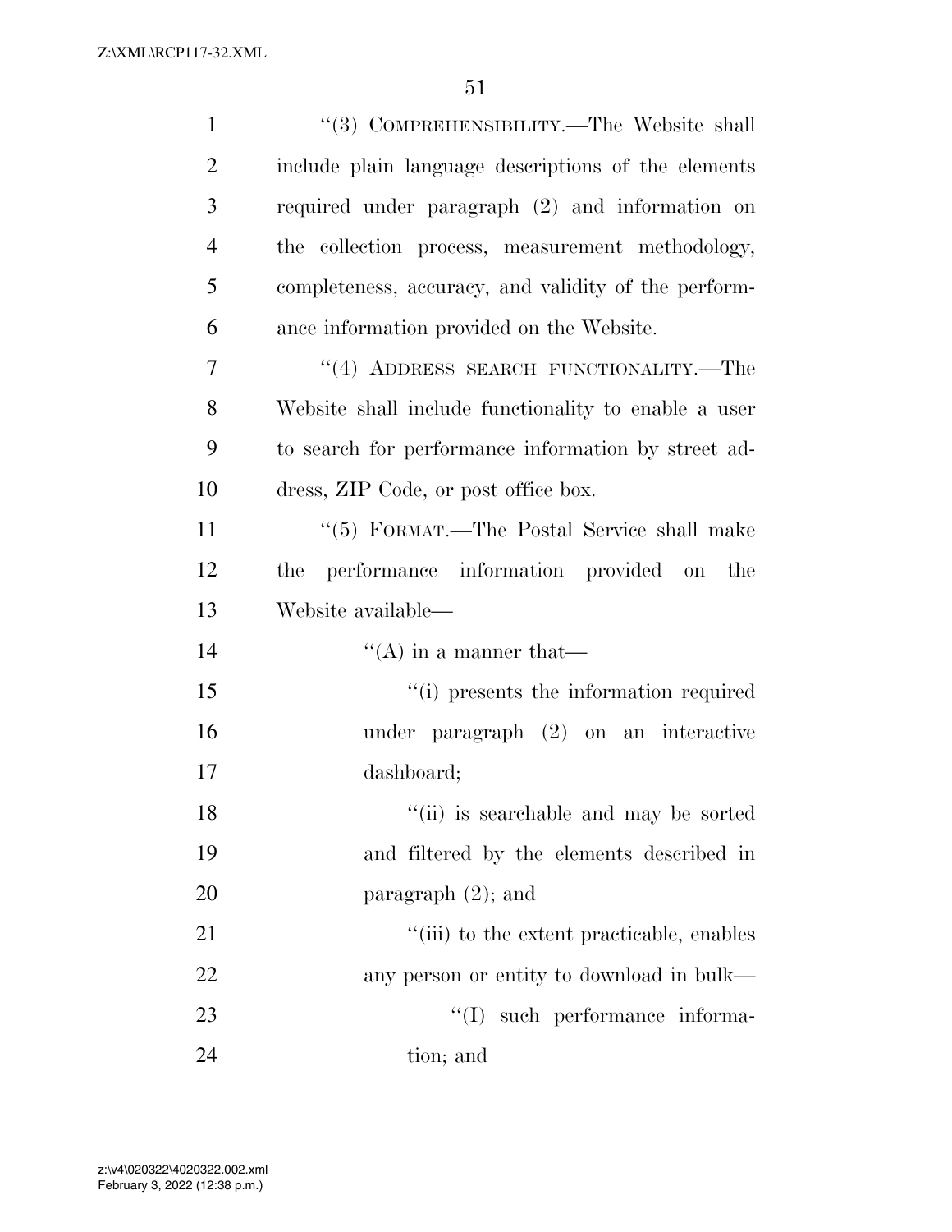"(3) COMPREHENSIBILITY.—The Website shall include plain language descriptions of the elements required under paragraph (2) and information on the collection process, measurement methodology, completeness, accuracy, and validity of the performance information provided on the Website.

"(4) ADDRESS SEARCH FUNCTIONALITY.—The Website shall include functionality to enable a user to search for performance information by street address, ZIP Code, or post office box.

"(5) FORMAT.—The Postal Service shall make the performance information provided on the Website available—

"(A) in a manner that—

"(i) presents the information required under paragraph (2) on an interactive dashboard;

"(ii) is searchable and may be sorted and filtered by the elements described in paragraph (2); and

"(iii) to the extent practicable, enables any person or entity to download in bulk—

"(I) such performance information; and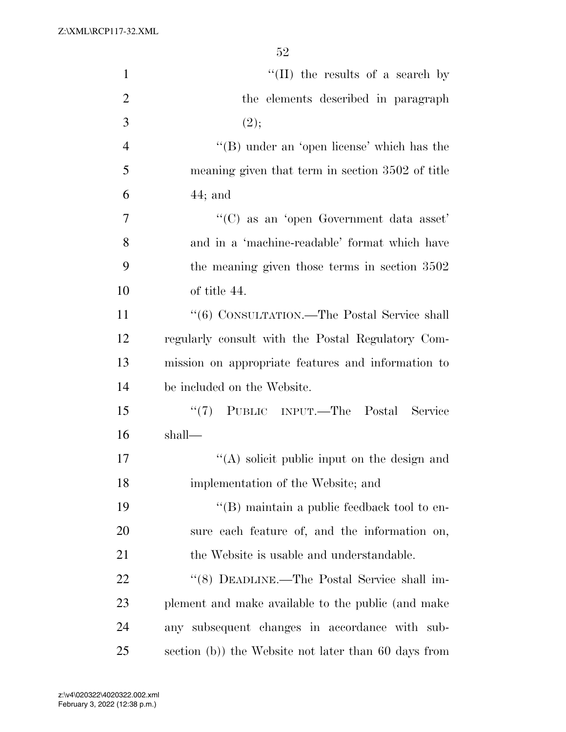''(II) the results of a search by the elements described in paragraph (2);

''(B) under an 'open license' which has the meaning given that term in section 3502 of title 44; and

''(C) as an 'open Government data asset' and in a 'machine-readable' format which have the meaning given those terms in section 3502 of title 44.

''(6) CONSULTATION.—The Postal Service shall regularly consult with the Postal Regulatory Commission on appropriate features and information to be included on the Website.

''(7) PUBLIC INPUT.—The Postal Service shall—

''(A) solicit public input on the design and implementation of the Website; and

''(B) maintain a public feedback tool to ensure each feature of, and the information on, the Website is usable and understandable.

''(8) DEADLINE.—The Postal Service shall implement and make available to the public (and make any subsequent changes in accordance with subsection (b)) the Website not later than 60 days from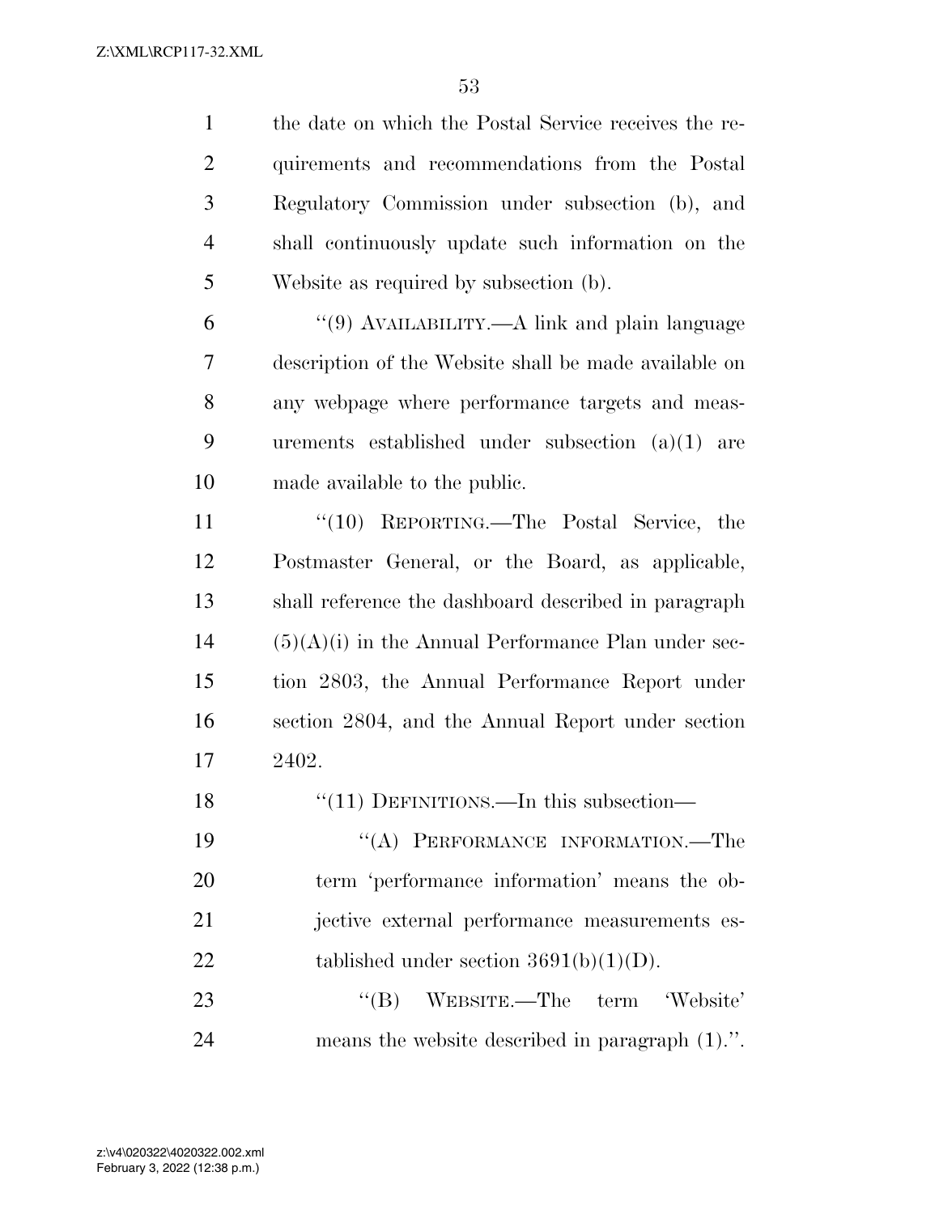the date on which the Postal Service receives the requirements and recommendations from the Postal Regulatory Commission under subsection (b), and shall continuously update such information on the Website as required by subsection (b).

"(9) AVAILABILITY.—A link and plain language description of the Website shall be made available on any webpage where performance targets and measurements established under subsection (a)(1) are made available to the public.

"(10) REPORTING.—The Postal Service, the Postmaster General, or the Board, as applicable, shall reference the dashboard described in paragraph (5)(A)(i) in the Annual Performance Plan under section 2803, the Annual Performance Report under section 2804, and the Annual Report under section 2402.

"(11) DEFINITIONS.—In this subsection—

"(A) PERFORMANCE INFORMATION.—The term 'performance information' means the objective external performance measurements established under section 3691(b)(1)(D).

"(B) WEBSITE.—The term 'Website' means the website described in paragraph (1).".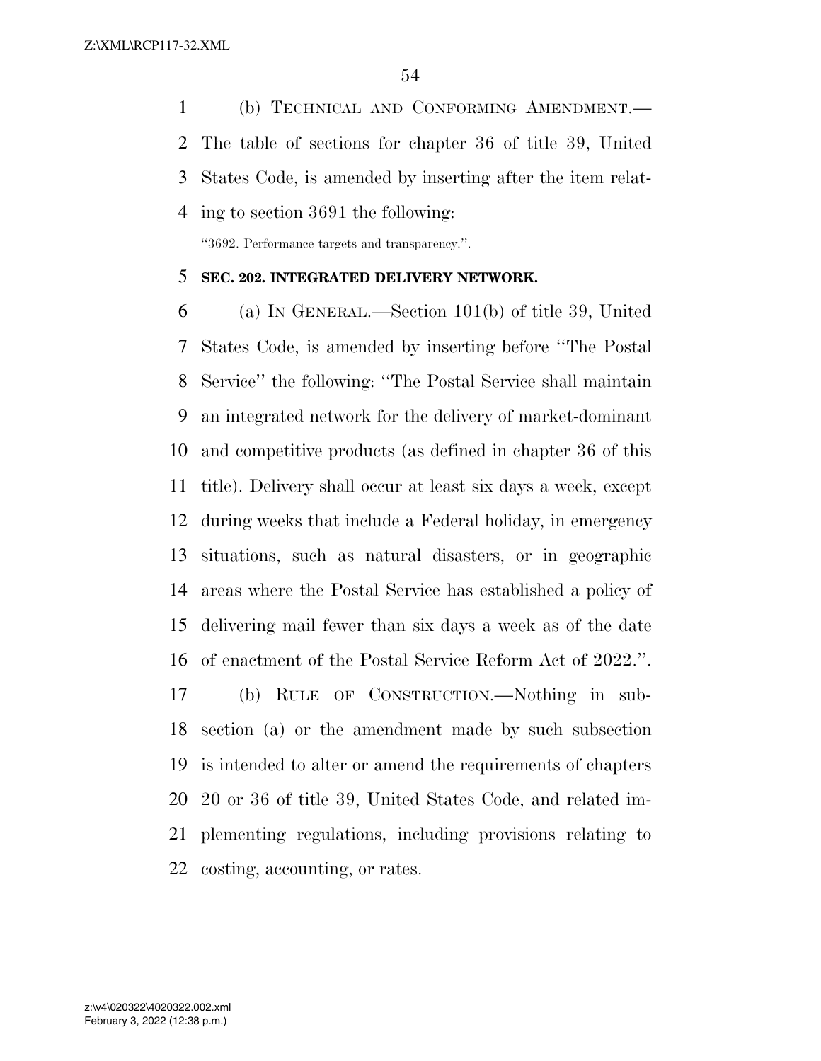(b) TECHNICAL AND CONFORMING AMENDMENT.—The table of sections for chapter 36 of title 39, United States Code, is amended by inserting after the item relating to section 3691 the following:

"3692. Performance targets and transparency.".

**SEC. 202. INTEGRATED DELIVERY NETWORK.**

(a) IN GENERAL.—Section 101(b) of title 39, United States Code, is amended by inserting before "The Postal Service" the following: "The Postal Service shall maintain an integrated network for the delivery of market-dominant and competitive products (as defined in chapter 36 of this title). Delivery shall occur at least six days a week, except during weeks that include a Federal holiday, in emergency situations, such as natural disasters, or in geographic areas where the Postal Service has established a policy of delivering mail fewer than six days a week as of the date of enactment of the Postal Service Reform Act of 2022.".

(b) RULE OF CONSTRUCTION.—Nothing in subsection (a) or the amendment made by such subsection is intended to alter or amend the requirements of chapters 20 or 36 of title 39, United States Code, and related implementing regulations, including provisions relating to costing, accounting, or rates.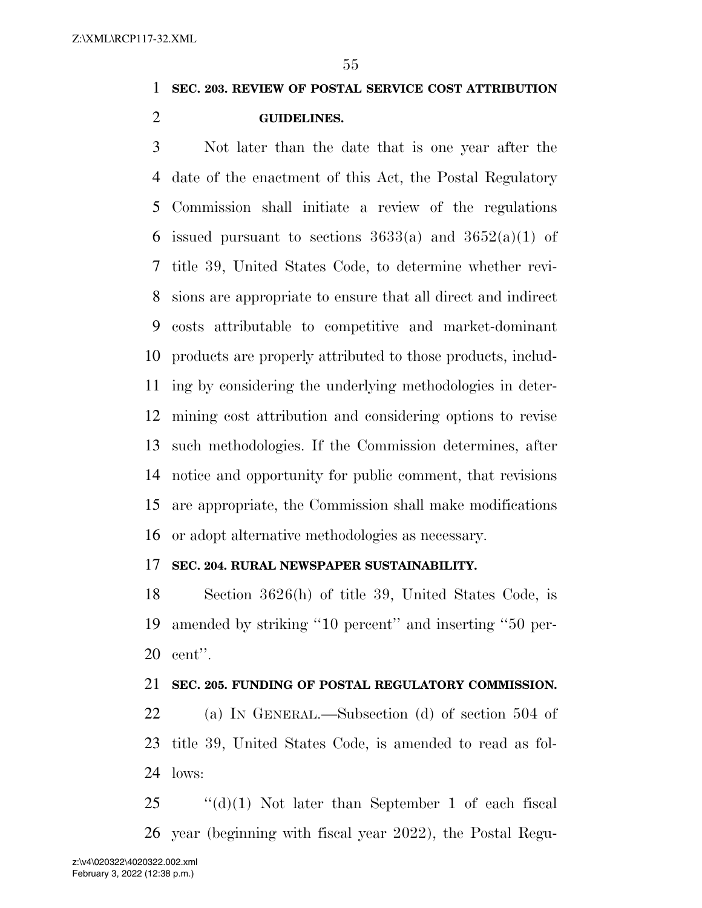**SEC. 203. REVIEW OF POSTAL SERVICE COST ATTRIBUTION GUIDELINES.**

Not later than the date that is one year after the date of the enactment of this Act, the Postal Regulatory Commission shall initiate a review of the regulations issued pursuant to sections 3633(a) and 3652(a)(1) of title 39, United States Code, to determine whether revisions are appropriate to ensure that all direct and indirect costs attributable to competitive and market-dominant products are properly attributed to those products, including by considering the underlying methodologies in determining cost attribution and considering options to revise such methodologies. If the Commission determines, after notice and opportunity for public comment, that revisions are appropriate, the Commission shall make modifications or adopt alternative methodologies as necessary.

**SEC. 204. RURAL NEWSPAPER SUSTAINABILITY.**

Section 3626(h) of title 39, United States Code, is amended by striking ''10 percent'' and inserting ''50 percent''.

**SEC. 205. FUNDING OF POSTAL REGULATORY COMMISSION.**

(a) IN GENERAL.—Subsection (d) of section 504 of title 39, United States Code, is amended to read as follows:

''(d)(1) Not later than September 1 of each fiscal year (beginning with fiscal year 2022), the Postal Regu-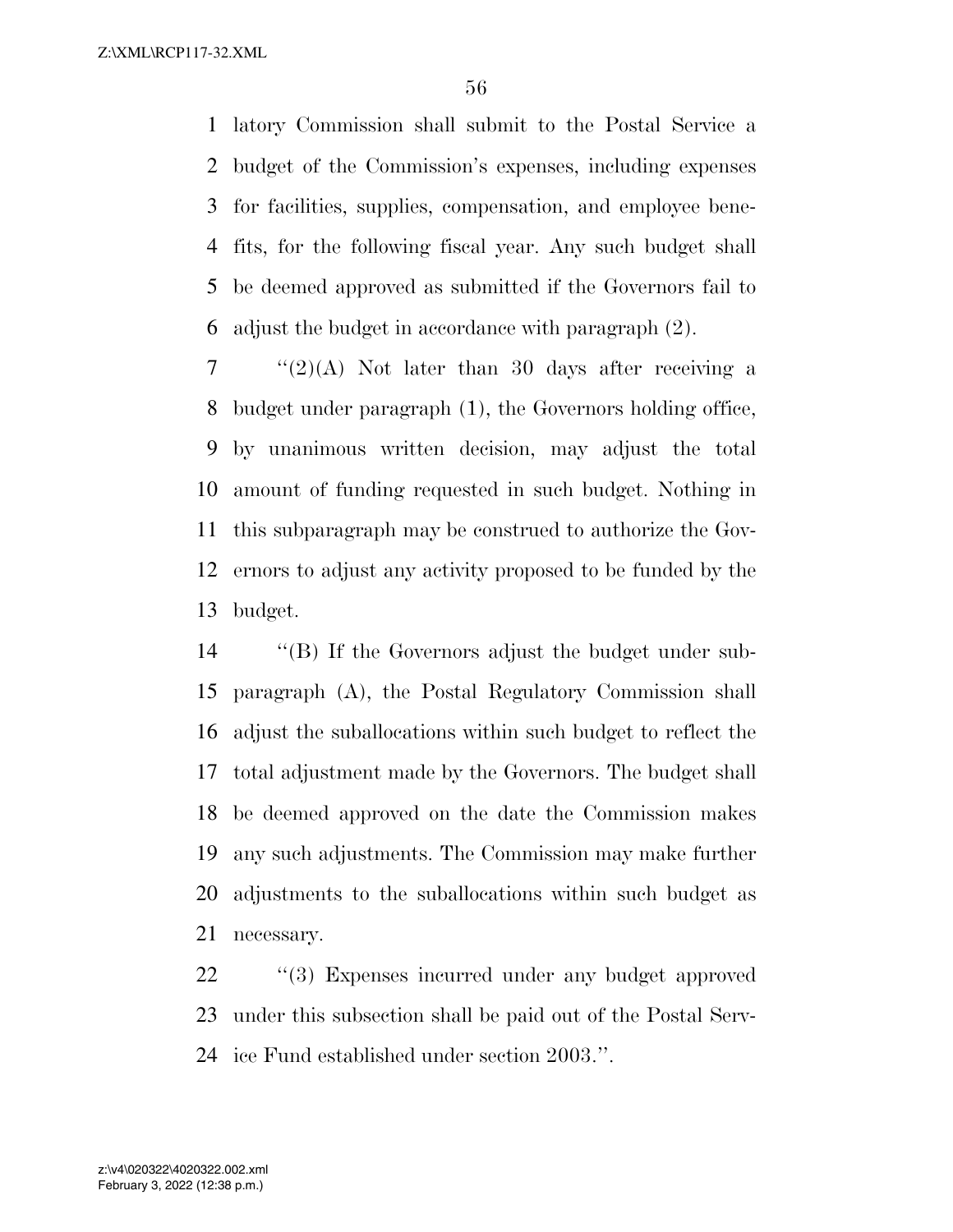latory Commission shall submit to the Postal Service a budget of the Commission's expenses, including expenses for facilities, supplies, compensation, and employee benefits, for the following fiscal year. Any such budget shall be deemed approved as submitted if the Governors fail to adjust the budget in accordance with paragraph (2).

''(2)(A) Not later than 30 days after receiving a budget under paragraph (1), the Governors holding office, by unanimous written decision, may adjust the total amount of funding requested in such budget. Nothing in this subparagraph may be construed to authorize the Governors to adjust any activity proposed to be funded by the budget.

''(B) If the Governors adjust the budget under subparagraph (A), the Postal Regulatory Commission shall adjust the suballocations within such budget to reflect the total adjustment made by the Governors. The budget shall be deemed approved on the date the Commission makes any such adjustments. The Commission may make further adjustments to the suballocations within such budget as necessary.

''(3) Expenses incurred under any budget approved under this subsection shall be paid out of the Postal Service Fund established under section 2003.''.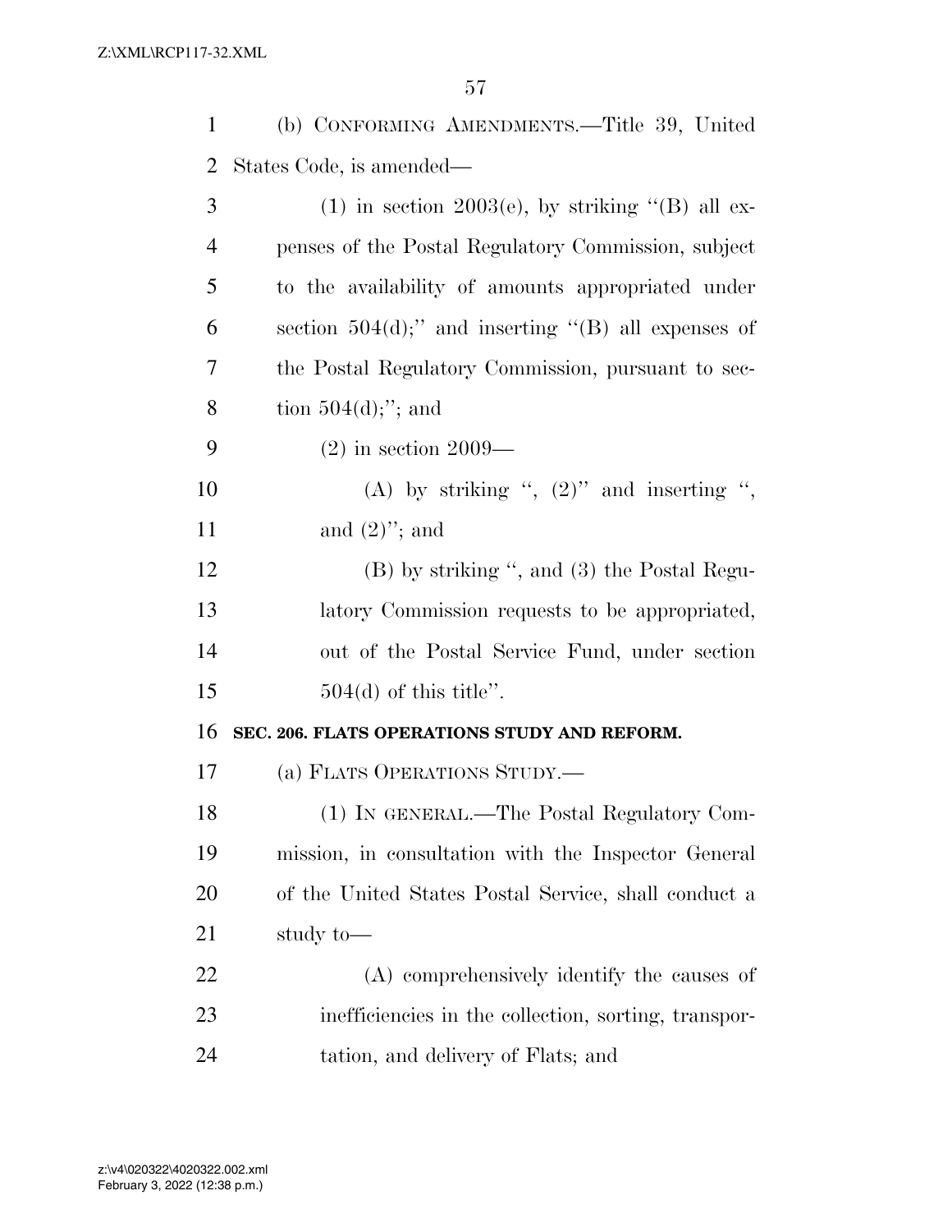(b) CONFORMING AMENDMENTS.—Title 39, United States Code, is amended—

(1) in section 2003(e), by striking ''(B) all expenses of the Postal Regulatory Commission, subject to the availability of amounts appropriated under section 504(d);'' and inserting ''(B) all expenses of the Postal Regulatory Commission, pursuant to section 504(d);''; and

(2) in section 2009—

(A) by striking '', (2)'' and inserting '', and (2)''; and

(B) by striking '', and (3) the Postal Regulatory Commission requests to be appropriated, out of the Postal Service Fund, under section 504(d) of this title''.

**SEC. 206. FLATS OPERATIONS STUDY AND REFORM.**

(a) FLATS OPERATIONS STUDY.—

(1) IN GENERAL.—The Postal Regulatory Commission, in consultation with the Inspector General of the United States Postal Service, shall conduct a study to—

(A) comprehensively identify the causes of inefficiencies in the collection, sorting, transportation, and delivery of Flats; and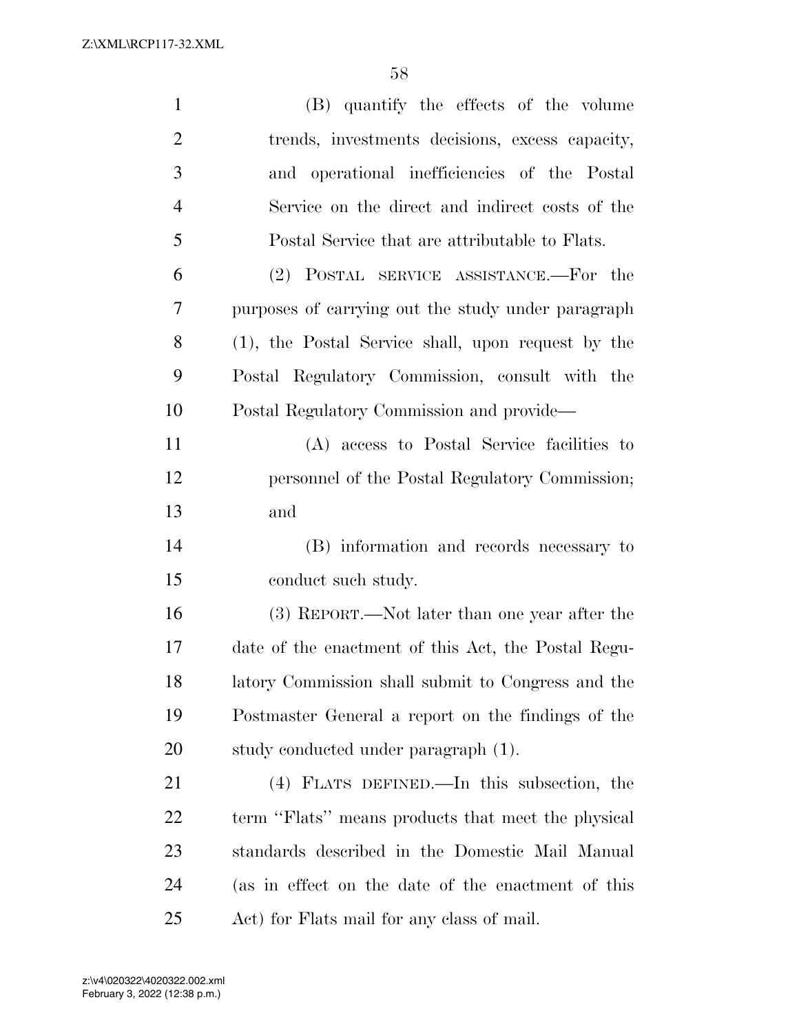(B) quantify the effects of the volume trends, investments decisions, excess capacity, and operational inefficiencies of the Postal Service on the direct and indirect costs of the Postal Service that are attributable to Flats.

(2) POSTAL SERVICE ASSISTANCE.—For the purposes of carrying out the study under paragraph (1), the Postal Service shall, upon request by the Postal Regulatory Commission, consult with the Postal Regulatory Commission and provide—

(A) access to Postal Service facilities to personnel of the Postal Regulatory Commission; and

(B) information and records necessary to conduct such study.

(3) REPORT.—Not later than one year after the date of the enactment of this Act, the Postal Regulatory Commission shall submit to Congress and the Postmaster General a report on the findings of the study conducted under paragraph (1).

(4) FLATS DEFINED.—In this subsection, the term ''Flats'' means products that meet the physical standards described in the Domestic Mail Manual (as in effect on the date of the enactment of this Act) for Flats mail for any class of mail.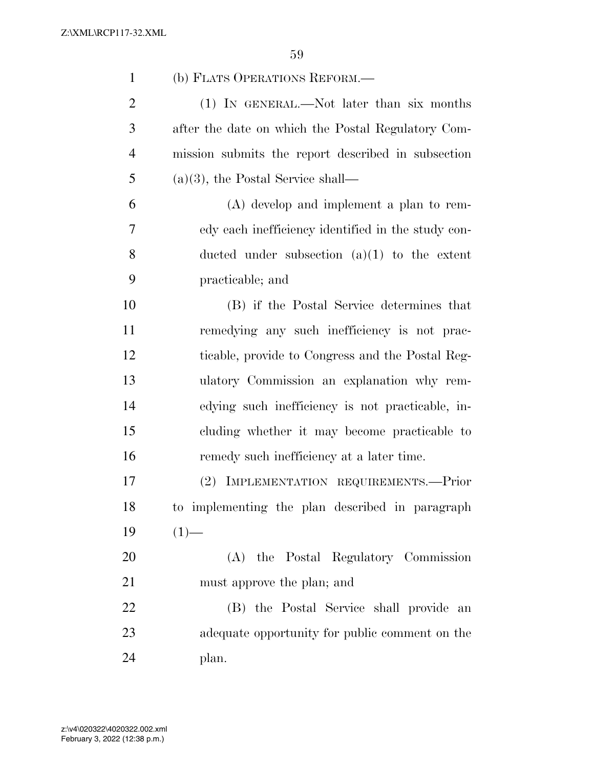(b) FLATS OPERATIONS REFORM.—

(1) IN GENERAL.—Not later than six months after the date on which the Postal Regulatory Commission submits the report described in subsection (a)(3), the Postal Service shall—

(A) develop and implement a plan to remedy each inefficiency identified in the study conducted under subsection (a)(1) to the extent practicable; and

(B) if the Postal Service determines that remedying any such inefficiency is not practicable, provide to Congress and the Postal Regulatory Commission an explanation why remedying such inefficiency is not practicable, including whether it may become practicable to remedy such inefficiency at a later time.

(2) IMPLEMENTATION REQUIREMENTS.—Prior to implementing the plan described in paragraph (1)—

(A) the Postal Regulatory Commission must approve the plan; and

(B) the Postal Service shall provide an adequate opportunity for public comment on the plan.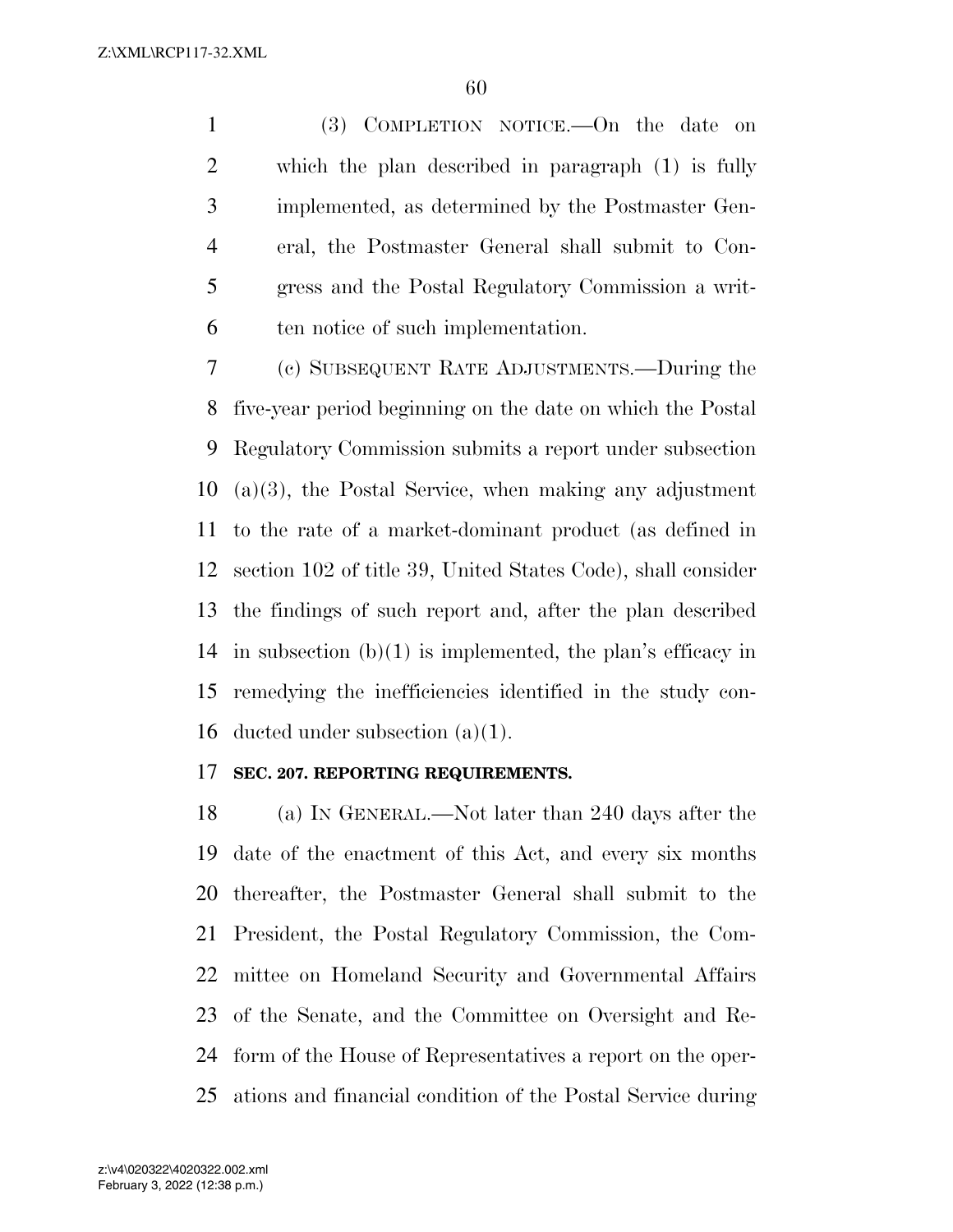(3) COMPLETION NOTICE.—On the date on which the plan described in paragraph (1) is fully implemented, as determined by the Postmaster General, the Postmaster General shall submit to Congress and the Postal Regulatory Commission a written notice of such implementation.

(c) SUBSEQUENT RATE ADJUSTMENTS.—During the five-year period beginning on the date on which the Postal Regulatory Commission submits a report under subsection (a)(3), the Postal Service, when making any adjustment to the rate of a market-dominant product (as defined in section 102 of title 39, United States Code), shall consider the findings of such report and, after the plan described in subsection (b)(1) is implemented, the plan's efficacy in remedying the inefficiencies identified in the study conducted under subsection (a)(1).

**SEC. 207. REPORTING REQUIREMENTS.**

(a) IN GENERAL.—Not later than 240 days after the date of the enactment of this Act, and every six months thereafter, the Postmaster General shall submit to the President, the Postal Regulatory Commission, the Committee on Homeland Security and Governmental Affairs of the Senate, and the Committee on Oversight and Reform of the House of Representatives a report on the operations and financial condition of the Postal Service during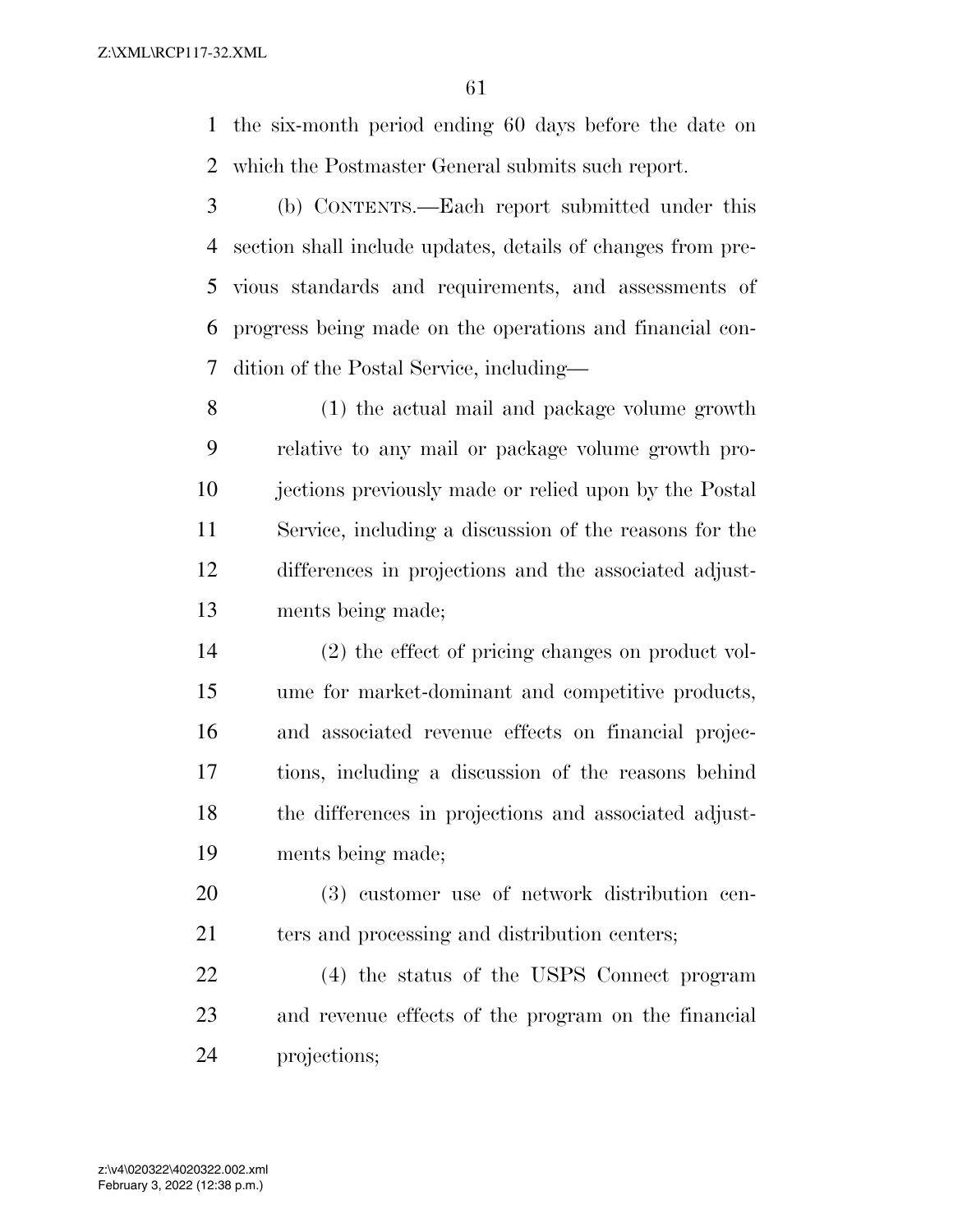the six-month period ending 60 days before the date on which the Postmaster General submits such report.

(b) CONTENTS.—Each report submitted under this section shall include updates, details of changes from previous standards and requirements, and assessments of progress being made on the operations and financial condition of the Postal Service, including—

(1) the actual mail and package volume growth relative to any mail or package volume growth projections previously made or relied upon by the Postal Service, including a discussion of the reasons for the differences in projections and the associated adjustments being made;

(2) the effect of pricing changes on product volume for market-dominant and competitive products, and associated revenue effects on financial projections, including a discussion of the reasons behind the differences in projections and associated adjustments being made;

(3) customer use of network distribution centers and processing and distribution centers;

(4) the status of the USPS Connect program and revenue effects of the program on the financial projections;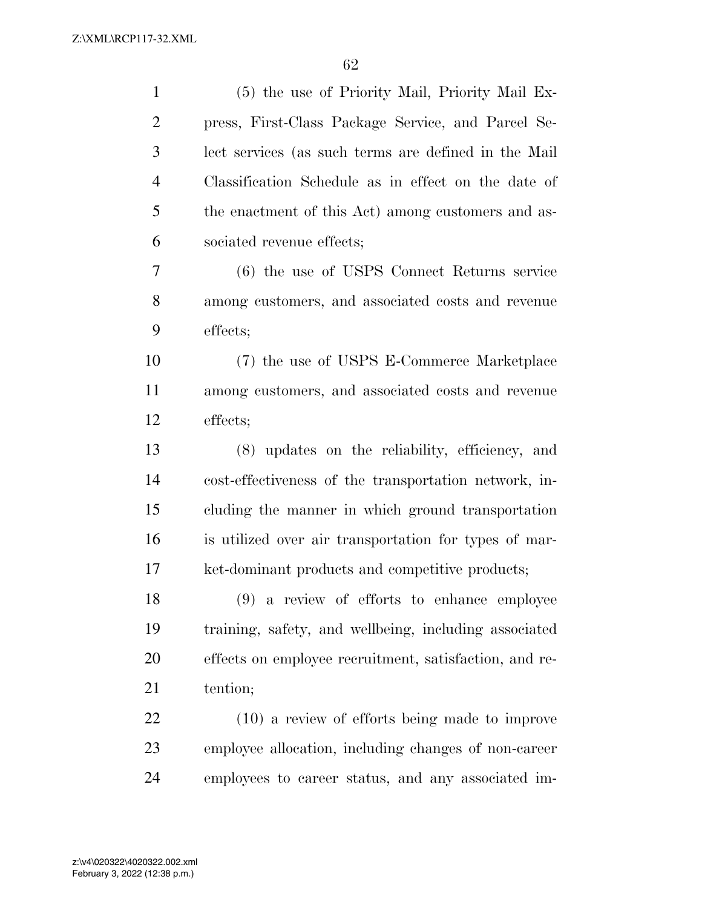(5) the use of Priority Mail, Priority Mail Express, First-Class Package Service, and Parcel Select services (as such terms are defined in the Mail Classification Schedule as in effect on the date of the enactment of this Act) among customers and associated revenue effects;

(6) the use of USPS Connect Returns service among customers, and associated costs and revenue effects;

(7) the use of USPS E-Commerce Marketplace among customers, and associated costs and revenue effects;

(8) updates on the reliability, efficiency, and cost-effectiveness of the transportation network, including the manner in which ground transportation is utilized over air transportation for types of market-dominant products and competitive products;

(9) a review of efforts to enhance employee training, safety, and wellbeing, including associated effects on employee recruitment, satisfaction, and retention;

(10) a review of efforts being made to improve employee allocation, including changes of non-career employees to career status, and any associated im-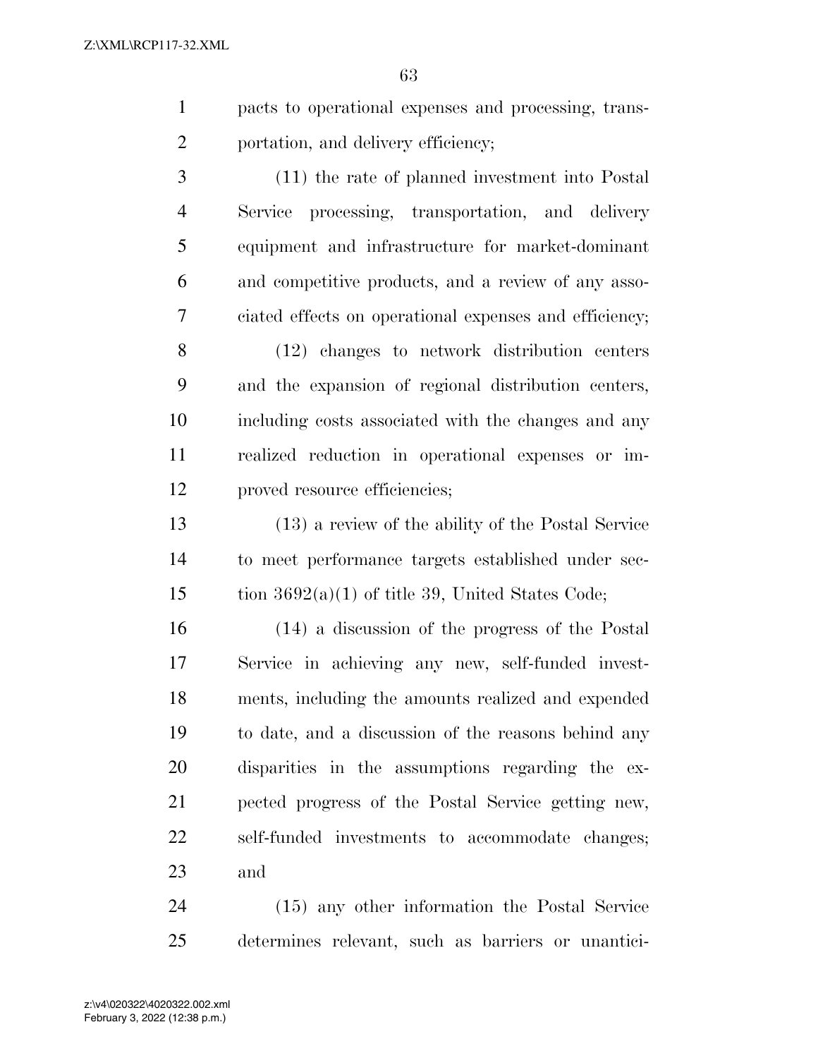pacts to operational expenses and processing, transportation, and delivery efficiency;

(11) the rate of planned investment into Postal Service processing, transportation, and delivery equipment and infrastructure for market-dominant and competitive products, and a review of any associated effects on operational expenses and efficiency;

(12) changes to network distribution centers and the expansion of regional distribution centers, including costs associated with the changes and any realized reduction in operational expenses or improved resource efficiencies;

(13) a review of the ability of the Postal Service to meet performance targets established under section 3692(a)(1) of title 39, United States Code;

(14) a discussion of the progress of the Postal Service in achieving any new, self-funded investments, including the amounts realized and expended to date, and a discussion of the reasons behind any disparities in the assumptions regarding the expected progress of the Postal Service getting new, self-funded investments to accommodate changes; and

(15) any other information the Postal Service determines relevant, such as barriers or unantici-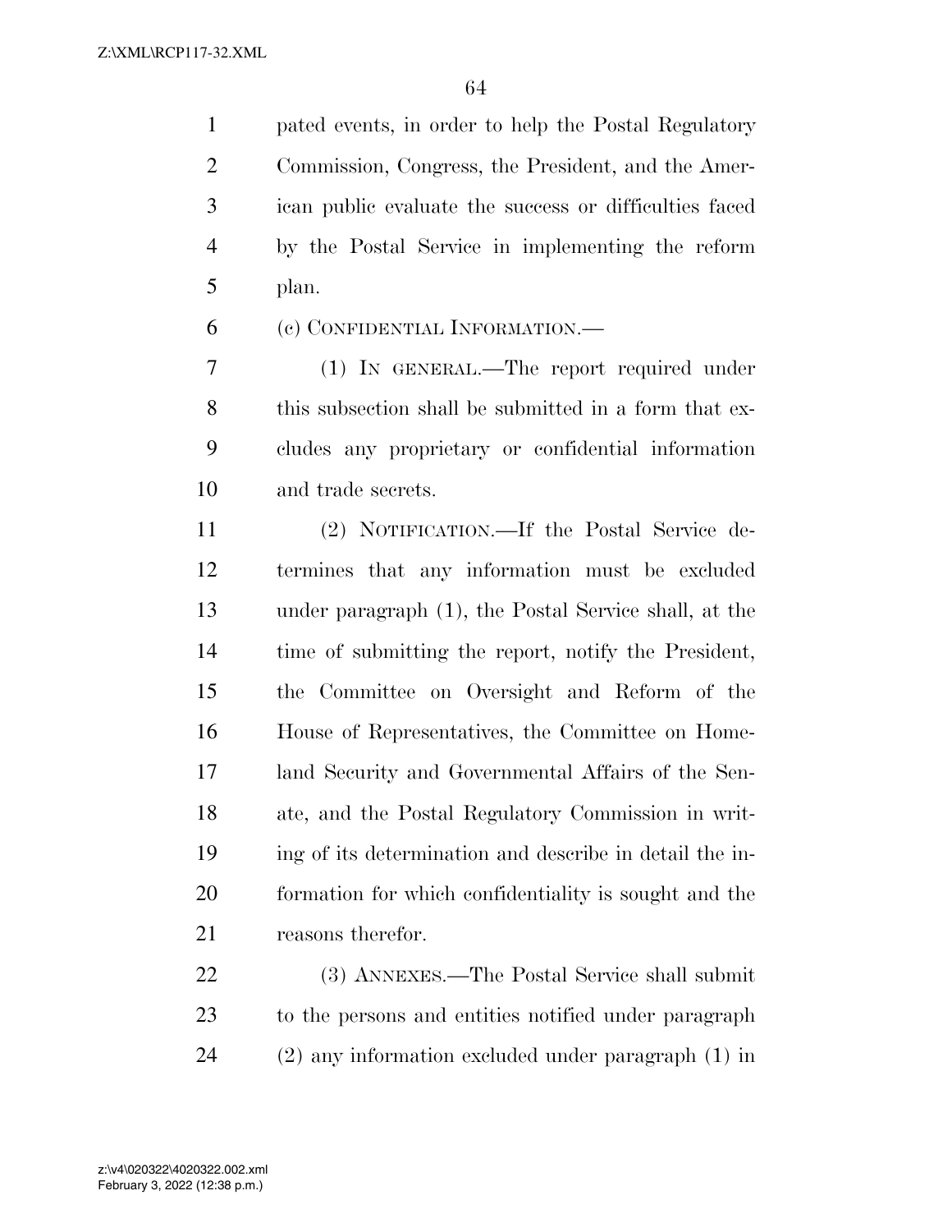pated events, in order to help the Postal Regulatory Commission, Congress, the President, and the American public evaluate the success or difficulties faced by the Postal Service in implementing the reform plan.

(c) CONFIDENTIAL INFORMATION.—

(1) IN GENERAL.—The report required under this subsection shall be submitted in a form that excludes any proprietary or confidential information and trade secrets.

(2) NOTIFICATION.—If the Postal Service determines that any information must be excluded under paragraph (1), the Postal Service shall, at the time of submitting the report, notify the President, the Committee on Oversight and Reform of the House of Representatives, the Committee on Homeland Security and Governmental Affairs of the Senate, and the Postal Regulatory Commission in writing of its determination and describe in detail the information for which confidentiality is sought and the reasons therefor.

(3) ANNEXES.—The Postal Service shall submit to the persons and entities notified under paragraph (2) any information excluded under paragraph (1) in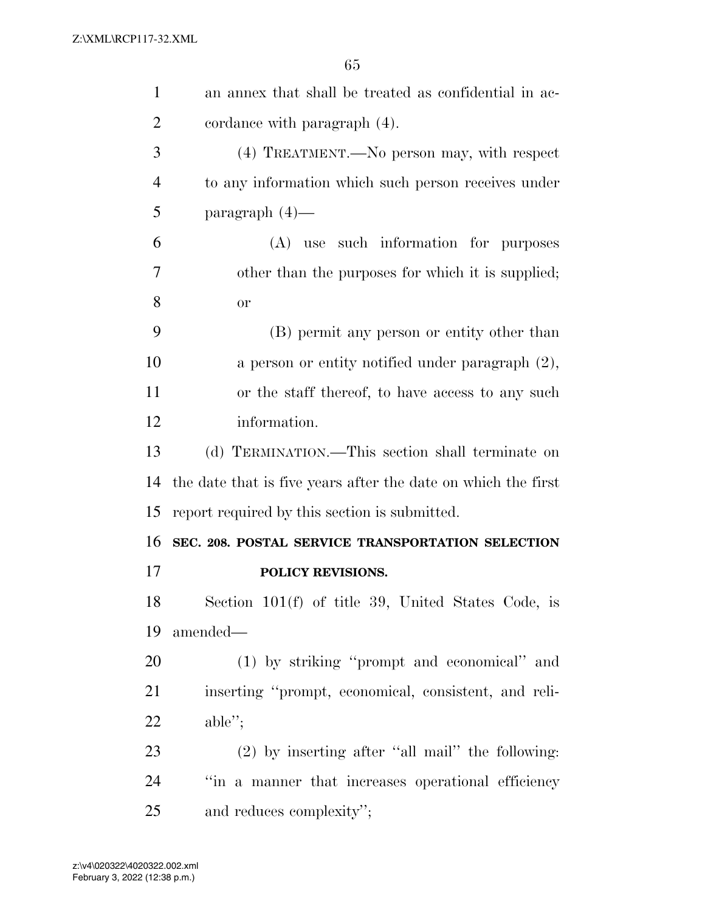an annex that shall be treated as confidential in accordance with paragraph (4).

(4) TREATMENT.—No person may, with respect to any information which such person receives under paragraph (4)—

(A) use such information for purposes other than the purposes for which it is supplied; or

(B) permit any person or entity other than a person or entity notified under paragraph (2), or the staff thereof, to have access to any such information.

(d) TERMINATION.—This section shall terminate on the date that is five years after the date on which the first report required by this section is submitted.

**SEC. 208. POSTAL SERVICE TRANSPORTATION SELECTION POLICY REVISIONS.**

Section 101(f) of title 39, United States Code, is amended—

(1) by striking ''prompt and economical'' and inserting ''prompt, economical, consistent, and reliable'';

(2) by inserting after ''all mail'' the following: ''in a manner that increases operational efficiency and reduces complexity'';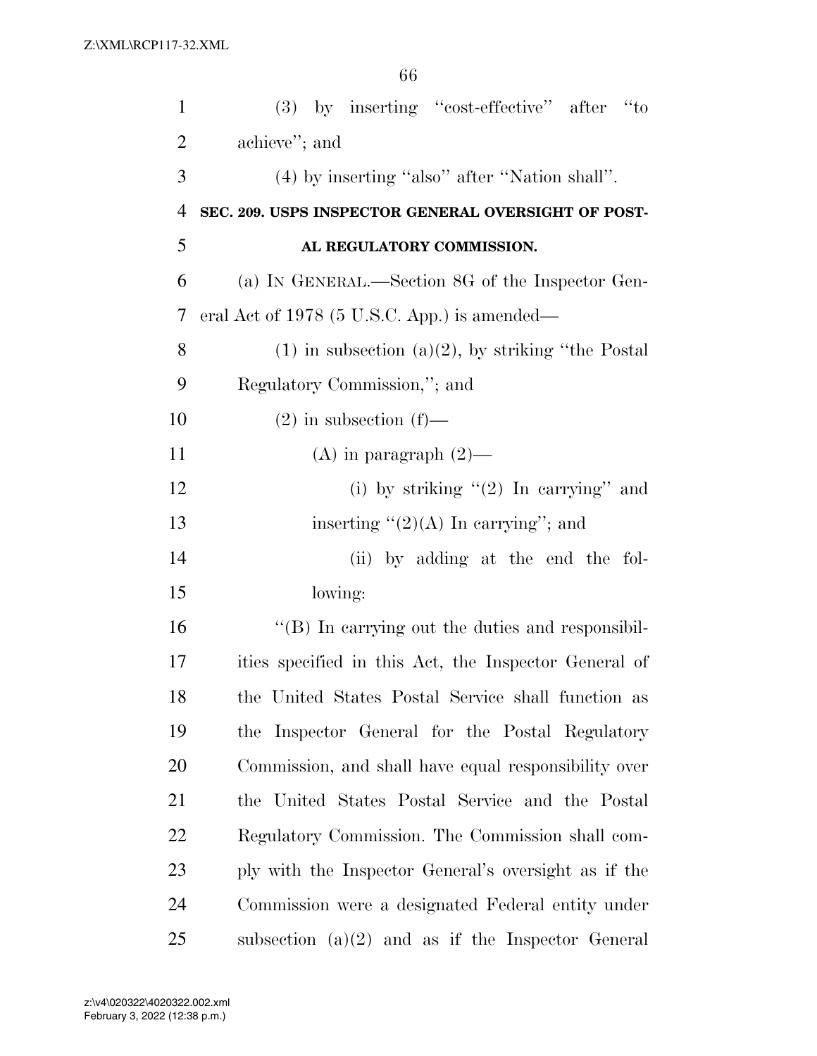(3) by inserting "cost-effective" after "to achieve"; and

(4) by inserting "also" after "Nation shall".

**SEC. 209. USPS INSPECTOR GENERAL OVERSIGHT OF POSTAL REGULATORY COMMISSION.**

(a) IN GENERAL.—Section 8G of the Inspector General Act of 1978 (5 U.S.C. App.) is amended—

(1) in subsection (a)(2), by striking "the Postal Regulatory Commission,"; and

(2) in subsection (f)—

(A) in paragraph (2)—

(i) by striking "(2) In carrying" and inserting "(2)(A) In carrying"; and

(ii) by adding at the end the following:

"(B) In carrying out the duties and responsibilities specified in this Act, the Inspector General of the United States Postal Service shall function as the Inspector General for the Postal Regulatory Commission, and shall have equal responsibility over the United States Postal Service and the Postal Regulatory Commission. The Commission shall comply with the Inspector General's oversight as if the Commission were a designated Federal entity under subsection (a)(2) and as if the Inspector General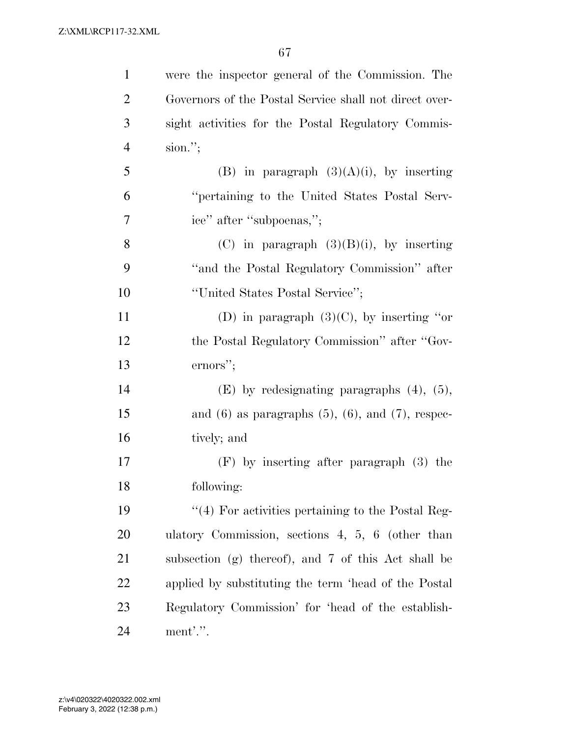were the inspector general of the Commission. The Governors of the Postal Service shall not direct oversight activities for the Postal Regulatory Commission.'';

(B) in paragraph (3)(A)(i), by inserting ''pertaining to the United States Postal Service'' after ''subpoenas,'';

(C) in paragraph (3)(B)(i), by inserting ''and the Postal Regulatory Commission'' after ''United States Postal Service'';

(D) in paragraph (3)(C), by inserting ''or the Postal Regulatory Commission'' after ''Governors'';

(E) by redesignating paragraphs (4), (5), and (6) as paragraphs (5), (6), and (7), respectively; and

(F) by inserting after paragraph (3) the following:

''(4) For activities pertaining to the Postal Regulatory Commission, sections 4, 5, 6 (other than subsection (g) thereof), and 7 of this Act shall be applied by substituting the term 'head of the Postal Regulatory Commission' for 'head of the establishment'.''.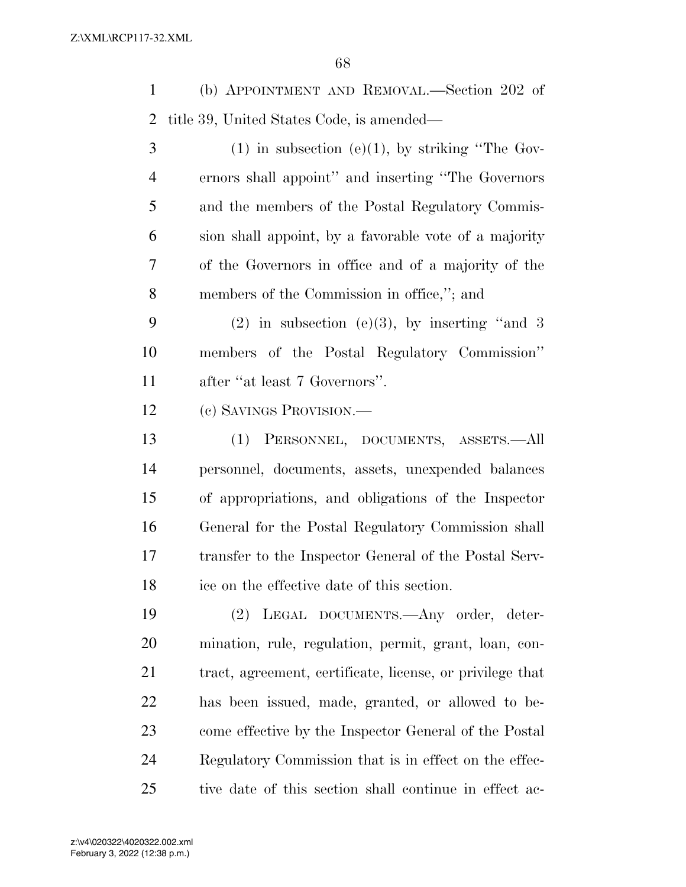(b) APPOINTMENT AND REMOVAL.—Section 202 of title 39, United States Code, is amended—

(1) in subsection (e)(1), by striking ''The Governors shall appoint'' and inserting ''The Governors and the members of the Postal Regulatory Commission shall appoint, by a favorable vote of a majority of the Governors in office and of a majority of the members of the Commission in office,''; and

(2) in subsection (e)(3), by inserting ''and 3 members of the Postal Regulatory Commission'' after ''at least 7 Governors''.

(c) SAVINGS PROVISION.—

(1) PERSONNEL, DOCUMENTS, ASSETS.—All personnel, documents, assets, unexpended balances of appropriations, and obligations of the Inspector General for the Postal Regulatory Commission shall transfer to the Inspector General of the Postal Service on the effective date of this section.

(2) LEGAL DOCUMENTS.—Any order, determination, rule, regulation, permit, grant, loan, contract, agreement, certificate, license, or privilege that has been issued, made, granted, or allowed to become effective by the Inspector General of the Postal Regulatory Commission that is in effect on the effective date of this section shall continue in effect ac-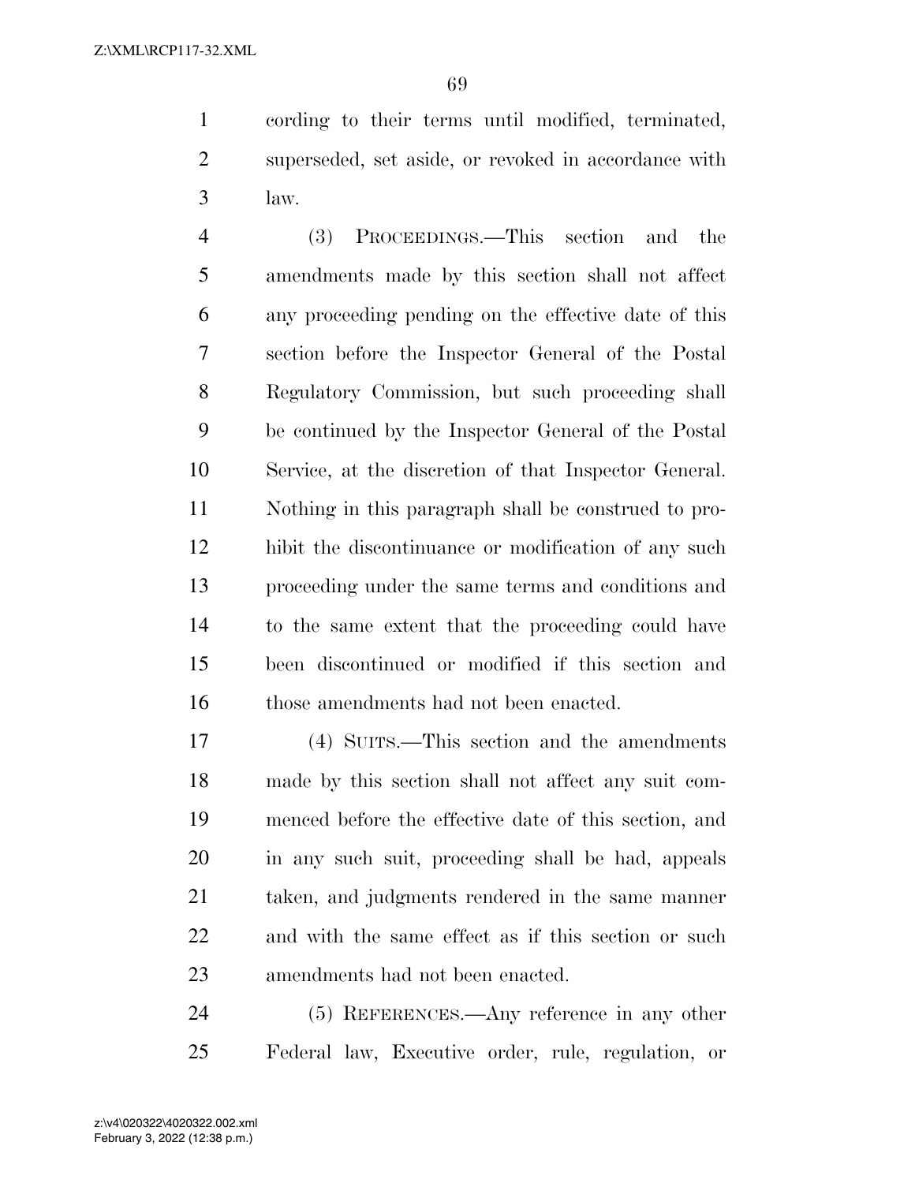cording to their terms until modified, terminated, superseded, set aside, or revoked in accordance with law.

(3) PROCEEDINGS.—This section and the amendments made by this section shall not affect any proceeding pending on the effective date of this section before the Inspector General of the Postal Regulatory Commission, but such proceeding shall be continued by the Inspector General of the Postal Service, at the discretion of that Inspector General. Nothing in this paragraph shall be construed to prohibit the discontinuance or modification of any such proceeding under the same terms and conditions and to the same extent that the proceeding could have been discontinued or modified if this section and those amendments had not been enacted.

(4) SUITS.—This section and the amendments made by this section shall not affect any suit commenced before the effective date of this section, and in any such suit, proceeding shall be had, appeals taken, and judgments rendered in the same manner and with the same effect as if this section or such amendments had not been enacted.

(5) REFERENCES.—Any reference in any other Federal law, Executive order, rule, regulation, or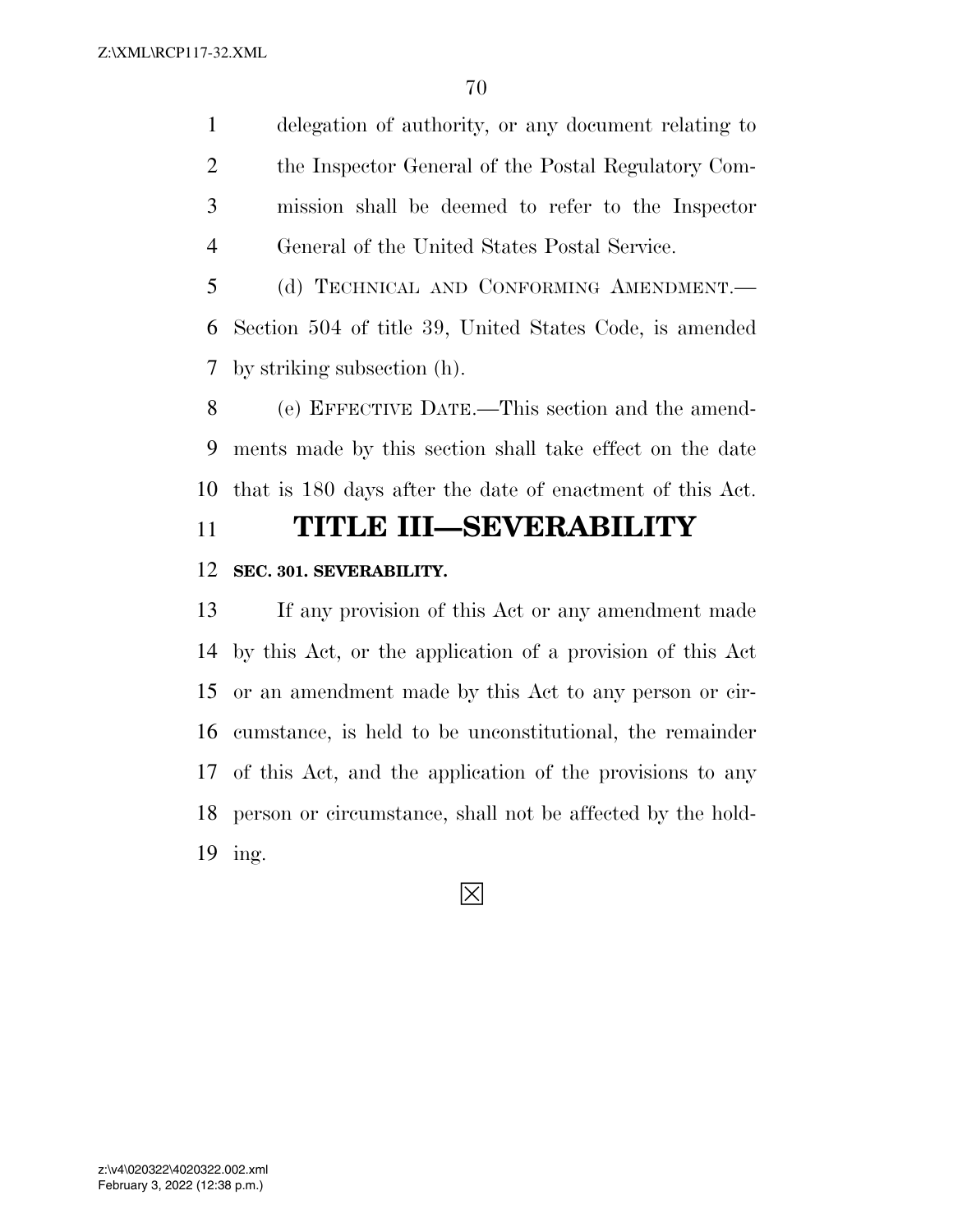delegation of authority, or any document relating to the Inspector General of the Postal Regulatory Commission shall be deemed to refer to the Inspector General of the United States Postal Service.

(d) TECHNICAL AND CONFORMING AMENDMENT.—Section 504 of title 39, United States Code, is amended by striking subsection (h).

(e) EFFECTIVE DATE.—This section and the amendments made by this section shall take effect on the date that is 180 days after the date of enactment of this Act.

# TITLE III—SEVERABILITY

### SEC. 301. SEVERABILITY.

If any provision of this Act or any amendment made by this Act, or the application of a provision of this Act or an amendment made by this Act to any person or circumstance, is held to be unconstitutional, the remainder of this Act, and the application of the provisions to any person or circumstance, shall not be affected by the holding.